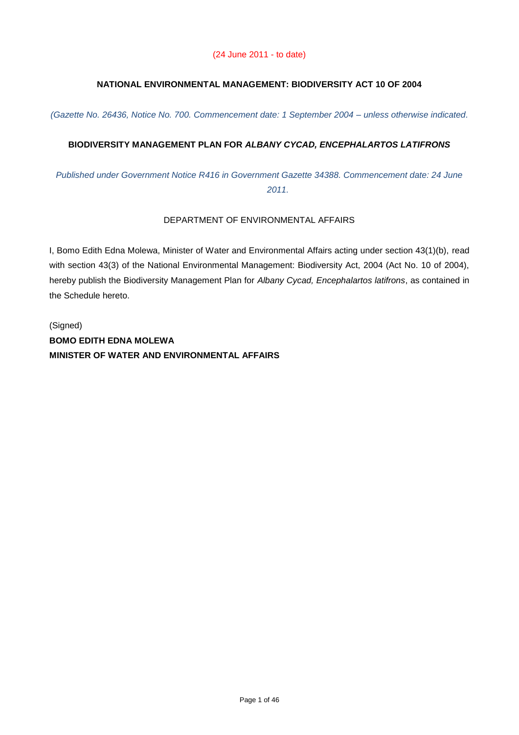(24 June 2011 - to date)

**NATIONAL ENVIRONMENTAL MANAGEMENT: BIODIVERSITY ACT 10 OF 2004**

*(Gazette No. 26436, Notice No. 700. Commencement date: 1 September 2004 – unless otherwise indicated.*

**BIODIVERSITY MANAGEMENT PLAN FOR *ALBANY CYCAD, ENCEPHALARTOS LATIFRONS***

*Published under Government Notice R416 in Government Gazette 34388. Commencement date: 24 June 2011.*

DEPARTMENT OF ENVIRONMENTAL AFFAIRS

I, Bomo Edith Edna Molewa, Minister of Water and Environmental Affairs acting under section 43(1)(b), read with section 43(3) of the National Environmental Management: Biodiversity Act, 2004 (Act No. 10 of 2004), hereby publish the Biodiversity Management Plan for *Albany Cycad, Encephalartos latifrons*, as contained in the Schedule hereto.

(Signed)

**BOMO EDITH EDNA MOLEWA**

**MINISTER OF WATER AND ENVIRONMENTAL AFFAIRS**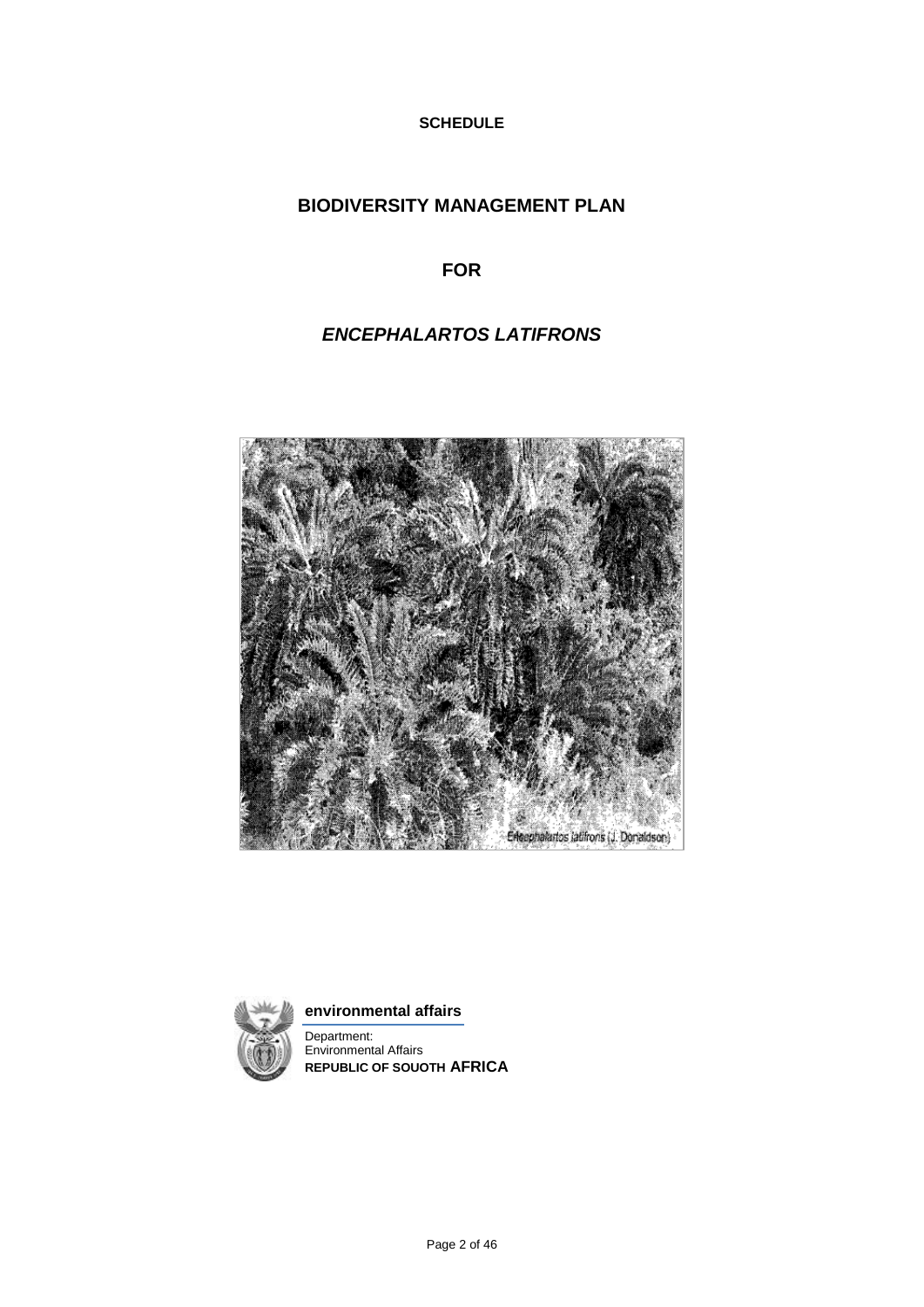**SCHEDULE**

# BIODIVERSITY MANAGEMENT PLAN

# FOR

# *ENCEPHALARTOS LATIFRONS*

*Encephalartos latifrons* (J. Donaldson)

**environmental affairs**

Department:
Environmental Affairs
**REPUBLIC OF SOUOTH AFRICA**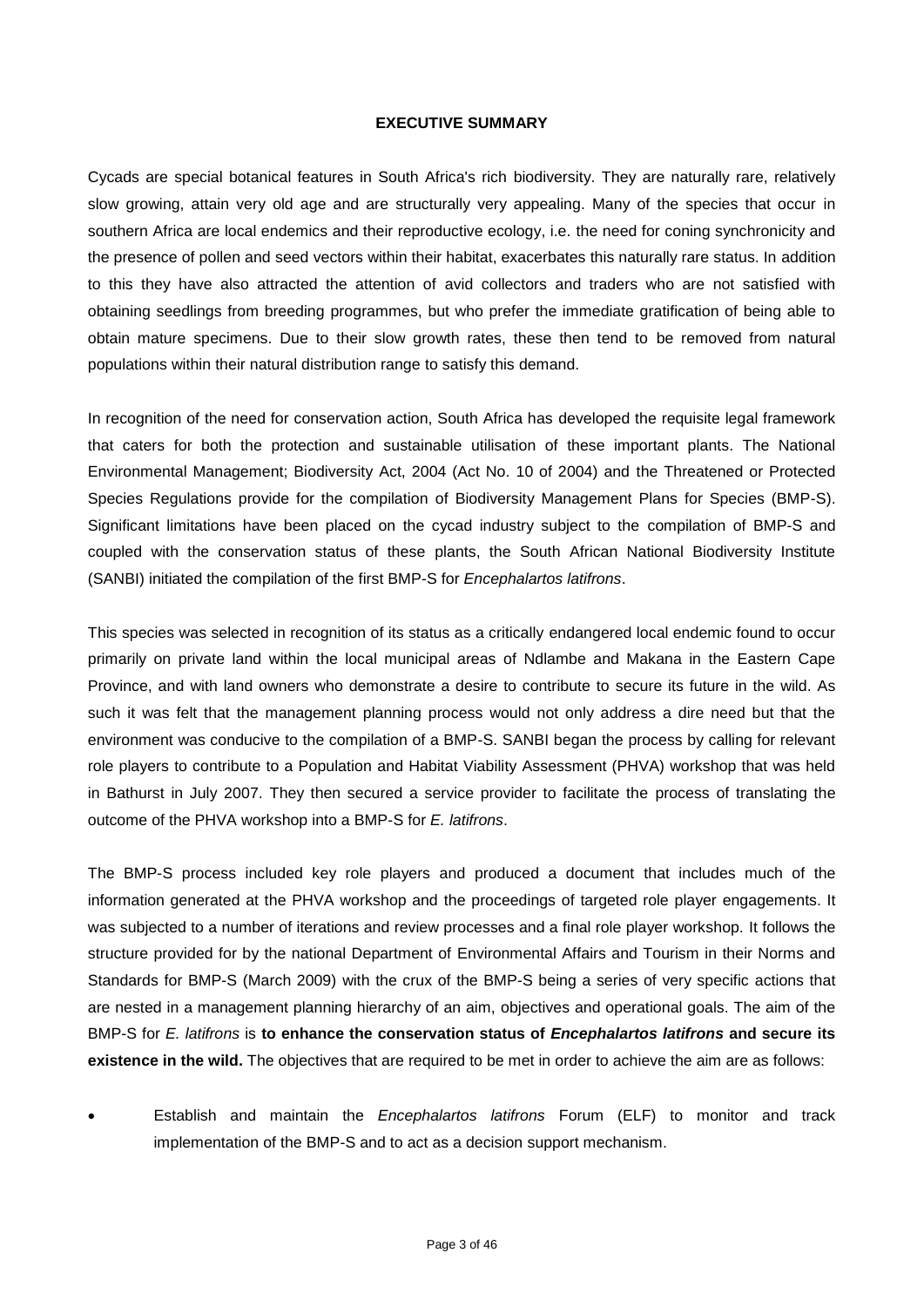## EXECUTIVE SUMMARY

Cycads are special botanical features in South Africa's rich biodiversity. They are naturally rare, relatively slow growing, attain very old age and are structurally very appealing. Many of the species that occur in southern Africa are local endemics and their reproductive ecology, i.e. the need for coning synchronicity and the presence of pollen and seed vectors within their habitat, exacerbates this naturally rare status. In addition to this they have also attracted the attention of avid collectors and traders who are not satisfied with obtaining seedlings from breeding programmes, but who prefer the immediate gratification of being able to obtain mature specimens. Due to their slow growth rates, these then tend to be removed from natural populations within their natural distribution range to satisfy this demand.

In recognition of the need for conservation action, South Africa has developed the requisite legal framework that caters for both the protection and sustainable utilisation of these important plants. The National Environmental Management; Biodiversity Act, 2004 (Act No. 10 of 2004) and the Threatened or Protected Species Regulations provide for the compilation of Biodiversity Management Plans for Species (BMP-S). Significant limitations have been placed on the cycad industry subject to the compilation of BMP-S and coupled with the conservation status of these plants, the South African National Biodiversity Institute (SANBI) initiated the compilation of the first BMP-S for *Encephalartos latifrons*.

This species was selected in recognition of its status as a critically endangered local endemic found to occur primarily on private land within the local municipal areas of Ndlambe and Makana in the Eastern Cape Province, and with land owners who demonstrate a desire to contribute to secure its future in the wild. As such it was felt that the management planning process would not only address a dire need but that the environment was conducive to the compilation of a BMP-S. SANBI began the process by calling for relevant role players to contribute to a Population and Habitat Viability Assessment (PHVA) workshop that was held in Bathurst in July 2007. They then secured a service provider to facilitate the process of translating the outcome of the PHVA workshop into a BMP-S for *E. latifrons*.

The BMP-S process included key role players and produced a document that includes much of the information generated at the PHVA workshop and the proceedings of targeted role player engagements. It was subjected to a number of iterations and review processes and a final role player workshop. It follows the structure provided for by the national Department of Environmental Affairs and Tourism in their Norms and Standards for BMP-S (March 2009) with the crux of the BMP-S being a series of very specific actions that are nested in a management planning hierarchy of an aim, objectives and operational goals. The aim of the BMP-S for *E. latifrons* is **to enhance the conservation status of *Encephalartos latifrons* and secure its existence in the wild.** The objectives that are required to be met in order to achieve the aim are as follows:

- Establish and maintain the *Encephalartos latifrons* Forum (ELF) to monitor and track implementation of the BMP-S and to act as a decision support mechanism.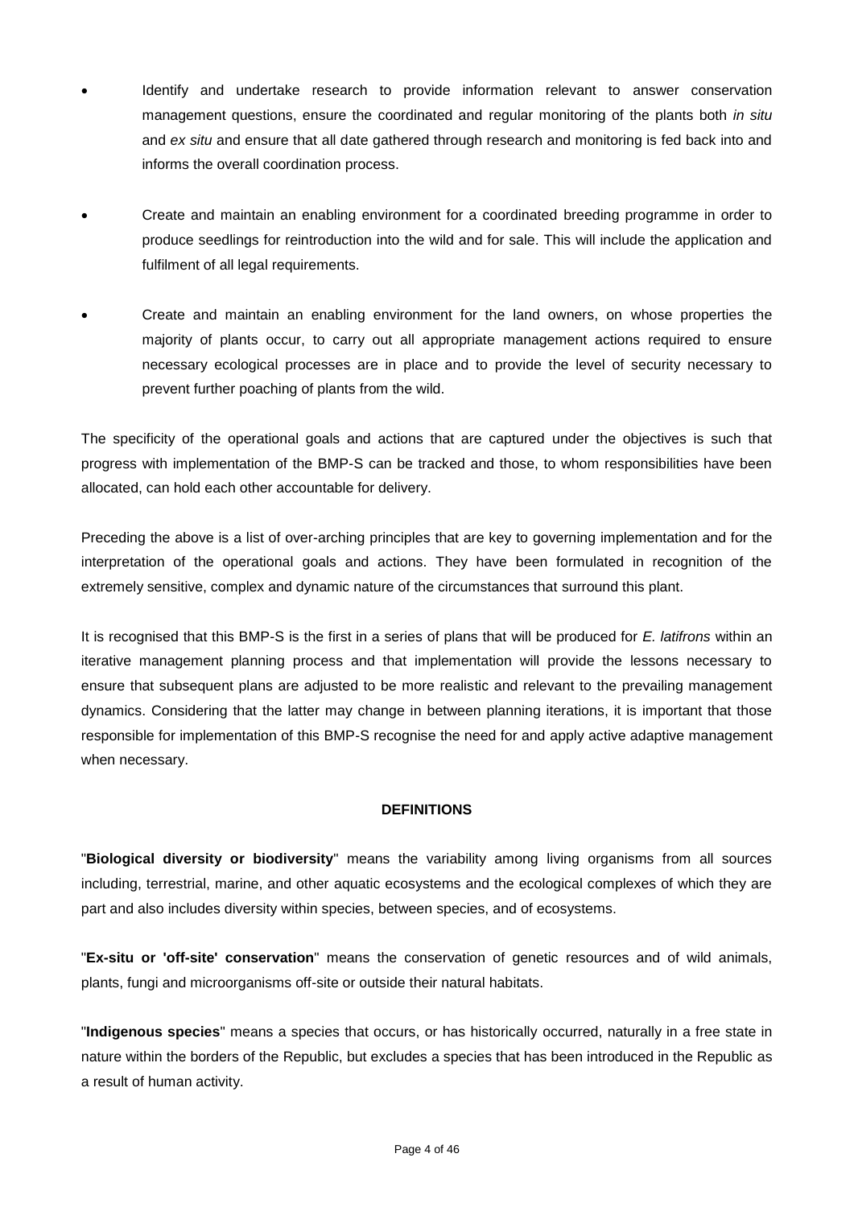- Identify and undertake research to provide information relevant to answer conservation management questions, ensure the coordinated and regular monitoring of the plants both *in situ* and *ex situ* and ensure that all date gathered through research and monitoring is fed back into and informs the overall coordination process.

- Create and maintain an enabling environment for a coordinated breeding programme in order to produce seedlings for reintroduction into the wild and for sale. This will include the application and fulfilment of all legal requirements.

- Create and maintain an enabling environment for the land owners, on whose properties the majority of plants occur, to carry out all appropriate management actions required to ensure necessary ecological processes are in place and to provide the level of security necessary to prevent further poaching of plants from the wild.

The specificity of the operational goals and actions that are captured under the objectives is such that progress with implementation of the BMP-S can be tracked and those, to whom responsibilities have been allocated, can hold each other accountable for delivery.

Preceding the above is a list of over-arching principles that are key to governing implementation and for the interpretation of the operational goals and actions. They have been formulated in recognition of the extremely sensitive, complex and dynamic nature of the circumstances that surround this plant.

It is recognised that this BMP-S is the first in a series of plans that will be produced for *E. latifrons* within an iterative management planning process and that implementation will provide the lessons necessary to ensure that subsequent plans are adjusted to be more realistic and relevant to the prevailing management dynamics. Considering that the latter may change in between planning iterations, it is important that those responsible for implementation of this BMP-S recognise the need for and apply active adaptive management when necessary.

## DEFINITIONS

"**Biological diversity or biodiversity**" means the variability among living organisms from all sources including, terrestrial, marine, and other aquatic ecosystems and the ecological complexes of which they are part and also includes diversity within species, between species, and of ecosystems.

"**Ex-situ or 'off-site' conservation**" means the conservation of genetic resources and of wild animals, plants, fungi and microorganisms off-site or outside their natural habitats.

"**Indigenous species**" means a species that occurs, or has historically occurred, naturally in a free state in nature within the borders of the Republic, but excludes a species that has been introduced in the Republic as a result of human activity.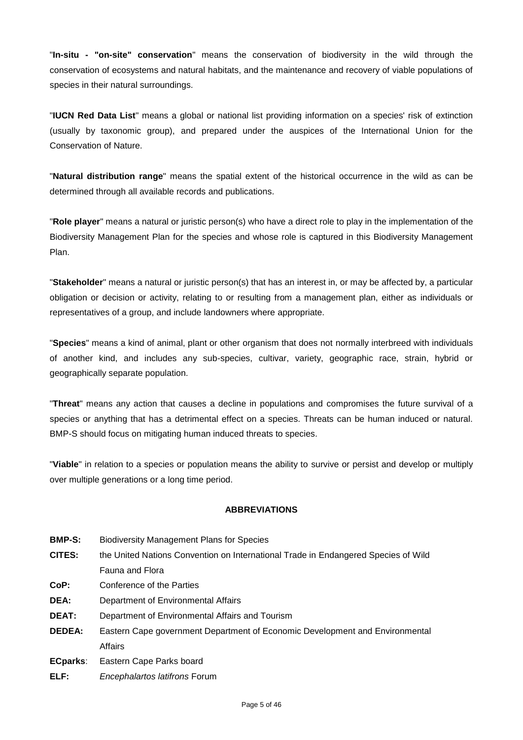"**In-situ - "on-site" conservation**" means the conservation of biodiversity in the wild through the conservation of ecosystems and natural habitats, and the maintenance and recovery of viable populations of species in their natural surroundings.

"**IUCN Red Data List**" means a global or national list providing information on a species' risk of extinction (usually by taxonomic group), and prepared under the auspices of the International Union for the Conservation of Nature.

"**Natural distribution range**" means the spatial extent of the historical occurrence in the wild as can be determined through all available records and publications.

"**Role player**" means a natural or juristic person(s) who have a direct role to play in the implementation of the Biodiversity Management Plan for the species and whose role is captured in this Biodiversity Management Plan.

"**Stakeholder**" means a natural or juristic person(s) that has an interest in, or may be affected by, a particular obligation or decision or activity, relating to or resulting from a management plan, either as individuals or representatives of a group, and include landowners where appropriate.

"**Species**" means a kind of animal, plant or other organism that does not normally interbreed with individuals of another kind, and includes any sub-species, cultivar, variety, geographic race, strain, hybrid or geographically separate population.

"**Threat**" means any action that causes a decline in populations and compromises the future survival of a species or anything that has a detrimental effect on a species. Threats can be human induced or natural. BMP-S should focus on mitigating human induced threats to species.

"**Viable**" in relation to a species or population means the ability to survive or persist and develop or multiply over multiple generations or a long time period.

## ABBREVIATIONS

**BMP-S:** Biodiversity Management Plans for Species

**CITES:** the United Nations Convention on International Trade in Endangered Species of Wild Fauna and Flora

**CoP:** Conference of the Parties

**DEA:** Department of Environmental Affairs

**DEAT:** Department of Environmental Affairs and Tourism

**DEDEA:** Eastern Cape government Department of Economic Development and Environmental Affairs

**ECparks**: Eastern Cape Parks board

**ELF:** *Encephalartos latifrons* Forum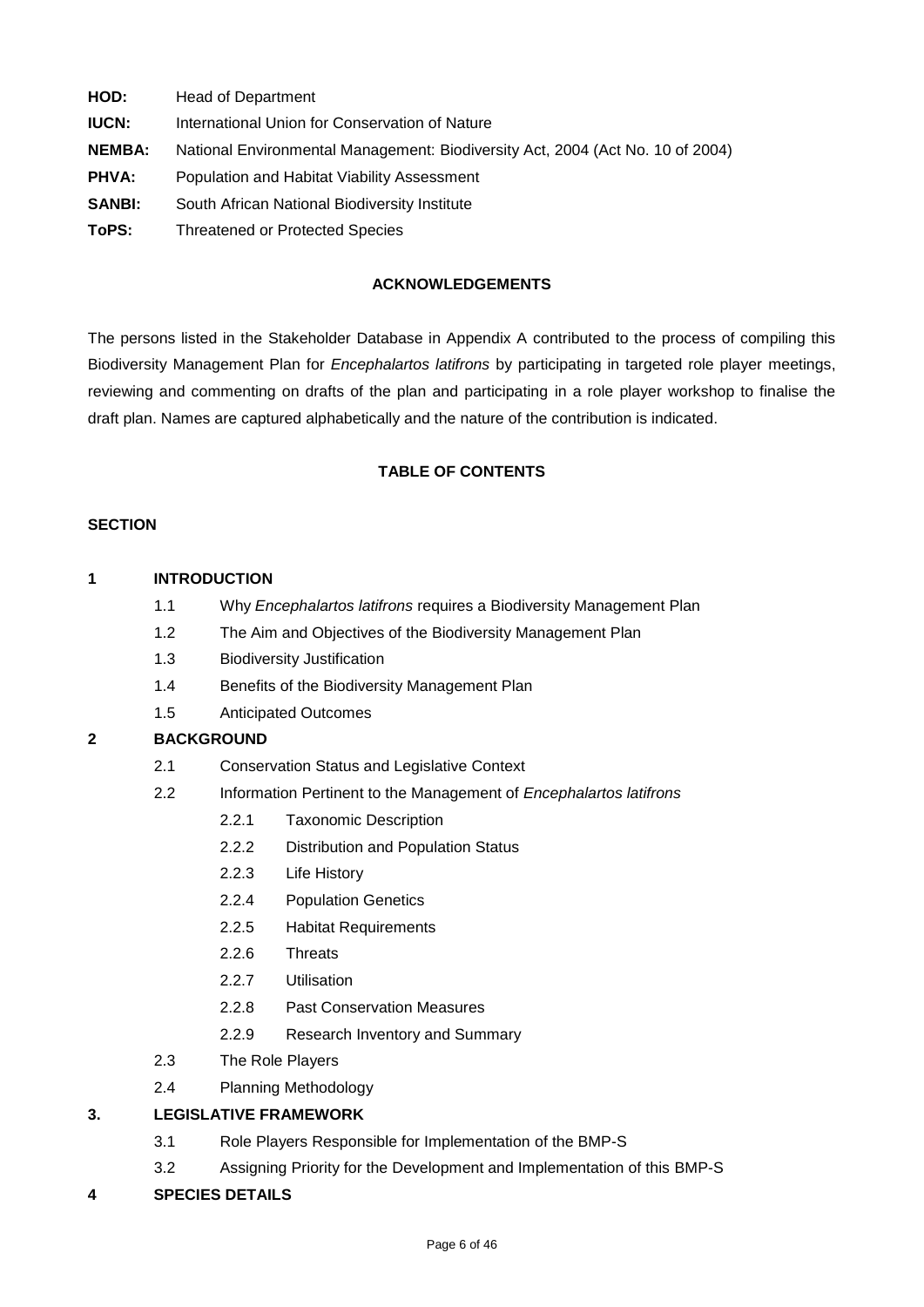**HOD:** Head of Department

**IUCN:** International Union for Conservation of Nature

**NEMBA:** National Environmental Management: Biodiversity Act, 2004 (Act No. 10 of 2004)

**PHVA:** Population and Habitat Viability Assessment

**SANBI:** South African National Biodiversity Institute

**ToPS:** Threatened or Protected Species

## ACKNOWLEDGEMENTS

The persons listed in the Stakeholder Database in Appendix A contributed to the process of compiling this Biodiversity Management Plan for *Encephalartos latifrons* by participating in targeted role player meetings, reviewing and commenting on drafts of the plan and participating in a role player workshop to finalise the draft plan. Names are captured alphabetically and the nature of the contribution is indicated.

## TABLE OF CONTENTS

**SECTION**

**1 INTRODUCTION**

- 1.1 Why *Encephalartos latifrons* requires a Biodiversity Management Plan
- 1.2 The Aim and Objectives of the Biodiversity Management Plan
- 1.3 Biodiversity Justification
- 1.4 Benefits of the Biodiversity Management Plan
- 1.5 Anticipated Outcomes

**2 BACKGROUND**

- 2.1 Conservation Status and Legislative Context
- 2.2 Information Pertinent to the Management of *Encephalartos latifrons*
  - 2.2.1 Taxonomic Description
  - 2.2.2 Distribution and Population Status
  - 2.2.3 Life History
  - 2.2.4 Population Genetics
  - 2.2.5 Habitat Requirements
  - 2.2.6 Threats
  - 2.2.7 Utilisation
  - 2.2.8 Past Conservation Measures
  - 2.2.9 Research Inventory and Summary
- 2.3 The Role Players
- 2.4 Planning Methodology

**3. LEGISLATIVE FRAMEWORK**

- 3.1 Role Players Responsible for Implementation of the BMP-S
- 3.2 Assigning Priority for the Development and Implementation of this BMP-S

**4 SPECIES DETAILS**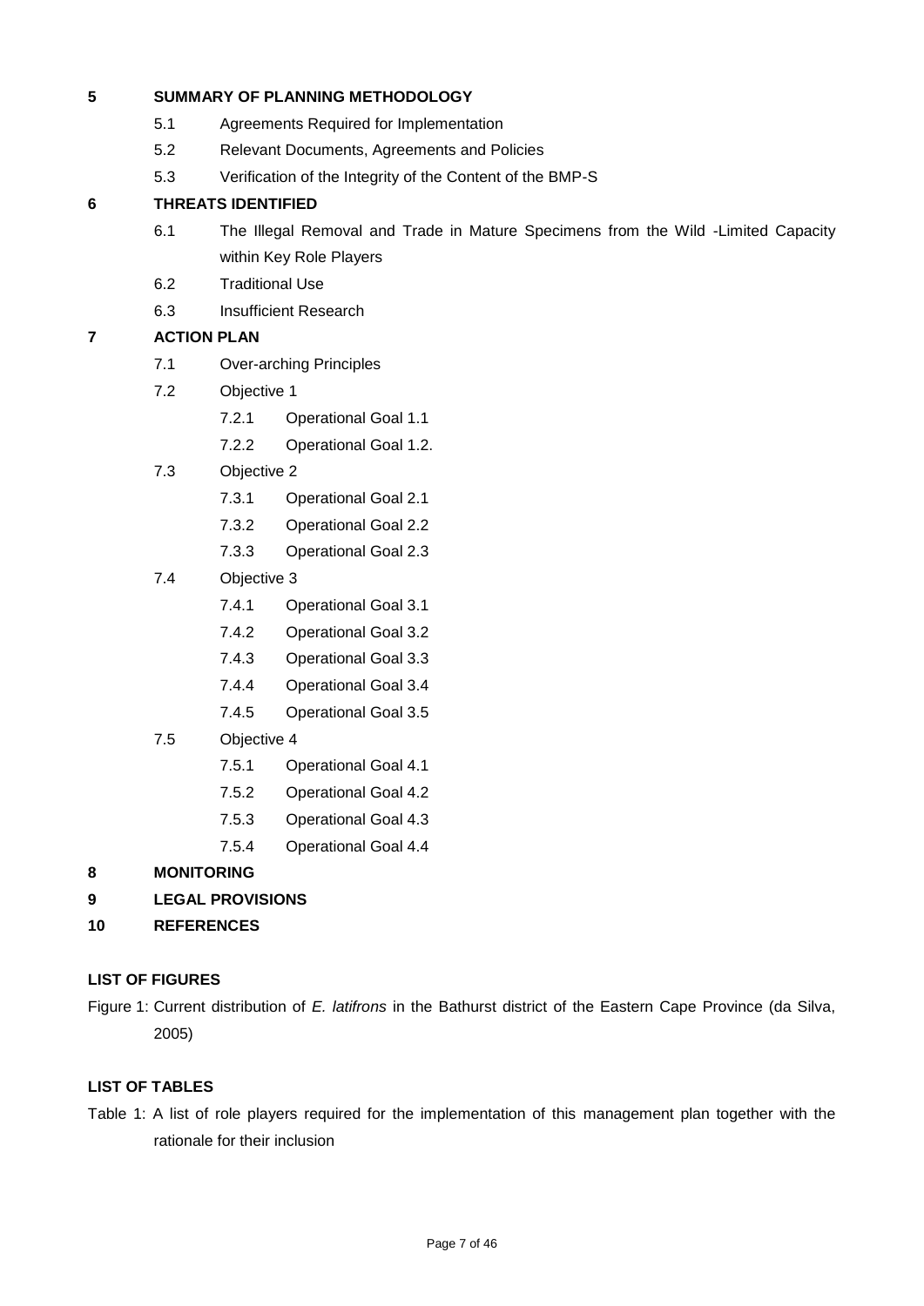**5 SUMMARY OF PLANNING METHODOLOGY**

- 5.1 Agreements Required for Implementation
- 5.2 Relevant Documents, Agreements and Policies
- 5.3 Verification of the Integrity of the Content of the BMP-S

**6 THREATS IDENTIFIED**

- 6.1 The Illegal Removal and Trade in Mature Specimens from the Wild -Limited Capacity within Key Role Players
- 6.2 Traditional Use
- 6.3 Insufficient Research

**7 ACTION PLAN**

- 7.1 Over-arching Principles
- 7.2 Objective 1
  - 7.2.1 Operational Goal 1.1
  - 7.2.2 Operational Goal 1.2.
- 7.3 Objective 2
  - 7.3.1 Operational Goal 2.1
  - 7.3.2 Operational Goal 2.2
  - 7.3.3 Operational Goal 2.3
- 7.4 Objective 3
  - 7.4.1 Operational Goal 3.1
  - 7.4.2 Operational Goal 3.2
  - 7.4.3 Operational Goal 3.3
  - 7.4.4 Operational Goal 3.4
  - 7.4.5 Operational Goal 3.5
- 7.5 Objective 4
  - 7.5.1 Operational Goal 4.1
  - 7.5.2 Operational Goal 4.2
  - 7.5.3 Operational Goal 4.3
  - 7.5.4 Operational Goal 4.4

**8 MONITORING**

**9 LEGAL PROVISIONS**

**10 REFERENCES**

**LIST OF FIGURES**

Figure 1: Current distribution of *E. latifrons* in the Bathurst district of the Eastern Cape Province (da Silva, 2005)

**LIST OF TABLES**

Table 1: A list of role players required for the implementation of this management plan together with the rationale for their inclusion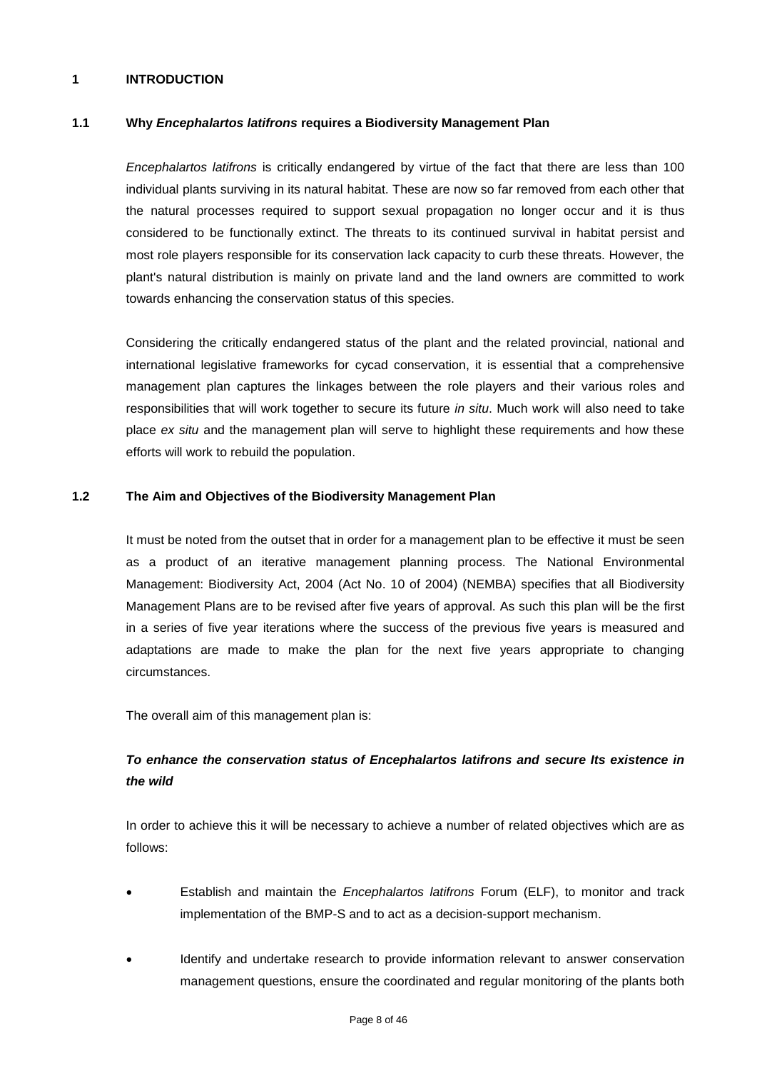# 1 INTRODUCTION

## 1.1 Why *Encephalartos latifrons* requires a Biodiversity Management Plan

*Encephalartos latifrons* is critically endangered by virtue of the fact that there are less than 100 individual plants surviving in its natural habitat. These are now so far removed from each other that the natural processes required to support sexual propagation no longer occur and it is thus considered to be functionally extinct. The threats to its continued survival in habitat persist and most role players responsible for its conservation lack capacity to curb these threats. However, the plant's natural distribution is mainly on private land and the land owners are committed to work towards enhancing the conservation status of this species.

Considering the critically endangered status of the plant and the related provincial, national and international legislative frameworks for cycad conservation, it is essential that a comprehensive management plan captures the linkages between the role players and their various roles and responsibilities that will work together to secure its future *in situ*. Much work will also need to take place *ex situ* and the management plan will serve to highlight these requirements and how these efforts will work to rebuild the population.

## 1.2 The Aim and Objectives of the Biodiversity Management Plan

It must be noted from the outset that in order for a management plan to be effective it must be seen as a product of an iterative management planning process. The National Environmental Management: Biodiversity Act, 2004 (Act No. 10 of 2004) (NEMBA) specifies that all Biodiversity Management Plans are to be revised after five years of approval. As such this plan will be the first in a series of five year iterations where the success of the previous five years is measured and adaptations are made to make the plan for the next five years appropriate to changing circumstances.

The overall aim of this management plan is:

***To enhance the conservation status of Encephalartos latifrons and secure Its existence in the wild***

In order to achieve this it will be necessary to achieve a number of related objectives which are as follows:

- Establish and maintain the *Encephalartos latifrons* Forum (ELF), to monitor and track implementation of the BMP-S and to act as a decision-support mechanism.
- Identify and undertake research to provide information relevant to answer conservation management questions, ensure the coordinated and regular monitoring of the plants both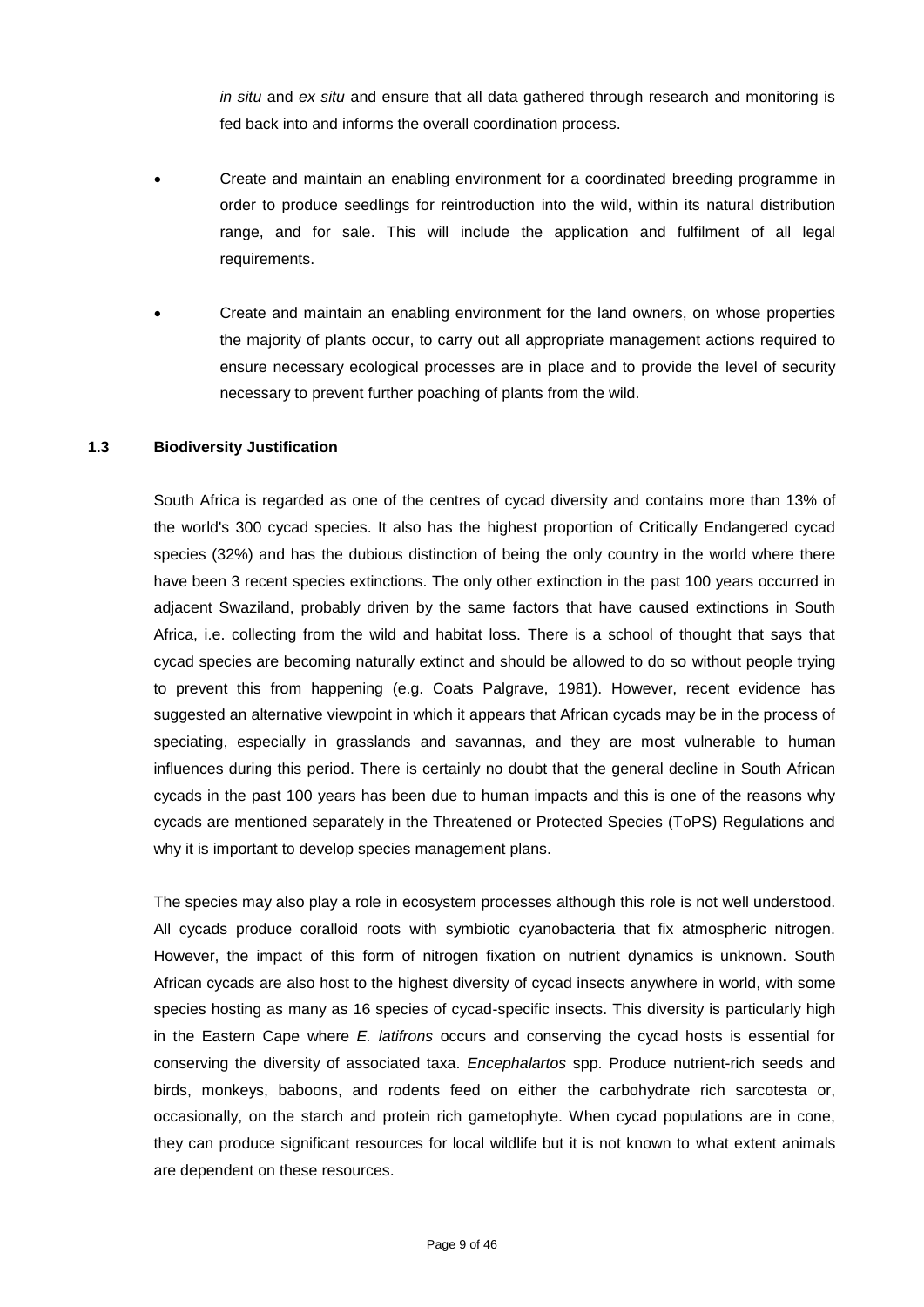*in situ* and *ex situ* and ensure that all data gathered through research and monitoring is fed back into and informs the overall coordination process.

- Create and maintain an enabling environment for a coordinated breeding programme in order to produce seedlings for reintroduction into the wild, within its natural distribution range, and for sale. This will include the application and fulfilment of all legal requirements.

- Create and maintain an enabling environment for the land owners, on whose properties the majority of plants occur, to carry out all appropriate management actions required to ensure necessary ecological processes are in place and to provide the level of security necessary to prevent further poaching of plants from the wild.

### 1.3 Biodiversity Justification

South Africa is regarded as one of the centres of cycad diversity and contains more than 13% of the world's 300 cycad species. It also has the highest proportion of Critically Endangered cycad species (32%) and has the dubious distinction of being the only country in the world where there have been 3 recent species extinctions. The only other extinction in the past 100 years occurred in adjacent Swaziland, probably driven by the same factors that have caused extinctions in South Africa, i.e. collecting from the wild and habitat loss. There is a school of thought that says that cycad species are becoming naturally extinct and should be allowed to do so without people trying to prevent this from happening (e.g. Coats Palgrave, 1981). However, recent evidence has suggested an alternative viewpoint in which it appears that African cycads may be in the process of speciating, especially in grasslands and savannas, and they are most vulnerable to human influences during this period. There is certainly no doubt that the general decline in South African cycads in the past 100 years has been due to human impacts and this is one of the reasons why cycads are mentioned separately in the Threatened or Protected Species (ToPS) Regulations and why it is important to develop species management plans.

The species may also play a role in ecosystem processes although this role is not well understood. All cycads produce coralloid roots with symbiotic cyanobacteria that fix atmospheric nitrogen. However, the impact of this form of nitrogen fixation on nutrient dynamics is unknown. South African cycads are also host to the highest diversity of cycad insects anywhere in world, with some species hosting as many as 16 species of cycad-specific insects. This diversity is particularly high in the Eastern Cape where *E. latifrons* occurs and conserving the cycad hosts is essential for conserving the diversity of associated taxa. *Encephalartos* spp. Produce nutrient-rich seeds and birds, monkeys, baboons, and rodents feed on either the carbohydrate rich sarcotesta or, occasionally, on the starch and protein rich gametophyte. When cycad populations are in cone, they can produce significant resources for local wildlife but it is not known to what extent animals are dependent on these resources.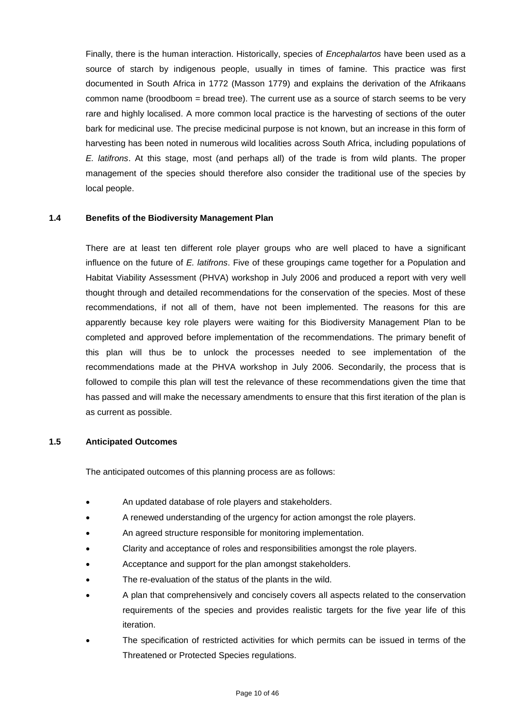Finally, there is the human interaction. Historically, species of *Encephalartos* have been used as a source of starch by indigenous people, usually in times of famine. This practice was first documented in South Africa in 1772 (Masson 1779) and explains the derivation of the Afrikaans common name (broodboom = bread tree). The current use as a source of starch seems to be very rare and highly localised. A more common local practice is the harvesting of sections of the outer bark for medicinal use. The precise medicinal purpose is not known, but an increase in this form of harvesting has been noted in numerous wild localities across South Africa, including populations of *E. latifrons*. At this stage, most (and perhaps all) of the trade is from wild plants. The proper management of the species should therefore also consider the traditional use of the species by local people.

### 1.4 Benefits of the Biodiversity Management Plan

There are at least ten different role player groups who are well placed to have a significant influence on the future of *E. latifrons*. Five of these groupings came together for a Population and Habitat Viability Assessment (PHVA) workshop in July 2006 and produced a report with very well thought through and detailed recommendations for the conservation of the species. Most of these recommendations, if not all of them, have not been implemented. The reasons for this are apparently because key role players were waiting for this Biodiversity Management Plan to be completed and approved before implementation of the recommendations. The primary benefit of this plan will thus be to unlock the processes needed to see implementation of the recommendations made at the PHVA workshop in July 2006. Secondarily, the process that is followed to compile this plan will test the relevance of these recommendations given the time that has passed and will make the necessary amendments to ensure that this first iteration of the plan is as current as possible.

### 1.5 Anticipated Outcomes

The anticipated outcomes of this planning process are as follows:

- An updated database of role players and stakeholders.
- A renewed understanding of the urgency for action amongst the role players.
- An agreed structure responsible for monitoring implementation.
- Clarity and acceptance of roles and responsibilities amongst the role players.
- Acceptance and support for the plan amongst stakeholders.
- The re-evaluation of the status of the plants in the wild.
- A plan that comprehensively and concisely covers all aspects related to the conservation requirements of the species and provides realistic targets for the five year life of this iteration.
- The specification of restricted activities for which permits can be issued in terms of the Threatened or Protected Species regulations.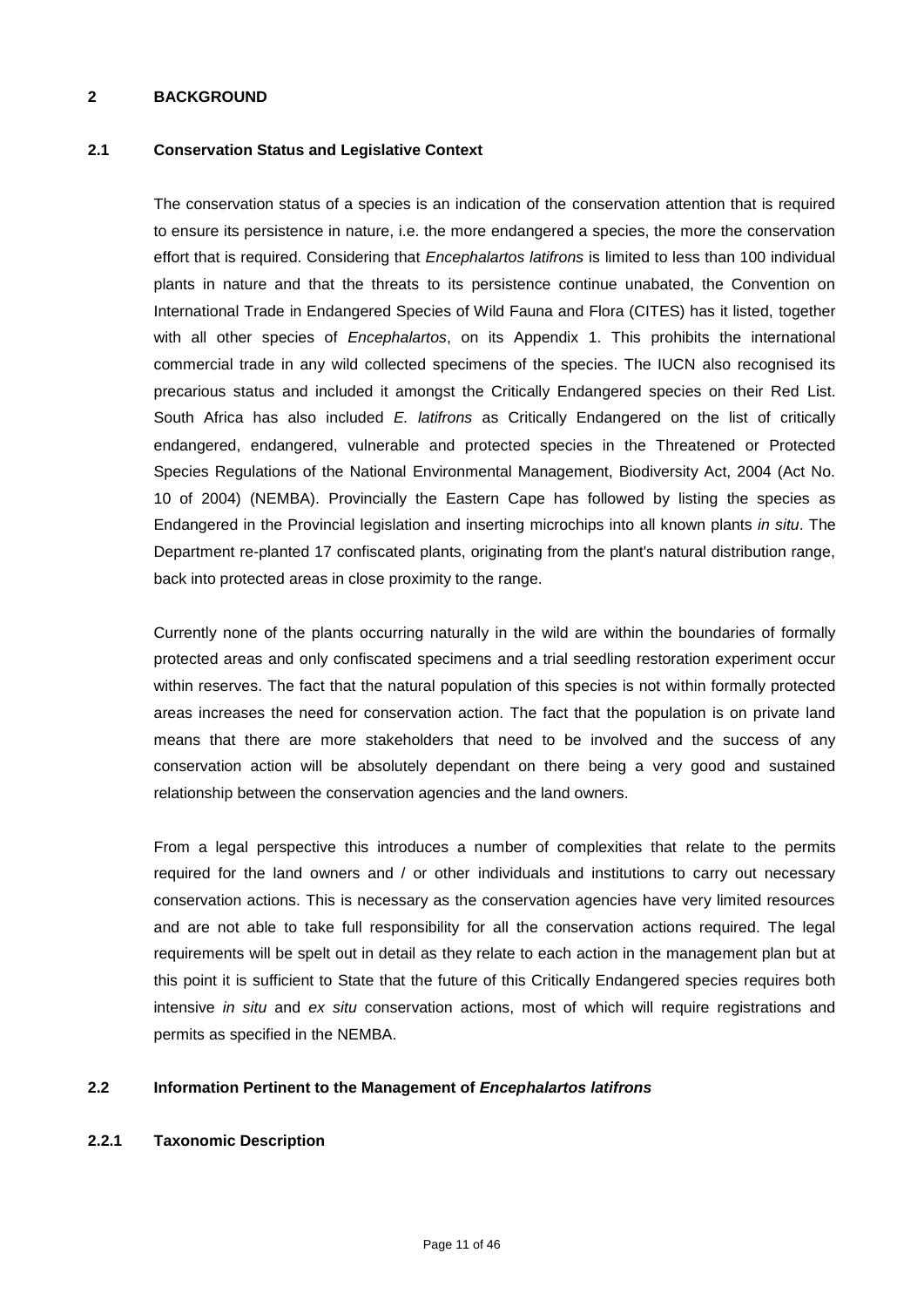## 2 BACKGROUND

### 2.1 Conservation Status and Legislative Context

The conservation status of a species is an indication of the conservation attention that is required to ensure its persistence in nature, i.e. the more endangered a species, the more the conservation effort that is required. Considering that *Encephalartos latifrons* is limited to less than 100 individual plants in nature and that the threats to its persistence continue unabated, the Convention on International Trade in Endangered Species of Wild Fauna and Flora (CITES) has it listed, together with all other species of *Encephalartos*, on its Appendix 1. This prohibits the international commercial trade in any wild collected specimens of the species. The IUCN also recognised its precarious status and included it amongst the Critically Endangered species on their Red List. South Africa has also included *E. latifrons* as Critically Endangered on the list of critically endangered, endangered, vulnerable and protected species in the Threatened or Protected Species Regulations of the National Environmental Management, Biodiversity Act, 2004 (Act No. 10 of 2004) (NEMBA). Provincially the Eastern Cape has followed by listing the species as Endangered in the Provincial legislation and inserting microchips into all known plants *in situ*. The Department re-planted 17 confiscated plants, originating from the plant's natural distribution range, back into protected areas in close proximity to the range.

Currently none of the plants occurring naturally in the wild are within the boundaries of formally protected areas and only confiscated specimens and a trial seedling restoration experiment occur within reserves. The fact that the natural population of this species is not within formally protected areas increases the need for conservation action. The fact that the population is on private land means that there are more stakeholders that need to be involved and the success of any conservation action will be absolutely dependant on there being a very good and sustained relationship between the conservation agencies and the land owners.

From a legal perspective this introduces a number of complexities that relate to the permits required for the land owners and / or other individuals and institutions to carry out necessary conservation actions. This is necessary as the conservation agencies have very limited resources and are not able to take full responsibility for all the conservation actions required. The legal requirements will be spelt out in detail as they relate to each action in the management plan but at this point it is sufficient to State that the future of this Critically Endangered species requires both intensive *in situ* and *ex situ* conservation actions, most of which will require registrations and permits as specified in the NEMBA.

### 2.2 Information Pertinent to the Management of *Encephalartos latifrons*

#### 2.2.1 Taxonomic Description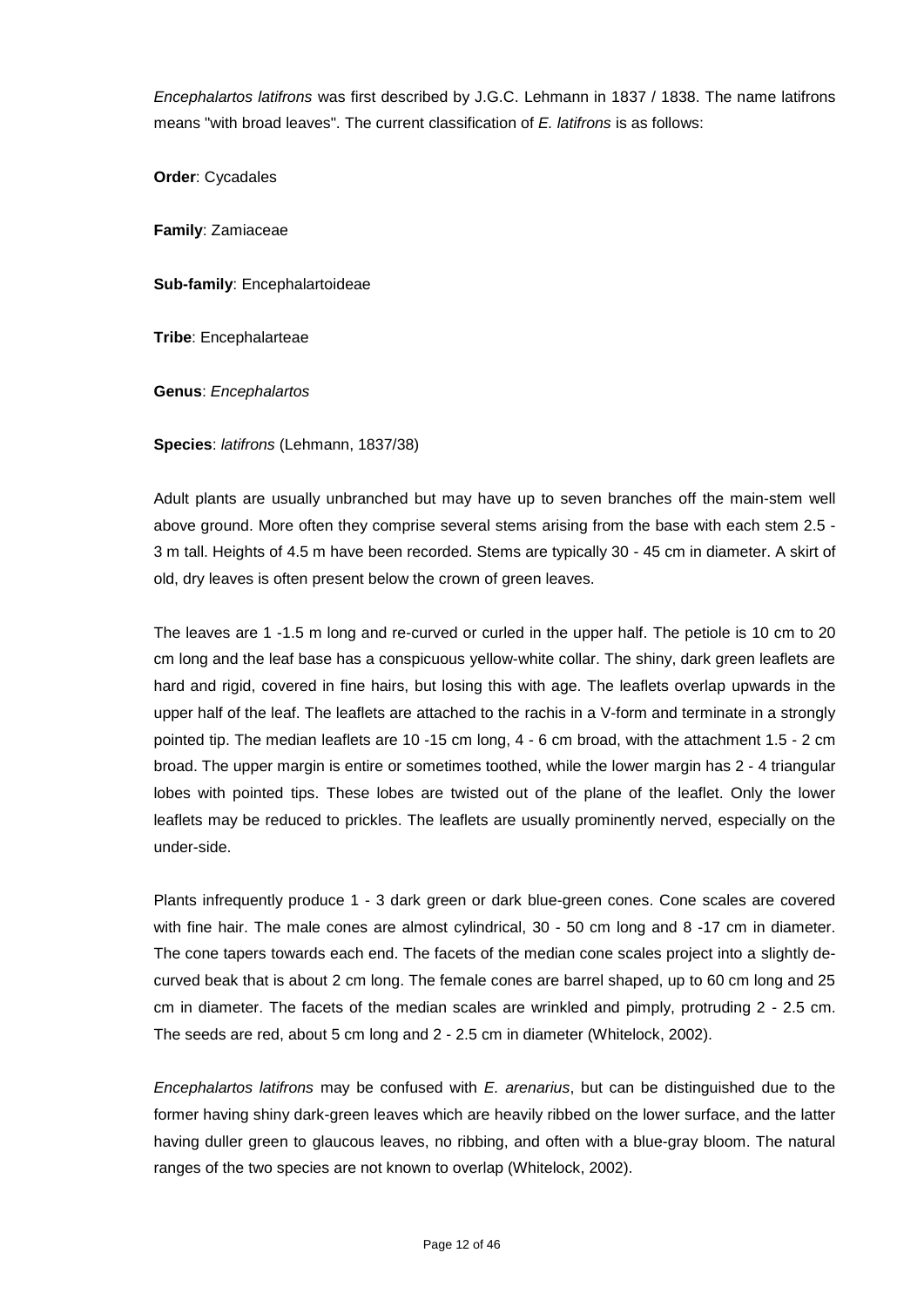*Encephalartos latifrons* was first described by J.G.C. Lehmann in 1837 / 1838. The name latifrons means "with broad leaves". The current classification of *E. latifrons* is as follows:

**Order**: Cycadales

**Family**: Zamiaceae

**Sub-family**: Encephalartoideae

**Tribe**: Encephalarteae

**Genus**: *Encephalartos*

**Species**: *latifrons* (Lehmann, 1837/38)

Adult plants are usually unbranched but may have up to seven branches off the main-stem well above ground. More often they comprise several stems arising from the base with each stem 2.5 - 3 m tall. Heights of 4.5 m have been recorded. Stems are typically 30 - 45 cm in diameter. A skirt of old, dry leaves is often present below the crown of green leaves.

The leaves are 1 -1.5 m long and re-curved or curled in the upper half. The petiole is 10 cm to 20 cm long and the leaf base has a conspicuous yellow-white collar. The shiny, dark green leaflets are hard and rigid, covered in fine hairs, but losing this with age. The leaflets overlap upwards in the upper half of the leaf. The leaflets are attached to the rachis in a V-form and terminate in a strongly pointed tip. The median leaflets are 10 -15 cm long, 4 - 6 cm broad, with the attachment 1.5 - 2 cm broad. The upper margin is entire or sometimes toothed, while the lower margin has 2 - 4 triangular lobes with pointed tips. These lobes are twisted out of the plane of the leaflet. Only the lower leaflets may be reduced to prickles. The leaflets are usually prominently nerved, especially on the under-side.

Plants infrequently produce 1 - 3 dark green or dark blue-green cones. Cone scales are covered with fine hair. The male cones are almost cylindrical, 30 - 50 cm long and 8 -17 cm in diameter. The cone tapers towards each end. The facets of the median cone scales project into a slightly de-curved beak that is about 2 cm long. The female cones are barrel shaped, up to 60 cm long and 25 cm in diameter. The facets of the median scales are wrinkled and pimply, protruding 2 - 2.5 cm. The seeds are red, about 5 cm long and 2 - 2.5 cm in diameter (Whitelock, 2002).

*Encephalartos latifrons* may be confused with *E. arenarius*, but can be distinguished due to the former having shiny dark-green leaves which are heavily ribbed on the lower surface, and the latter having duller green to glaucous leaves, no ribbing, and often with a blue-gray bloom. The natural ranges of the two species are not known to overlap (Whitelock, 2002).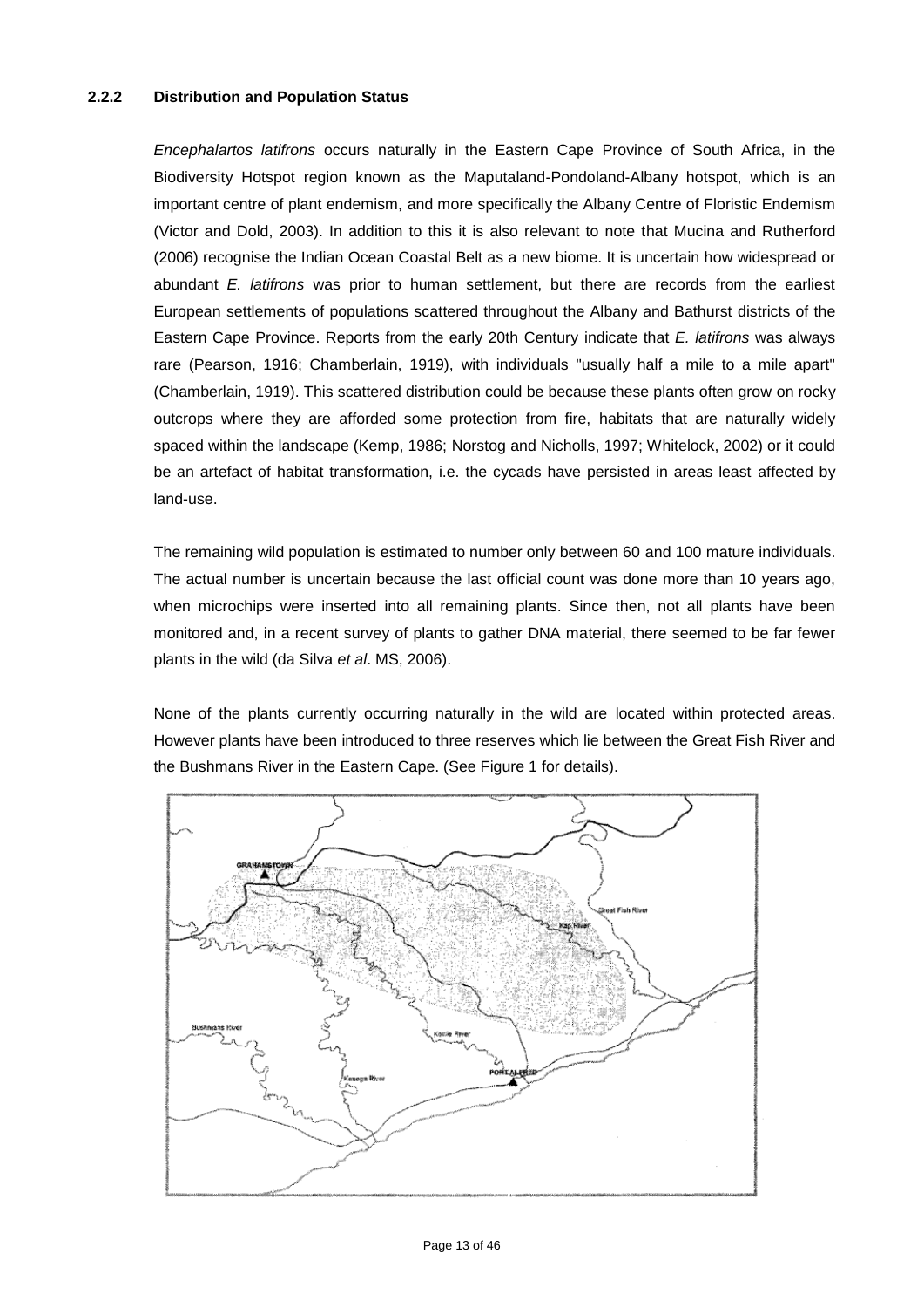### 2.2.2 Distribution and Population Status

*Encephalartos latifrons* occurs naturally in the Eastern Cape Province of South Africa, in the Biodiversity Hotspot region known as the Maputaland-Pondoland-Albany hotspot, which is an important centre of plant endemism, and more specifically the Albany Centre of Floristic Endemism (Victor and Dold, 2003). In addition to this it is also relevant to note that Mucina and Rutherford (2006) recognise the Indian Ocean Coastal Belt as a new biome. It is uncertain how widespread or abundant *E. latifrons* was prior to human settlement, but there are records from the earliest European settlements of populations scattered throughout the Albany and Bathurst districts of the Eastern Cape Province. Reports from the early 20th Century indicate that *E. latifrons* was always rare (Pearson, 1916; Chamberlain, 1919), with individuals "usually half a mile to a mile apart" (Chamberlain, 1919). This scattered distribution could be because these plants often grow on rocky outcrops where they are afforded some protection from fire, habitats that are naturally widely spaced within the landscape (Kemp, 1986; Norstog and Nicholls, 1997; Whitelock, 2002) or it could be an artefact of habitat transformation, i.e. the cycads have persisted in areas least affected by land-use.

The remaining wild population is estimated to number only between 60 and 100 mature individuals. The actual number is uncertain because the last official count was done more than 10 years ago, when microchips were inserted into all remaining plants. Since then, not all plants have been monitored and, in a recent survey of plants to gather DNA material, there seemed to be far fewer plants in the wild (da Silva *et al*. MS, 2006).

None of the plants currently occurring naturally in the wild are located within protected areas. However plants have been introduced to three reserves which lie between the Great Fish River and the Bushmans River in the Eastern Cape. (See Figure 1 for details).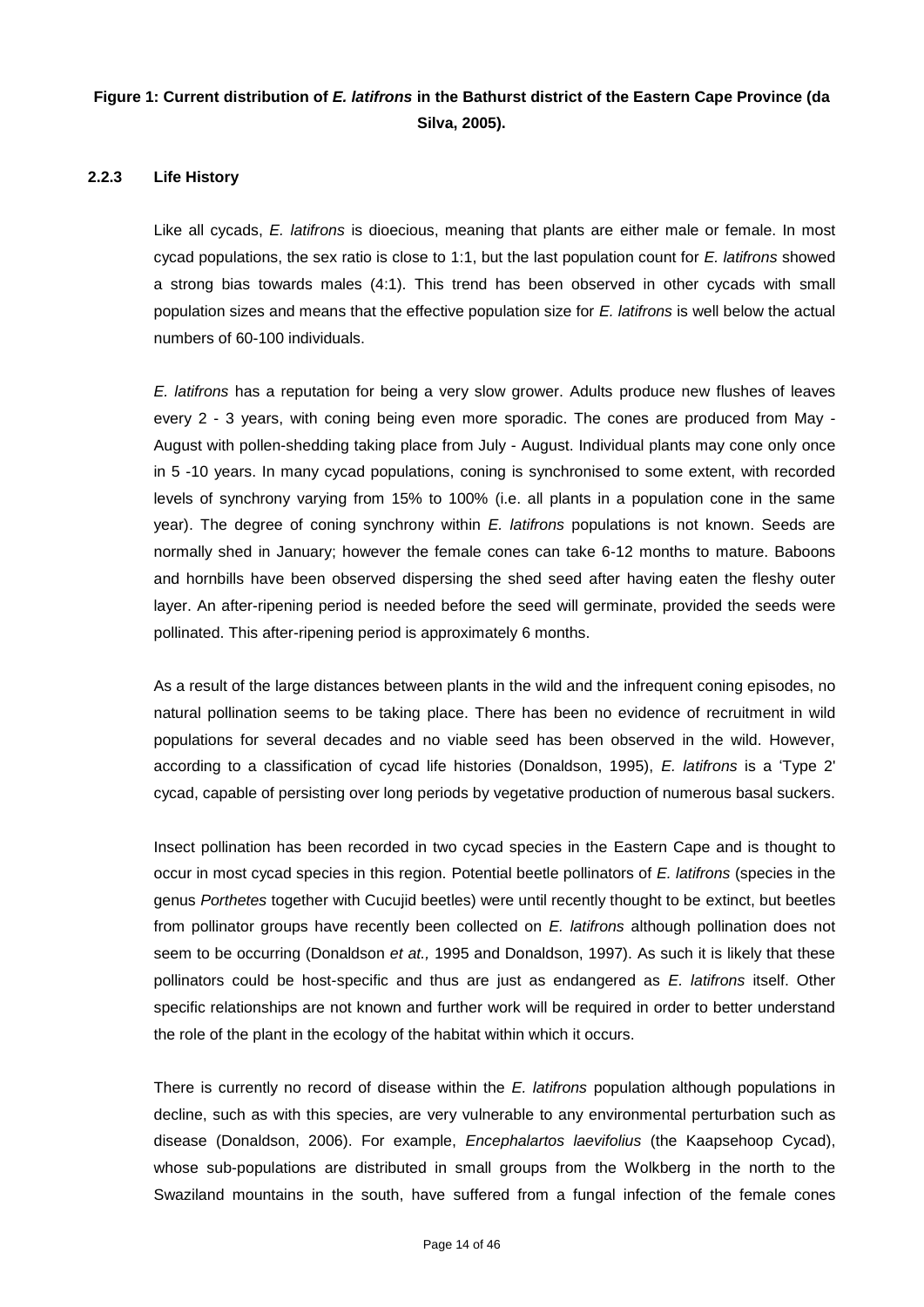**Figure 1: Current distribution of *E. latifrons* in the Bathurst district of the Eastern Cape Province (da Silva, 2005).**

### 2.2.3 Life History

Like all cycads, *E. latifrons* is dioecious, meaning that plants are either male or female. In most cycad populations, the sex ratio is close to 1:1, but the last population count for *E. latifrons* showed a strong bias towards males (4:1). This trend has been observed in other cycads with small population sizes and means that the effective population size for *E. latifrons* is well below the actual numbers of 60-100 individuals.

*E. latifrons* has a reputation for being a very slow grower. Adults produce new flushes of leaves every 2 - 3 years, with coning being even more sporadic. The cones are produced from May - August with pollen-shedding taking place from July - August. Individual plants may cone only once in 5 -10 years. In many cycad populations, coning is synchronised to some extent, with recorded levels of synchrony varying from 15% to 100% (i.e. all plants in a population cone in the same year). The degree of coning synchrony within *E. latifrons* populations is not known. Seeds are normally shed in January; however the female cones can take 6-12 months to mature. Baboons and hornbills have been observed dispersing the shed seed after having eaten the fleshy outer layer. An after-ripening period is needed before the seed will germinate, provided the seeds were pollinated. This after-ripening period is approximately 6 months.

As a result of the large distances between plants in the wild and the infrequent coning episodes, no natural pollination seems to be taking place. There has been no evidence of recruitment in wild populations for several decades and no viable seed has been observed in the wild. However, according to a classification of cycad life histories (Donaldson, 1995), *E. latifrons* is a 'Type 2' cycad, capable of persisting over long periods by vegetative production of numerous basal suckers.

Insect pollination has been recorded in two cycad species in the Eastern Cape and is thought to occur in most cycad species in this region. Potential beetle pollinators of *E. latifrons* (species in the genus *Porthetes* together with Cucujid beetles) were until recently thought to be extinct, but beetles from pollinator groups have recently been collected on *E. latifrons* although pollination does not seem to be occurring (Donaldson *et at.,* 1995 and Donaldson, 1997). As such it is likely that these pollinators could be host-specific and thus are just as endangered as *E. latifrons* itself. Other specific relationships are not known and further work will be required in order to better understand the role of the plant in the ecology of the habitat within which it occurs.

There is currently no record of disease within the *E. latifrons* population although populations in decline, such as with this species, are very vulnerable to any environmental perturbation such as disease (Donaldson, 2006). For example, *Encephalartos laevifolius* (the Kaapsehoop Cycad), whose sub-populations are distributed in small groups from the Wolkberg in the north to the Swaziland mountains in the south, have suffered from a fungal infection of the female cones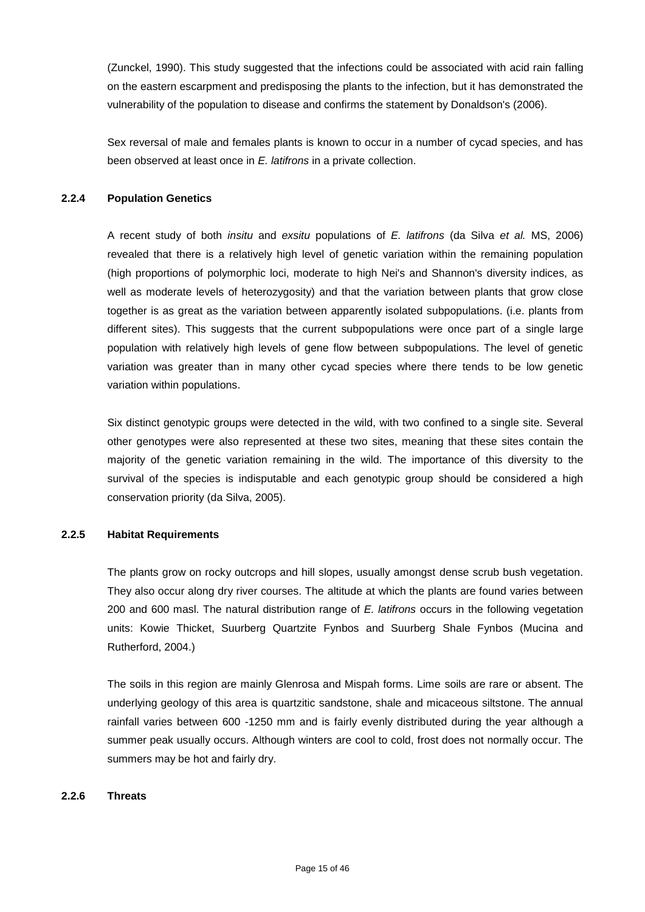(Zunckel, 1990). This study suggested that the infections could be associated with acid rain falling on the eastern escarpment and predisposing the plants to the infection, but it has demonstrated the vulnerability of the population to disease and confirms the statement by Donaldson's (2006).

Sex reversal of male and females plants is known to occur in a number of cycad species, and has been observed at least once in *E. latifrons* in a private collection.

### 2.2.4 Population Genetics

A recent study of both *insitu* and *exsitu* populations of *E. latifrons* (da Silva *et al.* MS, 2006) revealed that there is a relatively high level of genetic variation within the remaining population (high proportions of polymorphic loci, moderate to high Nei's and Shannon's diversity indices, as well as moderate levels of heterozygosity) and that the variation between plants that grow close together is as great as the variation between apparently isolated subpopulations. (i.e. plants from different sites). This suggests that the current subpopulations were once part of a single large population with relatively high levels of gene flow between subpopulations. The level of genetic variation was greater than in many other cycad species where there tends to be low genetic variation within populations.

Six distinct genotypic groups were detected in the wild, with two confined to a single site. Several other genotypes were also represented at these two sites, meaning that these sites contain the majority of the genetic variation remaining in the wild. The importance of this diversity to the survival of the species is indisputable and each genotypic group should be considered a high conservation priority (da Silva, 2005).

### 2.2.5 Habitat Requirements

The plants grow on rocky outcrops and hill slopes, usually amongst dense scrub bush vegetation. They also occur along dry river courses. The altitude at which the plants are found varies between 200 and 600 masl. The natural distribution range of *E. latifrons* occurs in the following vegetation units: Kowie Thicket, Suurberg Quartzite Fynbos and Suurberg Shale Fynbos (Mucina and Rutherford, 2004.)

The soils in this region are mainly Glenrosa and Mispah forms. Lime soils are rare or absent. The underlying geology of this area is quartzitic sandstone, shale and micaceous siltstone. The annual rainfall varies between 600 -1250 mm and is fairly evenly distributed during the year although a summer peak usually occurs. Although winters are cool to cold, frost does not normally occur. The summers may be hot and fairly dry.

### 2.2.6 Threats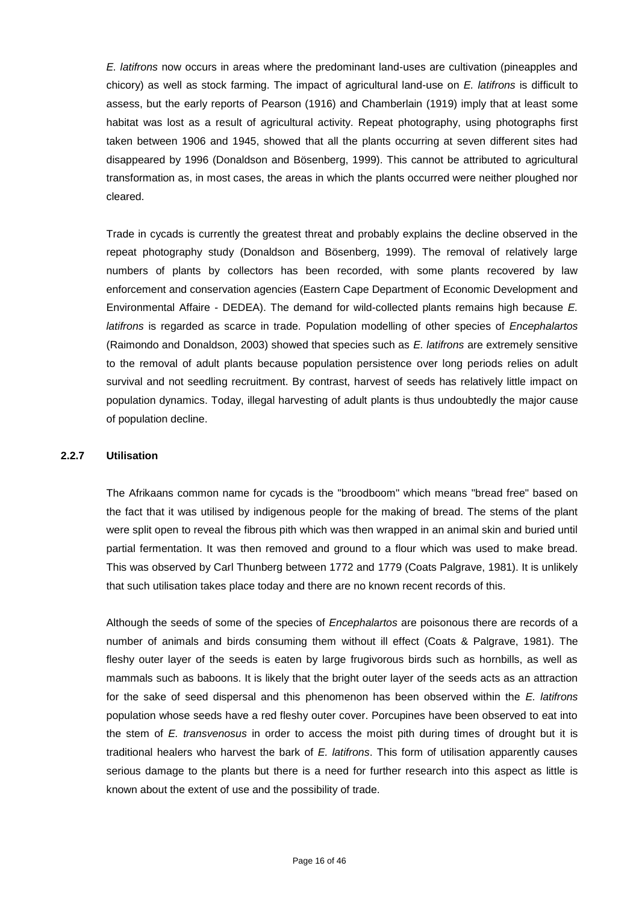*E. latifrons* now occurs in areas where the predominant land-uses are cultivation (pineapples and chicory) as well as stock farming. The impact of agricultural land-use on *E. latifrons* is difficult to assess, but the early reports of Pearson (1916) and Chamberlain (1919) imply that at least some habitat was lost as a result of agricultural activity. Repeat photography, using photographs first taken between 1906 and 1945, showed that all the plants occurring at seven different sites had disappeared by 1996 (Donaldson and Bösenberg, 1999). This cannot be attributed to agricultural transformation as, in most cases, the areas in which the plants occurred were neither ploughed nor cleared.

Trade in cycads is currently the greatest threat and probably explains the decline observed in the repeat photography study (Donaldson and Bösenberg, 1999). The removal of relatively large numbers of plants by collectors has been recorded, with some plants recovered by law enforcement and conservation agencies (Eastern Cape Department of Economic Development and Environmental Affaire - DEDEA). The demand for wild-collected plants remains high because *E. latifrons* is regarded as scarce in trade. Population modelling of other species of *Encephalartos* (Raimondo and Donaldson, 2003) showed that species such as *E. latifrons* are extremely sensitive to the removal of adult plants because population persistence over long periods relies on adult survival and not seedling recruitment. By contrast, harvest of seeds has relatively little impact on population dynamics. Today, illegal harvesting of adult plants is thus undoubtedly the major cause of population decline.

### 2.2.7 Utilisation

The Afrikaans common name for cycads is the "broodboom" which means "bread free" based on the fact that it was utilised by indigenous people for the making of bread. The stems of the plant were split open to reveal the fibrous pith which was then wrapped in an animal skin and buried until partial fermentation. It was then removed and ground to a flour which was used to make bread. This was observed by Carl Thunberg between 1772 and 1779 (Coats Palgrave, 1981). It is unlikely that such utilisation takes place today and there are no known recent records of this.

Although the seeds of some of the species of *Encephalartos* are poisonous there are records of a number of animals and birds consuming them without ill effect (Coats & Palgrave, 1981). The fleshy outer layer of the seeds is eaten by large frugivorous birds such as hornbills, as well as mammals such as baboons. It is likely that the bright outer layer of the seeds acts as an attraction for the sake of seed dispersal and this phenomenon has been observed within the *E. latifrons* population whose seeds have a red fleshy outer cover. Porcupines have been observed to eat into the stem of *E. transvenosus* in order to access the moist pith during times of drought but it is traditional healers who harvest the bark of *E. latifrons*. This form of utilisation apparently causes serious damage to the plants but there is a need for further research into this aspect as little is known about the extent of use and the possibility of trade.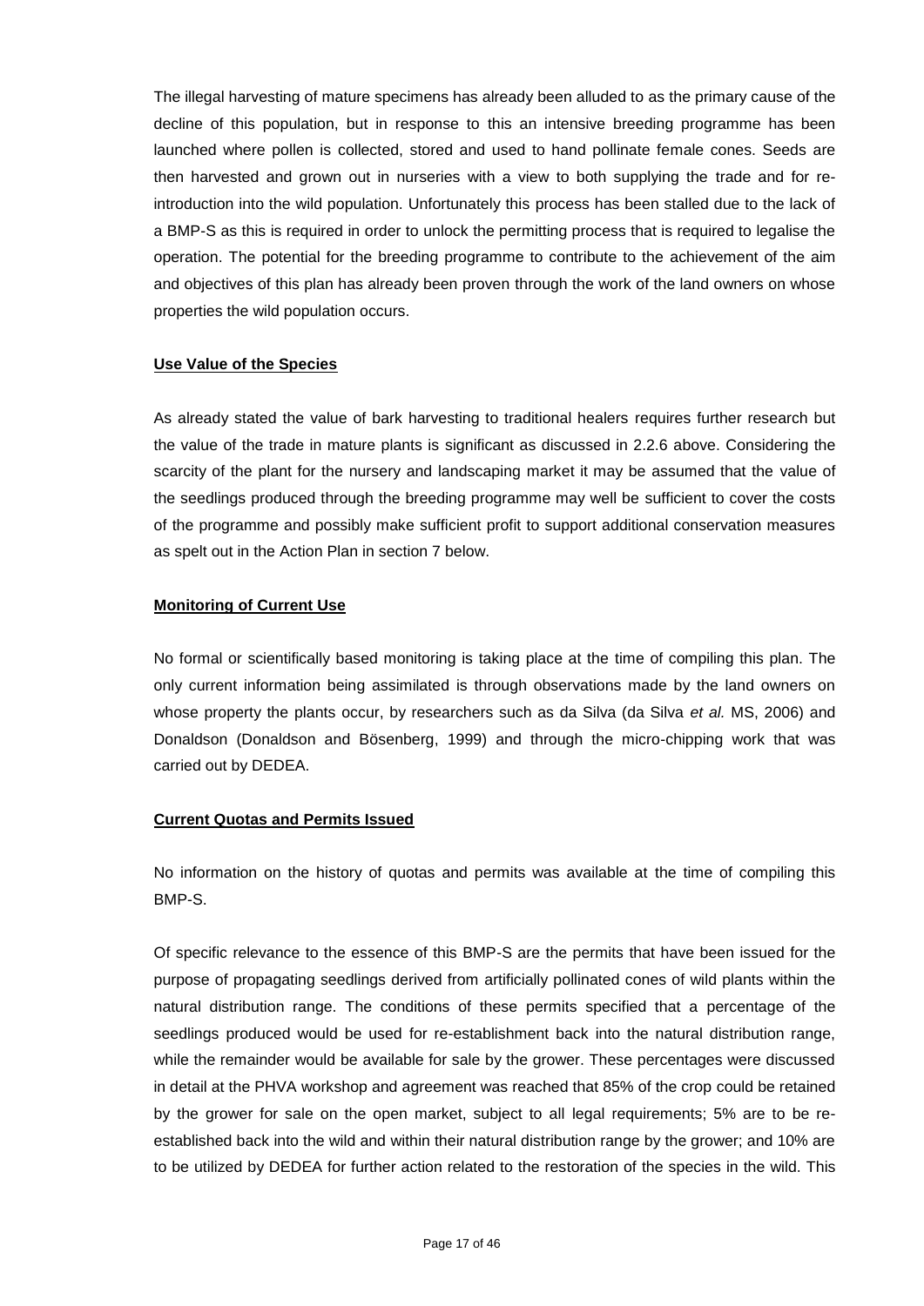The illegal harvesting of mature specimens has already been alluded to as the primary cause of the decline of this population, but in response to this an intensive breeding programme has been launched where pollen is collected, stored and used to hand pollinate female cones. Seeds are then harvested and grown out in nurseries with a view to both supplying the trade and for re-introduction into the wild population. Unfortunately this process has been stalled due to the lack of a BMP-S as this is required in order to unlock the permitting process that is required to legalise the operation. The potential for the breeding programme to contribute to the achievement of the aim and objectives of this plan has already been proven through the work of the land owners on whose properties the wild population occurs.

**Use Value of the Species**

As already stated the value of bark harvesting to traditional healers requires further research but the value of the trade in mature plants is significant as discussed in 2.2.6 above. Considering the scarcity of the plant for the nursery and landscaping market it may be assumed that the value of the seedlings produced through the breeding programme may well be sufficient to cover the costs of the programme and possibly make sufficient profit to support additional conservation measures as spelt out in the Action Plan in section 7 below.

**Monitoring of Current Use**

No formal or scientifically based monitoring is taking place at the time of compiling this plan. The only current information being assimilated is through observations made by the land owners on whose property the plants occur, by researchers such as da Silva (da Silva *et al.* MS, 2006) and Donaldson (Donaldson and Bösenberg, 1999) and through the micro-chipping work that was carried out by DEDEA.

**Current Quotas and Permits Issued**

No information on the history of quotas and permits was available at the time of compiling this BMP-S.

Of specific relevance to the essence of this BMP-S are the permits that have been issued for the purpose of propagating seedlings derived from artificially pollinated cones of wild plants within the natural distribution range. The conditions of these permits specified that a percentage of the seedlings produced would be used for re-establishment back into the natural distribution range, while the remainder would be available for sale by the grower. These percentages were discussed in detail at the PHVA workshop and agreement was reached that 85% of the crop could be retained by the grower for sale on the open market, subject to all legal requirements; 5% are to be re-established back into the wild and within their natural distribution range by the grower; and 10% are to be utilized by DEDEA for further action related to the restoration of the species in the wild. This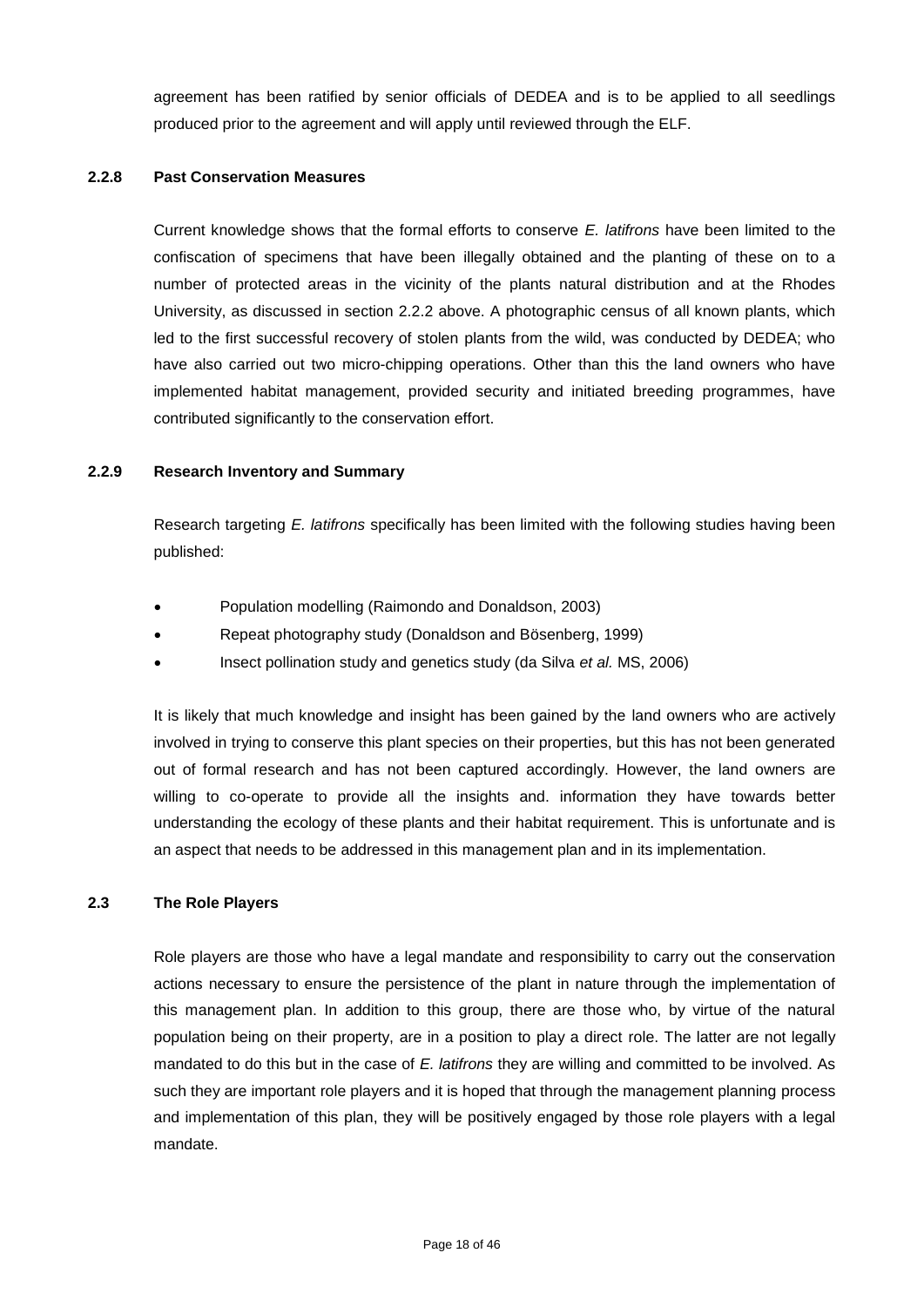agreement has been ratified by senior officials of DEDEA and is to be applied to all seedlings produced prior to the agreement and will apply until reviewed through the ELF.

#### 2.2.8 Past Conservation Measures

Current knowledge shows that the formal efforts to conserve *E. latifrons* have been limited to the confiscation of specimens that have been illegally obtained and the planting of these on to a number of protected areas in the vicinity of the plants natural distribution and at the Rhodes University, as discussed in section 2.2.2 above. A photographic census of all known plants, which led to the first successful recovery of stolen plants from the wild, was conducted by DEDEA; who have also carried out two micro-chipping operations. Other than this the land owners who have implemented habitat management, provided security and initiated breeding programmes, have contributed significantly to the conservation effort.

#### 2.2.9 Research Inventory and Summary

Research targeting *E. latifrons* specifically has been limited with the following studies having been published:

- Population modelling (Raimondo and Donaldson, 2003)
- Repeat photography study (Donaldson and Bösenberg, 1999)
- Insect pollination study and genetics study (da Silva *et al.* MS, 2006)

It is likely that much knowledge and insight has been gained by the land owners who are actively involved in trying to conserve this plant species on their properties, but this has not been generated out of formal research and has not been captured accordingly. However, the land owners are willing to co-operate to provide all the insights and. information they have towards better understanding the ecology of these plants and their habitat requirement. This is unfortunate and is an aspect that needs to be addressed in this management plan and in its implementation.

### 2.3 The Role Players

Role players are those who have a legal mandate and responsibility to carry out the conservation actions necessary to ensure the persistence of the plant in nature through the implementation of this management plan. In addition to this group, there are those who, by virtue of the natural population being on their property, are in a position to play a direct role. The latter are not legally mandated to do this but in the case of *E. latifrons* they are willing and committed to be involved. As such they are important role players and it is hoped that through the management planning process and implementation of this plan, they will be positively engaged by those role players with a legal mandate.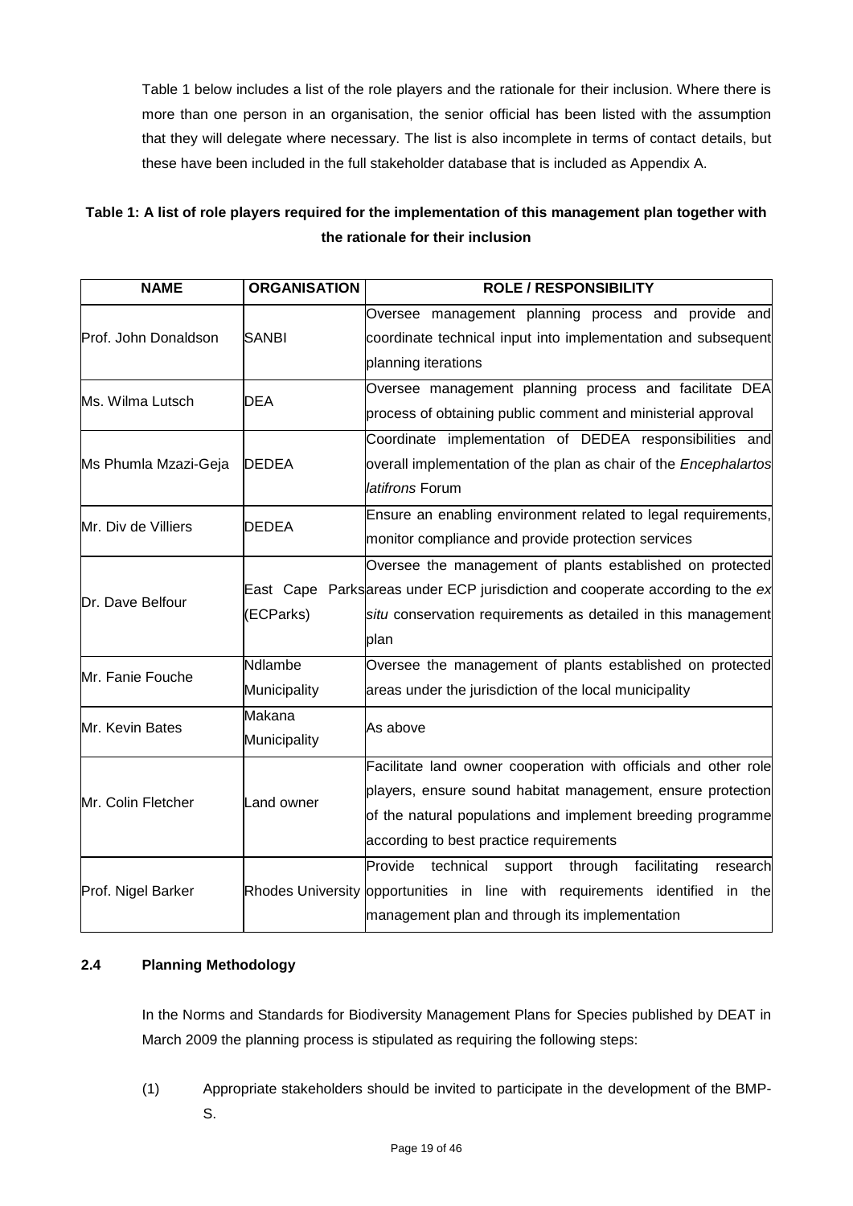Table 1 below includes a list of the role players and the rationale for their inclusion. Where there is more than one person in an organisation, the senior official has been listed with the assumption that they will delegate where necessary. The list is also incomplete in terms of contact details, but these have been included in the full stakeholder database that is included as Appendix A.

**Table 1: A list of role players required for the implementation of this management plan together with the rationale for their inclusion**

| NAME | ORGANISATION | ROLE / RESPONSIBILITY |
|---|---|---|
| Prof. John Donaldson | SANBI | Oversee management planning process and provide and coordinate technical input into implementation and subsequent planning iterations |
| Ms. Wilma Lutsch | DEA | Oversee management planning process and facilitate DEA process of obtaining public comment and ministerial approval |
| Ms Phumla Mzazi-Geja | DEDEA | Coordinate implementation of DEDEA responsibilities and overall implementation of the plan as chair of the *Encephalartos latifrons* Forum |
| Mr. Div de Villiers | DEDEA | Ensure an enabling environment related to legal requirements, monitor compliance and provide protection services |
| Dr. Dave Belfour | East Cape Parks (ECParks) | Oversee the management of plants established on protected areas under ECP jurisdiction and cooperate according to the *ex situ* conservation requirements as detailed in this management plan |
| Mr. Fanie Fouche | Ndlambe Municipality | Oversee the management of plants established on protected areas under the jurisdiction of the local municipality |
| Mr. Kevin Bates | Makana Municipality | As above |
| Mr. Colin Fletcher | Land owner | Facilitate land owner cooperation with officials and other role players, ensure sound habitat management, ensure protection of the natural populations and implement breeding programme according to best practice requirements |
| Prof. Nigel Barker | Rhodes University | Provide technical support through facilitating research opportunities in line with requirements identified in the management plan and through its implementation |

### 2.4 Planning Methodology

In the Norms and Standards for Biodiversity Management Plans for Species published by DEAT in March 2009 the planning process is stipulated as requiring the following steps:

(1) Appropriate stakeholders should be invited to participate in the development of the BMP-S.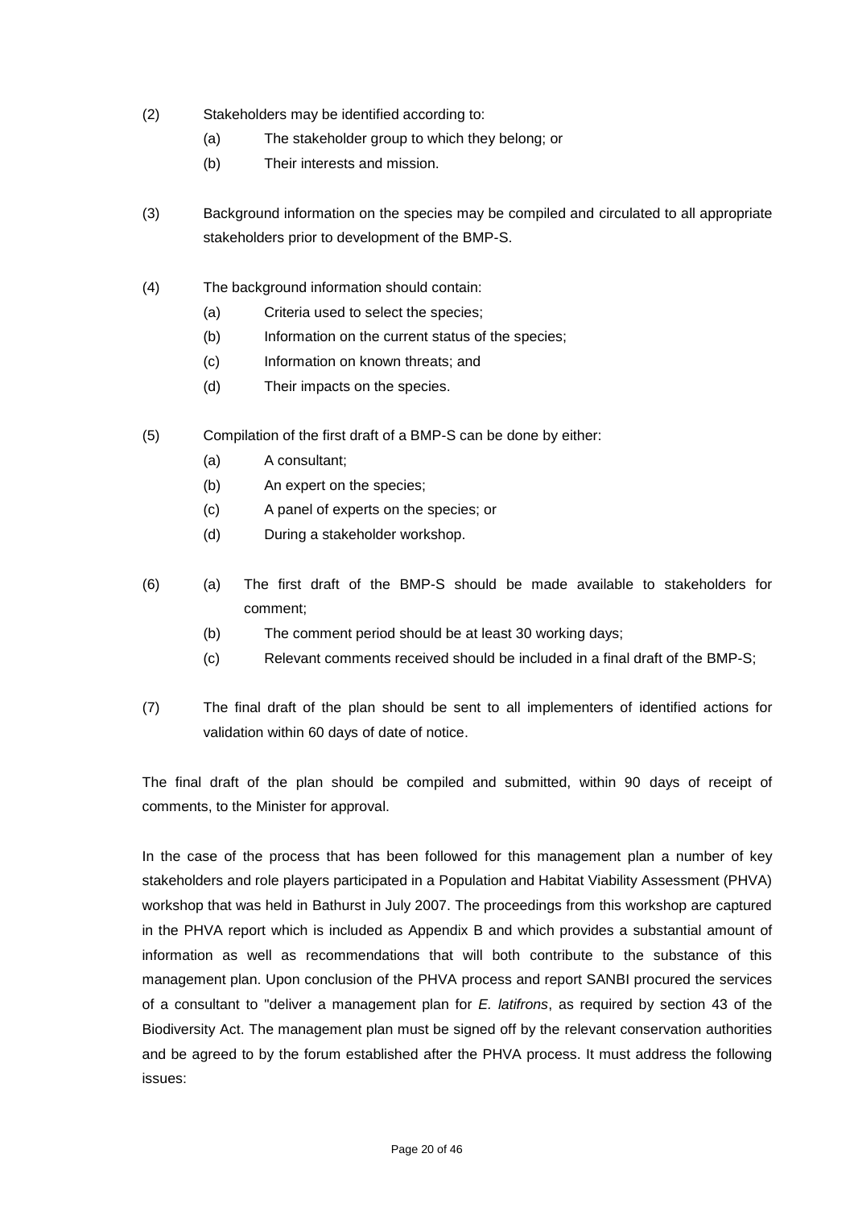(2) Stakeholders may be identified according to:

- (a) The stakeholder group to which they belong; or
- (b) Their interests and mission.

(3) Background information on the species may be compiled and circulated to all appropriate stakeholders prior to development of the BMP-S.

(4) The background information should contain:

- (a) Criteria used to select the species;
- (b) Information on the current status of the species;
- (c) Information on known threats; and
- (d) Their impacts on the species.

(5) Compilation of the first draft of a BMP-S can be done by either:

- (a) A consultant;
- (b) An expert on the species;
- (c) A panel of experts on the species; or
- (d) During a stakeholder workshop.

(6)

- (a) The first draft of the BMP-S should be made available to stakeholders for comment;
- (b) The comment period should be at least 30 working days;
- (c) Relevant comments received should be included in a final draft of the BMP-S;

(7) The final draft of the plan should be sent to all implementers of identified actions for validation within 60 days of date of notice.

The final draft of the plan should be compiled and submitted, within 90 days of receipt of comments, to the Minister for approval.

In the case of the process that has been followed for this management plan a number of key stakeholders and role players participated in a Population and Habitat Viability Assessment (PHVA) workshop that was held in Bathurst in July 2007. The proceedings from this workshop are captured in the PHVA report which is included as Appendix B and which provides a substantial amount of information as well as recommendations that will both contribute to the substance of this management plan. Upon conclusion of the PHVA process and report SANBI procured the services of a consultant to "deliver a management plan for *E. latifrons*, as required by section 43 of the Biodiversity Act. The management plan must be signed off by the relevant conservation authorities and be agreed to by the forum established after the PHVA process. It must address the following issues: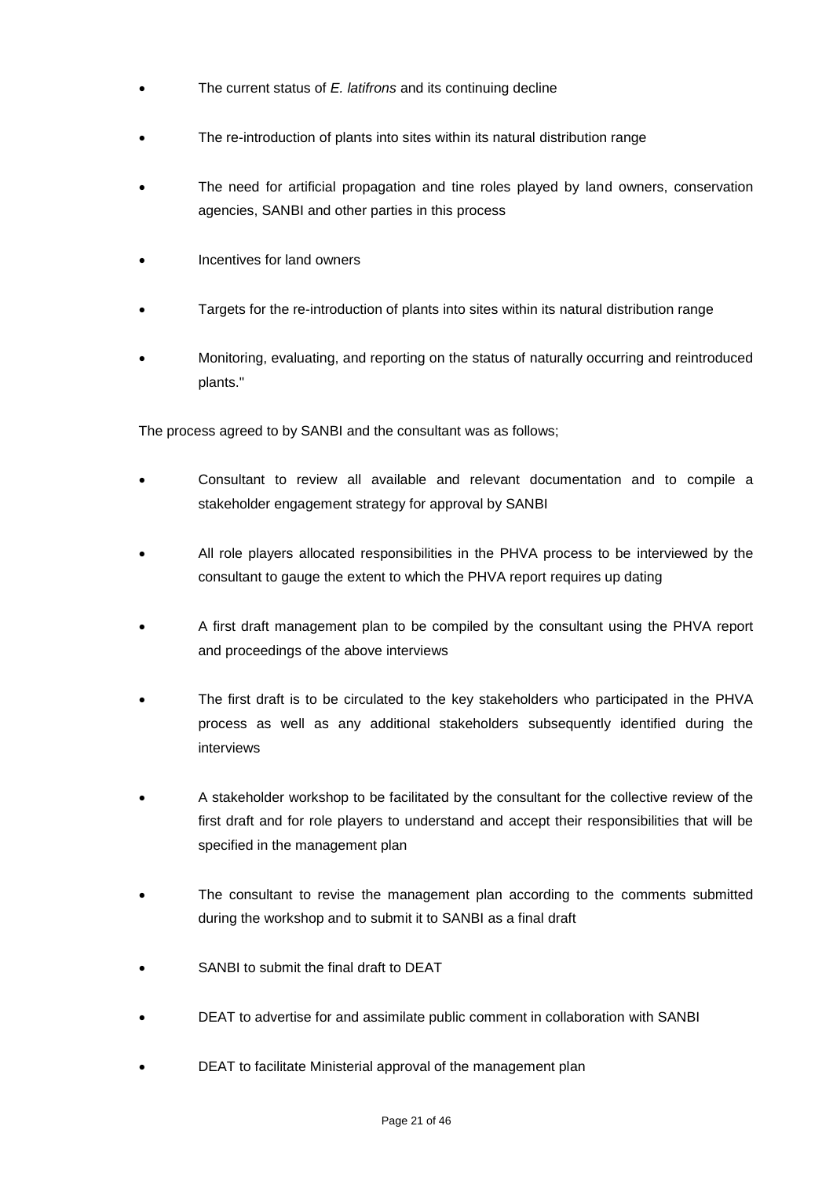- The current status of *E. latifrons* and its continuing decline
- The re-introduction of plants into sites within its natural distribution range
- The need for artificial propagation and tine roles played by land owners, conservation agencies, SANBI and other parties in this process
- Incentives for land owners
- Targets for the re-introduction of plants into sites within its natural distribution range
- Monitoring, evaluating, and reporting on the status of naturally occurring and reintroduced plants."

The process agreed to by SANBI and the consultant was as follows;

- Consultant to review all available and relevant documentation and to compile a stakeholder engagement strategy for approval by SANBI
- All role players allocated responsibilities in the PHVA process to be interviewed by the consultant to gauge the extent to which the PHVA report requires up dating
- A first draft management plan to be compiled by the consultant using the PHVA report and proceedings of the above interviews
- The first draft is to be circulated to the key stakeholders who participated in the PHVA process as well as any additional stakeholders subsequently identified during the interviews
- A stakeholder workshop to be facilitated by the consultant for the collective review of the first draft and for role players to understand and accept their responsibilities that will be specified in the management plan
- The consultant to revise the management plan according to the comments submitted during the workshop and to submit it to SANBI as a final draft
- SANBI to submit the final draft to DEAT
- DEAT to advertise for and assimilate public comment in collaboration with SANBI
- DEAT to facilitate Ministerial approval of the management plan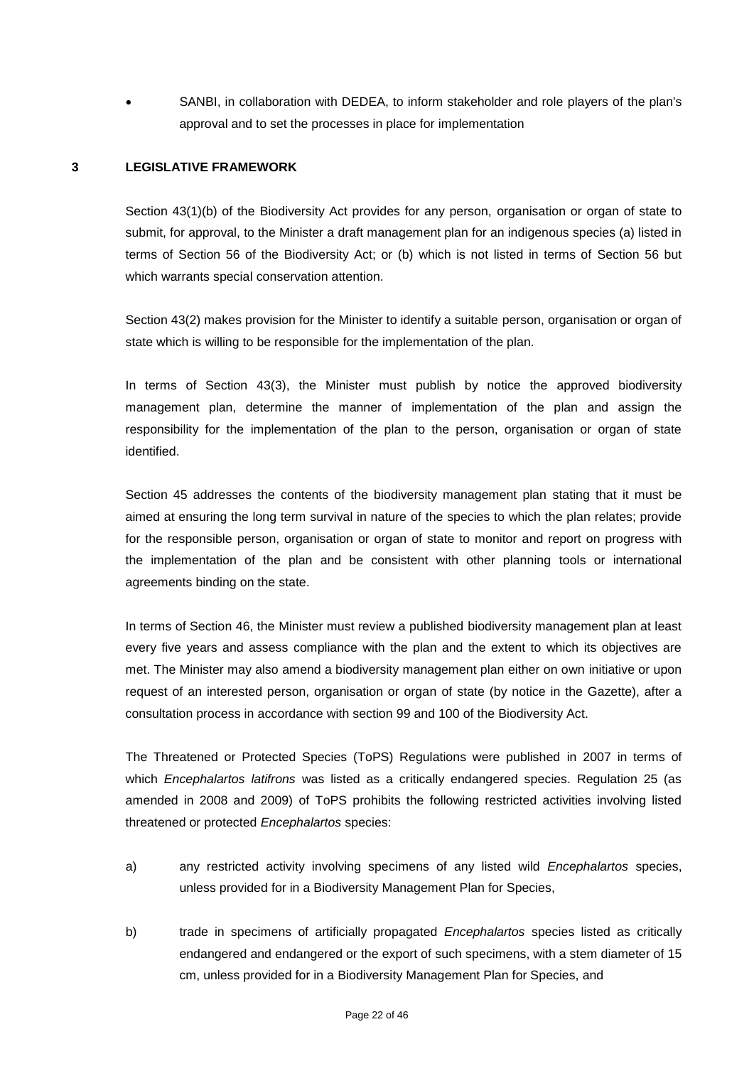- SANBI, in collaboration with DEDEA, to inform stakeholder and role players of the plan's approval and to set the processes in place for implementation

## 3 LEGISLATIVE FRAMEWORK

Section 43(1)(b) of the Biodiversity Act provides for any person, organisation or organ of state to submit, for approval, to the Minister a draft management plan for an indigenous species (a) listed in terms of Section 56 of the Biodiversity Act; or (b) which is not listed in terms of Section 56 but which warrants special conservation attention.

Section 43(2) makes provision for the Minister to identify a suitable person, organisation or organ of state which is willing to be responsible for the implementation of the plan.

In terms of Section 43(3), the Minister must publish by notice the approved biodiversity management plan, determine the manner of implementation of the plan and assign the responsibility for the implementation of the plan to the person, organisation or organ of state identified.

Section 45 addresses the contents of the biodiversity management plan stating that it must be aimed at ensuring the long term survival in nature of the species to which the plan relates; provide for the responsible person, organisation or organ of state to monitor and report on progress with the implementation of the plan and be consistent with other planning tools or international agreements binding on the state.

In terms of Section 46, the Minister must review a published biodiversity management plan at least every five years and assess compliance with the plan and the extent to which its objectives are met. The Minister may also amend a biodiversity management plan either on own initiative or upon request of an interested person, organisation or organ of state (by notice in the Gazette), after a consultation process in accordance with section 99 and 100 of the Biodiversity Act.

The Threatened or Protected Species (ToPS) Regulations were published in 2007 in terms of which *Encephalartos latifrons* was listed as a critically endangered species. Regulation 25 (as amended in 2008 and 2009) of ToPS prohibits the following restricted activities involving listed threatened or protected *Encephalartos* species:

a) any restricted activity involving specimens of any listed wild *Encephalartos* species, unless provided for in a Biodiversity Management Plan for Species,

b) trade in specimens of artificially propagated *Encephalartos* species listed as critically endangered and endangered or the export of such specimens, with a stem diameter of 15 cm, unless provided for in a Biodiversity Management Plan for Species, and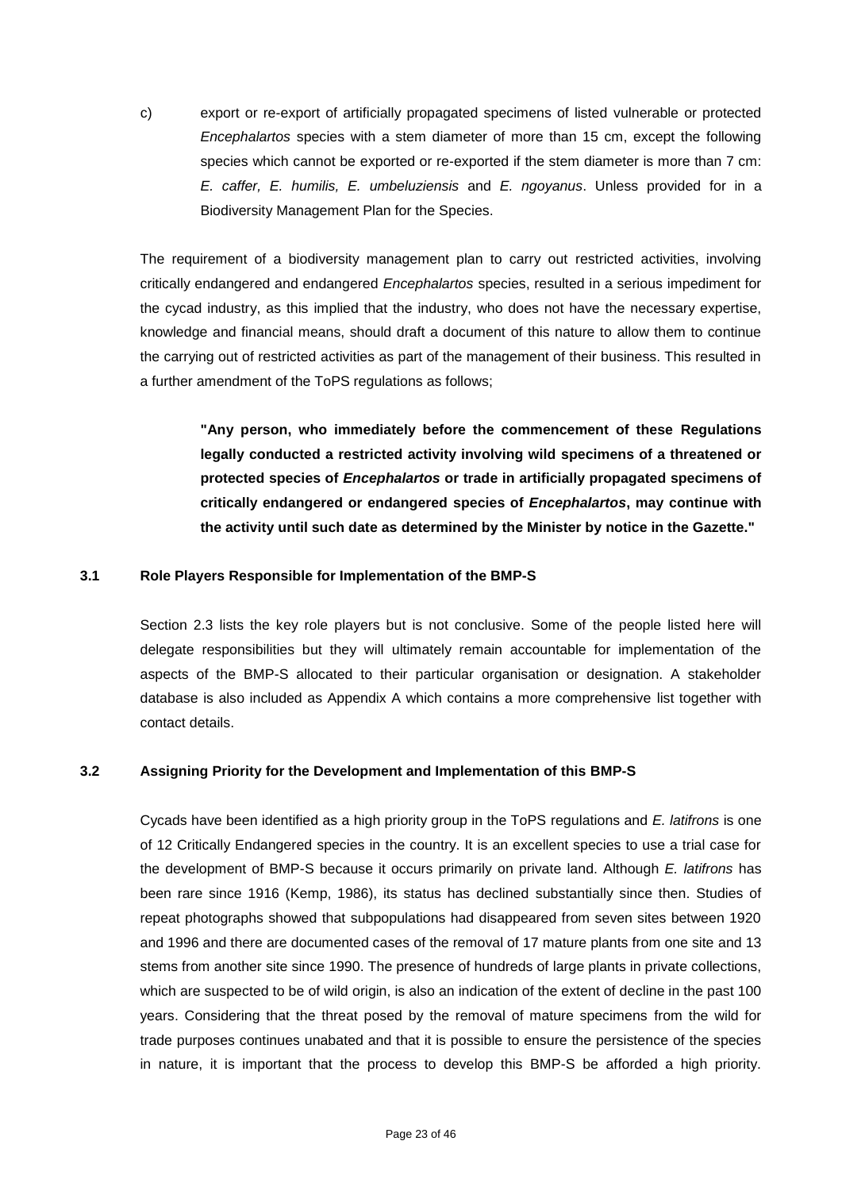c) export or re-export of artificially propagated specimens of listed vulnerable or protected *Encephalartos* species with a stem diameter of more than 15 cm, except the following species which cannot be exported or re-exported if the stem diameter is more than 7 cm: *E. caffer, E. humilis, E. umbeluziensis* and *E. ngoyanus*. Unless provided for in a Biodiversity Management Plan for the Species.

The requirement of a biodiversity management plan to carry out restricted activities, involving critically endangered and endangered *Encephalartos* species, resulted in a serious impediment for the cycad industry, as this implied that the industry, who does not have the necessary expertise, knowledge and financial means, should draft a document of this nature to allow them to continue the carrying out of restricted activities as part of the management of their business. This resulted in a further amendment of the ToPS regulations as follows;

> **"Any person, who immediately before the commencement of these Regulations legally conducted a restricted activity involving wild specimens of a threatened or protected species of *Encephalartos* or trade in artificially propagated specimens of critically endangered or endangered species of *Encephalartos*, may continue with the activity until such date as determined by the Minister by notice in the Gazette."**

### 3.1 Role Players Responsible for Implementation of the BMP-S

Section 2.3 lists the key role players but is not conclusive. Some of the people listed here will delegate responsibilities but they will ultimately remain accountable for implementation of the aspects of the BMP-S allocated to their particular organisation or designation. A stakeholder database is also included as Appendix A which contains a more comprehensive list together with contact details.

### 3.2 Assigning Priority for the Development and Implementation of this BMP-S

Cycads have been identified as a high priority group in the ToPS regulations and *E. latifrons* is one of 12 Critically Endangered species in the country. It is an excellent species to use a trial case for the development of BMP-S because it occurs primarily on private land. Although *E. latifrons* has been rare since 1916 (Kemp, 1986), its status has declined substantially since then. Studies of repeat photographs showed that subpopulations had disappeared from seven sites between 1920 and 1996 and there are documented cases of the removal of 17 mature plants from one site and 13 stems from another site since 1990. The presence of hundreds of large plants in private collections, which are suspected to be of wild origin, is also an indication of the extent of decline in the past 100 years. Considering that the threat posed by the removal of mature specimens from the wild for trade purposes continues unabated and that it is possible to ensure the persistence of the species in nature, it is important that the process to develop this BMP-S be afforded a high priority.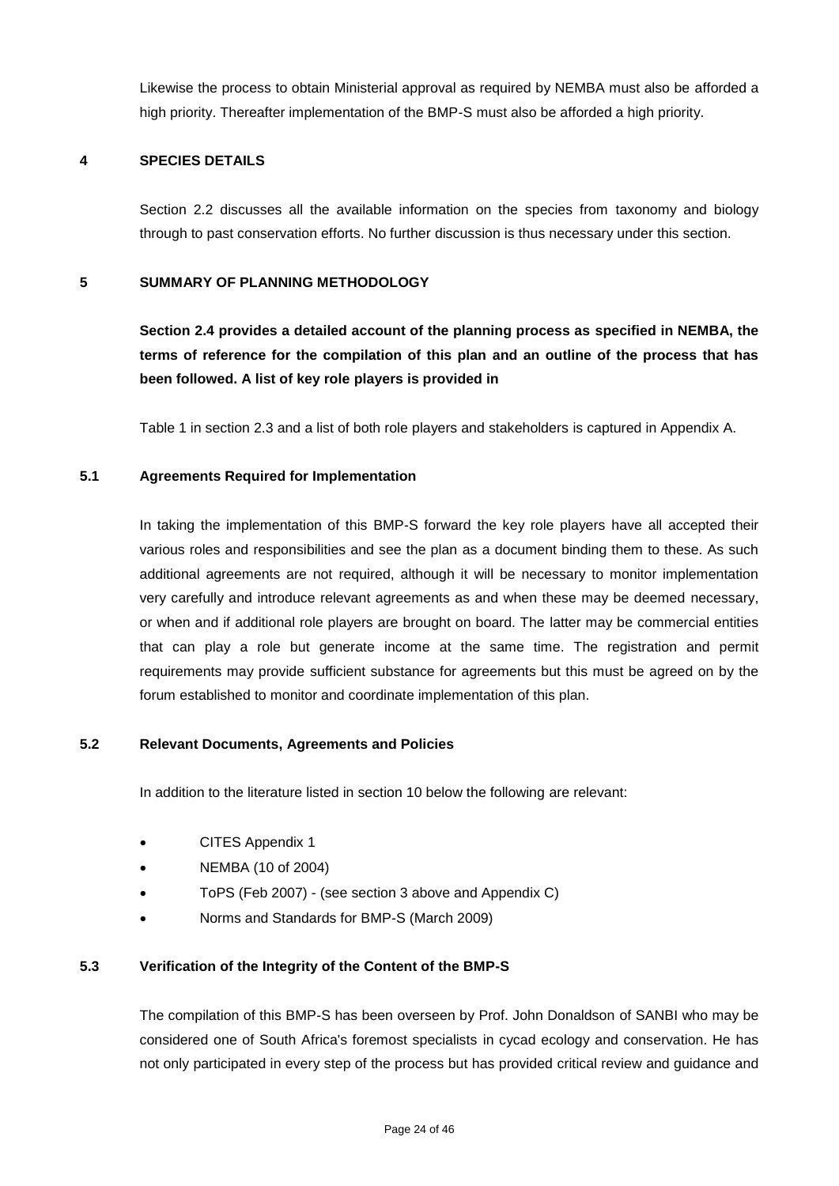Likewise the process to obtain Ministerial approval as required by NEMBA must also be afforded a high priority. Thereafter implementation of the BMP-S must also be afforded a high priority.

## 4 SPECIES DETAILS

Section 2.2 discusses all the available information on the species from taxonomy and biology through to past conservation efforts. No further discussion is thus necessary under this section.

## 5 SUMMARY OF PLANNING METHODOLOGY

**Section 2.4 provides a detailed account of the planning process as specified in NEMBA, the terms of reference for the compilation of this plan and an outline of the process that has been followed. A list of key role players is provided in**

Table 1 in section 2.3 and a list of both role players and stakeholders is captured in Appendix A.

### 5.1 Agreements Required for Implementation

In taking the implementation of this BMP-S forward the key role players have all accepted their various roles and responsibilities and see the plan as a document binding them to these. As such additional agreements are not required, although it will be necessary to monitor implementation very carefully and introduce relevant agreements as and when these may be deemed necessary, or when and if additional role players are brought on board. The latter may be commercial entities that can play a role but generate income at the same time. The registration and permit requirements may provide sufficient substance for agreements but this must be agreed on by the forum established to monitor and coordinate implementation of this plan.

### 5.2 Relevant Documents, Agreements and Policies

In addition to the literature listed in section 10 below the following are relevant:

- CITES Appendix 1
- NEMBA (10 of 2004)
- ToPS (Feb 2007) - (see section 3 above and Appendix C)
- Norms and Standards for BMP-S (March 2009)

### 5.3 Verification of the Integrity of the Content of the BMP-S

The compilation of this BMP-S has been overseen by Prof. John Donaldson of SANBI who may be considered one of South Africa's foremost specialists in cycad ecology and conservation. He has not only participated in every step of the process but has provided critical review and guidance and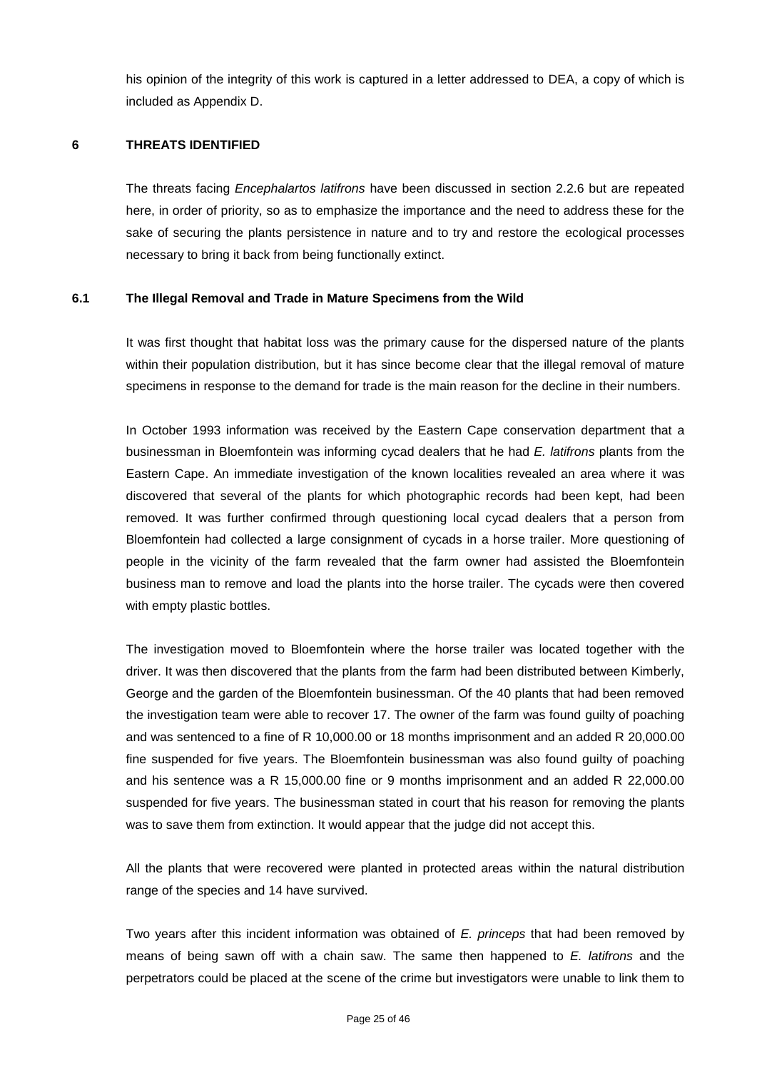his opinion of the integrity of this work is captured in a letter addressed to DEA, a copy of which is included as Appendix D.

# 6 THREATS IDENTIFIED

The threats facing *Encephalartos latifrons* have been discussed in section 2.2.6 but are repeated here, in order of priority, so as to emphasize the importance and the need to address these for the sake of securing the plants persistence in nature and to try and restore the ecological processes necessary to bring it back from being functionally extinct.

## 6.1 The Illegal Removal and Trade in Mature Specimens from the Wild

It was first thought that habitat loss was the primary cause for the dispersed nature of the plants within their population distribution, but it has since become clear that the illegal removal of mature specimens in response to the demand for trade is the main reason for the decline in their numbers.

In October 1993 information was received by the Eastern Cape conservation department that a businessman in Bloemfontein was informing cycad dealers that he had *E. latifrons* plants from the Eastern Cape. An immediate investigation of the known localities revealed an area where it was discovered that several of the plants for which photographic records had been kept, had been removed. It was further confirmed through questioning local cycad dealers that a person from Bloemfontein had collected a large consignment of cycads in a horse trailer. More questioning of people in the vicinity of the farm revealed that the farm owner had assisted the Bloemfontein business man to remove and load the plants into the horse trailer. The cycads were then covered with empty plastic bottles.

The investigation moved to Bloemfontein where the horse trailer was located together with the driver. It was then discovered that the plants from the farm had been distributed between Kimberly, George and the garden of the Bloemfontein businessman. Of the 40 plants that had been removed the investigation team were able to recover 17. The owner of the farm was found guilty of poaching and was sentenced to a fine of R 10,000.00 or 18 months imprisonment and an added R 20,000.00 fine suspended for five years. The Bloemfontein businessman was also found guilty of poaching and his sentence was a R 15,000.00 fine or 9 months imprisonment and an added R 22,000.00 suspended for five years. The businessman stated in court that his reason for removing the plants was to save them from extinction. It would appear that the judge did not accept this.

All the plants that were recovered were planted in protected areas within the natural distribution range of the species and 14 have survived.

Two years after this incident information was obtained of *E. princeps* that had been removed by means of being sawn off with a chain saw. The same then happened to *E. latifrons* and the perpetrators could be placed at the scene of the crime but investigators were unable to link them to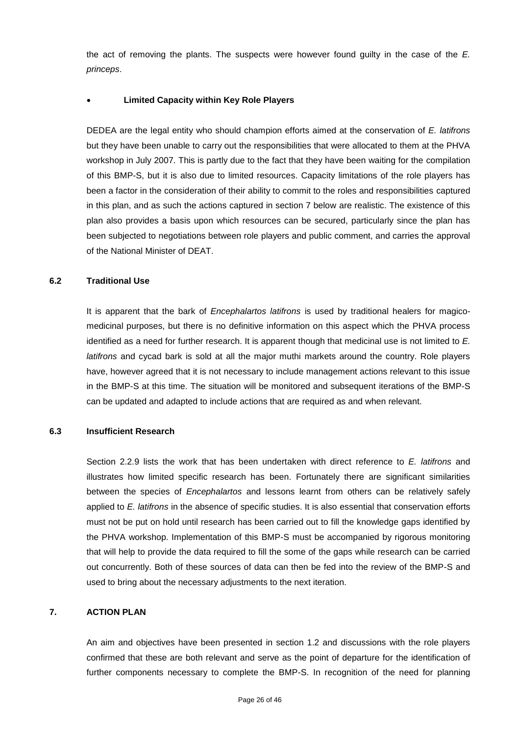the act of removing the plants. The suspects were however found guilty in the case of the *E. princeps*.

- **Limited Capacity within Key Role Players**

DEDEA are the legal entity who should champion efforts aimed at the conservation of *E. latifrons* but they have been unable to carry out the responsibilities that were allocated to them at the PHVA workshop in July 2007. This is partly due to the fact that they have been waiting for the compilation of this BMP-S, but it is also due to limited resources. Capacity limitations of the role players has been a factor in the consideration of their ability to commit to the roles and responsibilities captured in this plan, and as such the actions captured in section 7 below are realistic. The existence of this plan also provides a basis upon which resources can be secured, particularly since the plan has been subjected to negotiations between role players and public comment, and carries the approval of the National Minister of DEAT.

### 6.2 Traditional Use

It is apparent that the bark of *Encephalartos latifrons* is used by traditional healers for magico-medicinal purposes, but there is no definitive information on this aspect which the PHVA process identified as a need for further research. It is apparent though that medicinal use is not limited to *E. latifrons* and cycad bark is sold at all the major muthi markets around the country. Role players have, however agreed that it is not necessary to include management actions relevant to this issue in the BMP-S at this time. The situation will be monitored and subsequent iterations of the BMP-S can be updated and adapted to include actions that are required as and when relevant.

### 6.3 Insufficient Research

Section 2.2.9 lists the work that has been undertaken with direct reference to *E. latifrons* and illustrates how limited specific research has been. Fortunately there are significant similarities between the species of *Encephalartos* and lessons learnt from others can be relatively safely applied to *E. latifrons* in the absence of specific studies. It is also essential that conservation efforts must not be put on hold until research has been carried out to fill the knowledge gaps identified by the PHVA workshop. Implementation of this BMP-S must be accompanied by rigorous monitoring that will help to provide the data required to fill the some of the gaps while research can be carried out concurrently. Both of these sources of data can then be fed into the review of the BMP-S and used to bring about the necessary adjustments to the next iteration.

## 7. ACTION PLAN

An aim and objectives have been presented in section 1.2 and discussions with the role players confirmed that these are both relevant and serve as the point of departure for the identification of further components necessary to complete the BMP-S. In recognition of the need for planning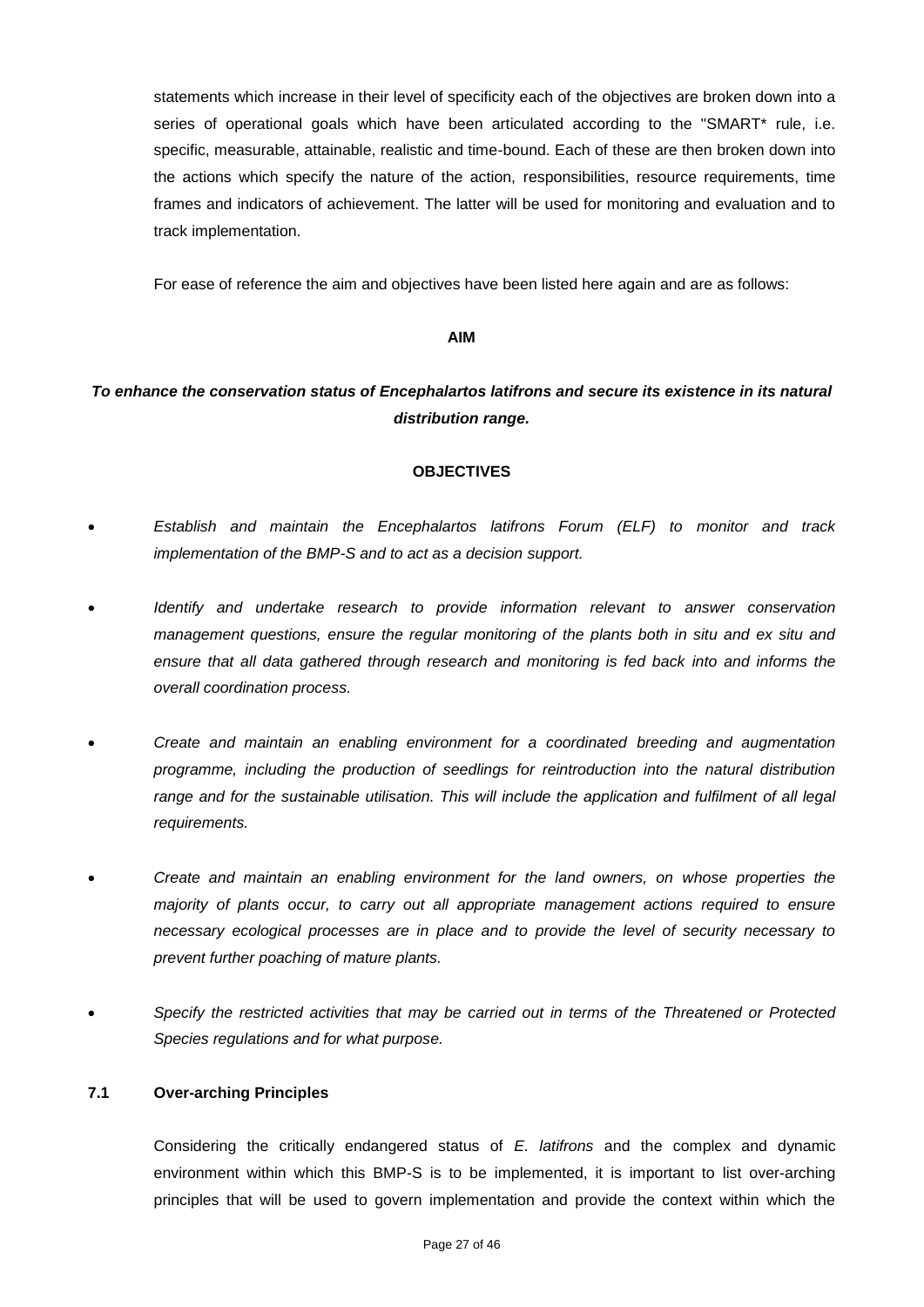statements which increase in their level of specificity each of the objectives are broken down into a series of operational goals which have been articulated according to the "SMART* rule, i.e. specific, measurable, attainable, realistic and time-bound. Each of these are then broken down into the actions which specify the nature of the action, responsibilities, resource requirements, time frames and indicators of achievement. The latter will be used for monitoring and evaluation and to track implementation.

For ease of reference the aim and objectives have been listed here again and are as follows:

**AIM**

***To enhance the conservation status of Encephalartos latifrons and secure its existence in its natural distribution range.***

**OBJECTIVES**

- *Establish and maintain the Encephalartos latifrons Forum (ELF) to monitor and track implementation of the BMP-S and to act as a decision support.*
- *Identify and undertake research to provide information relevant to answer conservation management questions, ensure the regular monitoring of the plants both in situ and ex situ and ensure that all data gathered through research and monitoring is fed back into and informs the overall coordination process.*
- *Create and maintain an enabling environment for a coordinated breeding and augmentation programme, including the production of seedlings for reintroduction into the natural distribution range and for the sustainable utilisation. This will include the application and fulfilment of all legal requirements.*
- *Create and maintain an enabling environment for the land owners, on whose properties the majority of plants occur, to carry out all appropriate management actions required to ensure necessary ecological processes are in place and to provide the level of security necessary to prevent further poaching of mature plants.*
- *Specify the restricted activities that may be carried out in terms of the Threatened or Protected Species regulations and for what purpose.*

### 7.1 Over-arching Principles

Considering the critically endangered status of *E. latifrons* and the complex and dynamic environment within which this BMP-S is to be implemented, it is important to list over-arching principles that will be used to govern implementation and provide the context within which the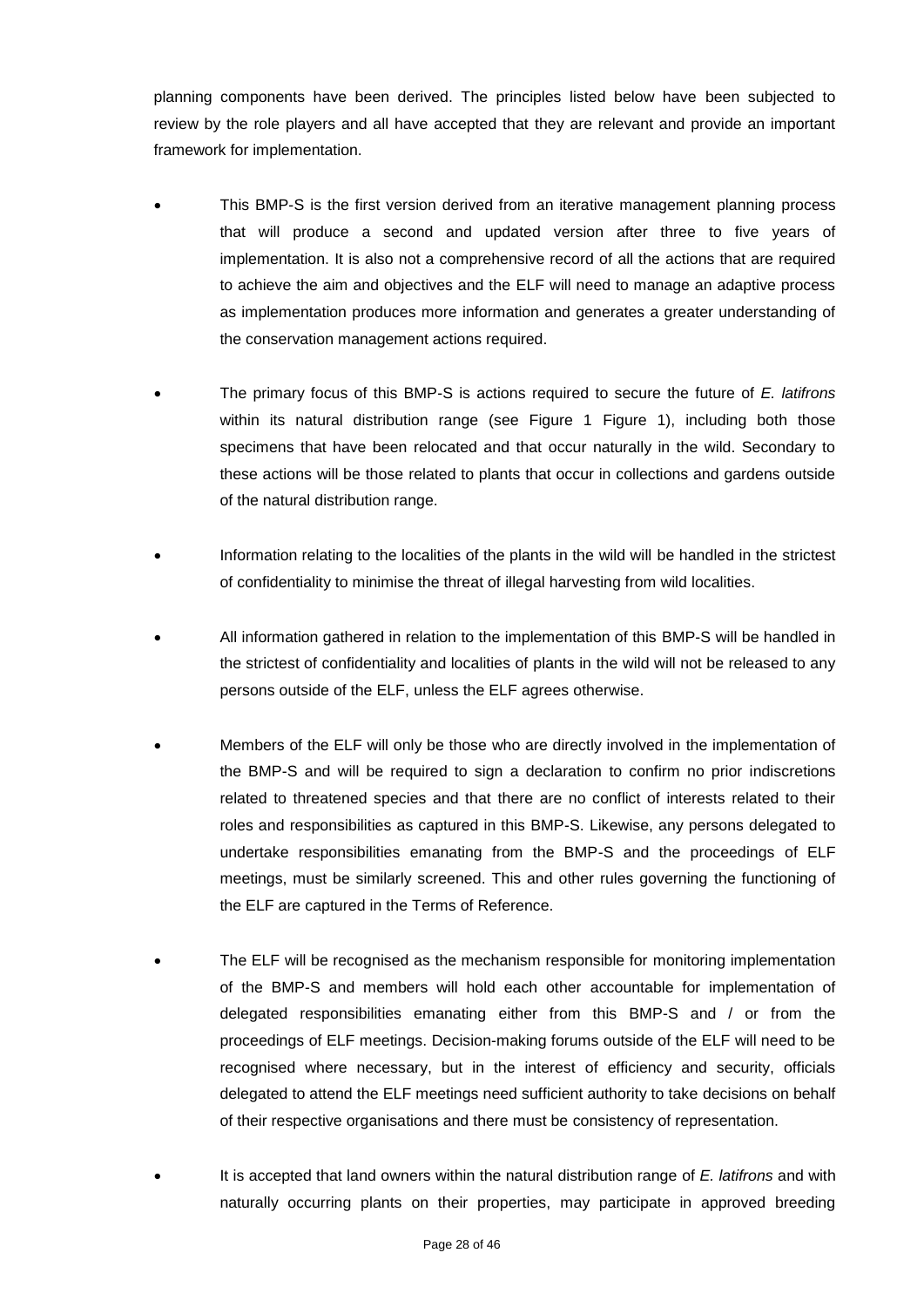planning components have been derived. The principles listed below have been subjected to review by the role players and all have accepted that they are relevant and provide an important framework for implementation.

- This BMP-S is the first version derived from an iterative management planning process that will produce a second and updated version after three to five years of implementation. It is also not a comprehensive record of all the actions that are required to achieve the aim and objectives and the ELF will need to manage an adaptive process as implementation produces more information and generates a greater understanding of the conservation management actions required.

- The primary focus of this BMP-S is actions required to secure the future of *E. latifrons* within its natural distribution range (see Figure 1 Figure 1), including both those specimens that have been relocated and that occur naturally in the wild. Secondary to these actions will be those related to plants that occur in collections and gardens outside of the natural distribution range.

- Information relating to the localities of the plants in the wild will be handled in the strictest of confidentiality to minimise the threat of illegal harvesting from wild localities.

- All information gathered in relation to the implementation of this BMP-S will be handled in the strictest of confidentiality and localities of plants in the wild will not be released to any persons outside of the ELF, unless the ELF agrees otherwise.

- Members of the ELF will only be those who are directly involved in the implementation of the BMP-S and will be required to sign a declaration to confirm no prior indiscretions related to threatened species and that there are no conflict of interests related to their roles and responsibilities as captured in this BMP-S. Likewise, any persons delegated to undertake responsibilities emanating from the BMP-S and the proceedings of ELF meetings, must be similarly screened. This and other rules governing the functioning of the ELF are captured in the Terms of Reference.

- The ELF will be recognised as the mechanism responsible for monitoring implementation of the BMP-S and members will hold each other accountable for implementation of delegated responsibilities emanating either from this BMP-S and / or from the proceedings of ELF meetings. Decision-making forums outside of the ELF will need to be recognised where necessary, but in the interest of efficiency and security, officials delegated to attend the ELF meetings need sufficient authority to take decisions on behalf of their respective organisations and there must be consistency of representation.

- It is accepted that land owners within the natural distribution range of *E. latifrons* and with naturally occurring plants on their properties, may participate in approved breeding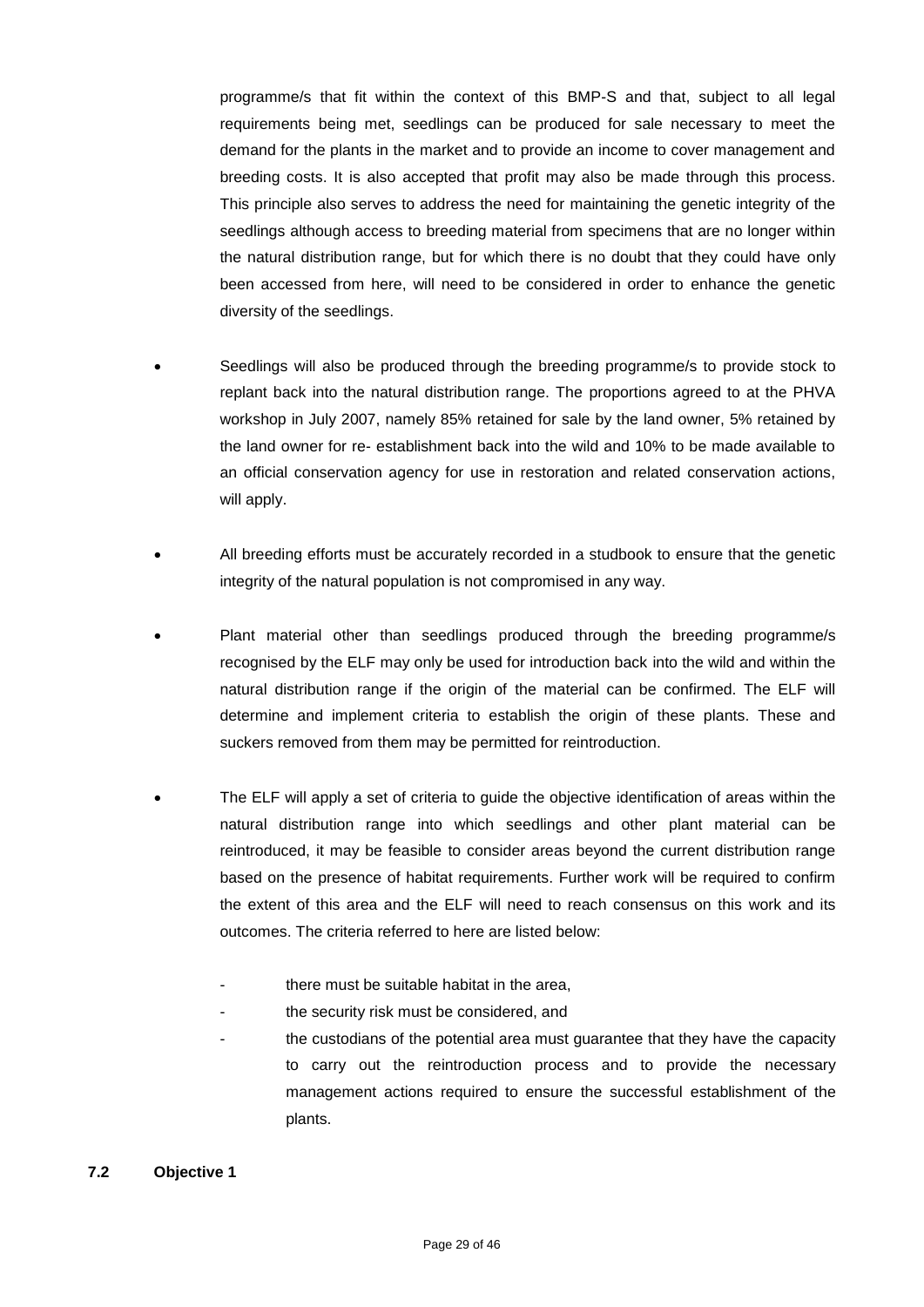programme/s that fit within the context of this BMP-S and that, subject to all legal requirements being met, seedlings can be produced for sale necessary to meet the demand for the plants in the market and to provide an income to cover management and breeding costs. It is also accepted that profit may also be made through this process. This principle also serves to address the need for maintaining the genetic integrity of the seedlings although access to breeding material from specimens that are no longer within the natural distribution range, but for which there is no doubt that they could have only been accessed from here, will need to be considered in order to enhance the genetic diversity of the seedlings.

- Seedlings will also be produced through the breeding programme/s to provide stock to replant back into the natural distribution range. The proportions agreed to at the PHVA workshop in July 2007, namely 85% retained for sale by the land owner, 5% retained by the land owner for re- establishment back into the wild and 10% to be made available to an official conservation agency for use in restoration and related conservation actions, will apply.

- All breeding efforts must be accurately recorded in a studbook to ensure that the genetic integrity of the natural population is not compromised in any way.

- Plant material other than seedlings produced through the breeding programme/s recognised by the ELF may only be used for introduction back into the wild and within the natural distribution range if the origin of the material can be confirmed. The ELF will determine and implement criteria to establish the origin of these plants. These and suckers removed from them may be permitted for reintroduction.

- The ELF will apply a set of criteria to guide the objective identification of areas within the natural distribution range into which seedlings and other plant material can be reintroduced, it may be feasible to consider areas beyond the current distribution range based on the presence of habitat requirements. Further work will be required to confirm the extent of this area and the ELF will need to reach consensus on this work and its outcomes. The criteria referred to here are listed below:

  - there must be suitable habitat in the area,
  - the security risk must be considered, and
  - the custodians of the potential area must guarantee that they have the capacity to carry out the reintroduction process and to provide the necessary management actions required to ensure the successful establishment of the plants.

### 7.2 Objective 1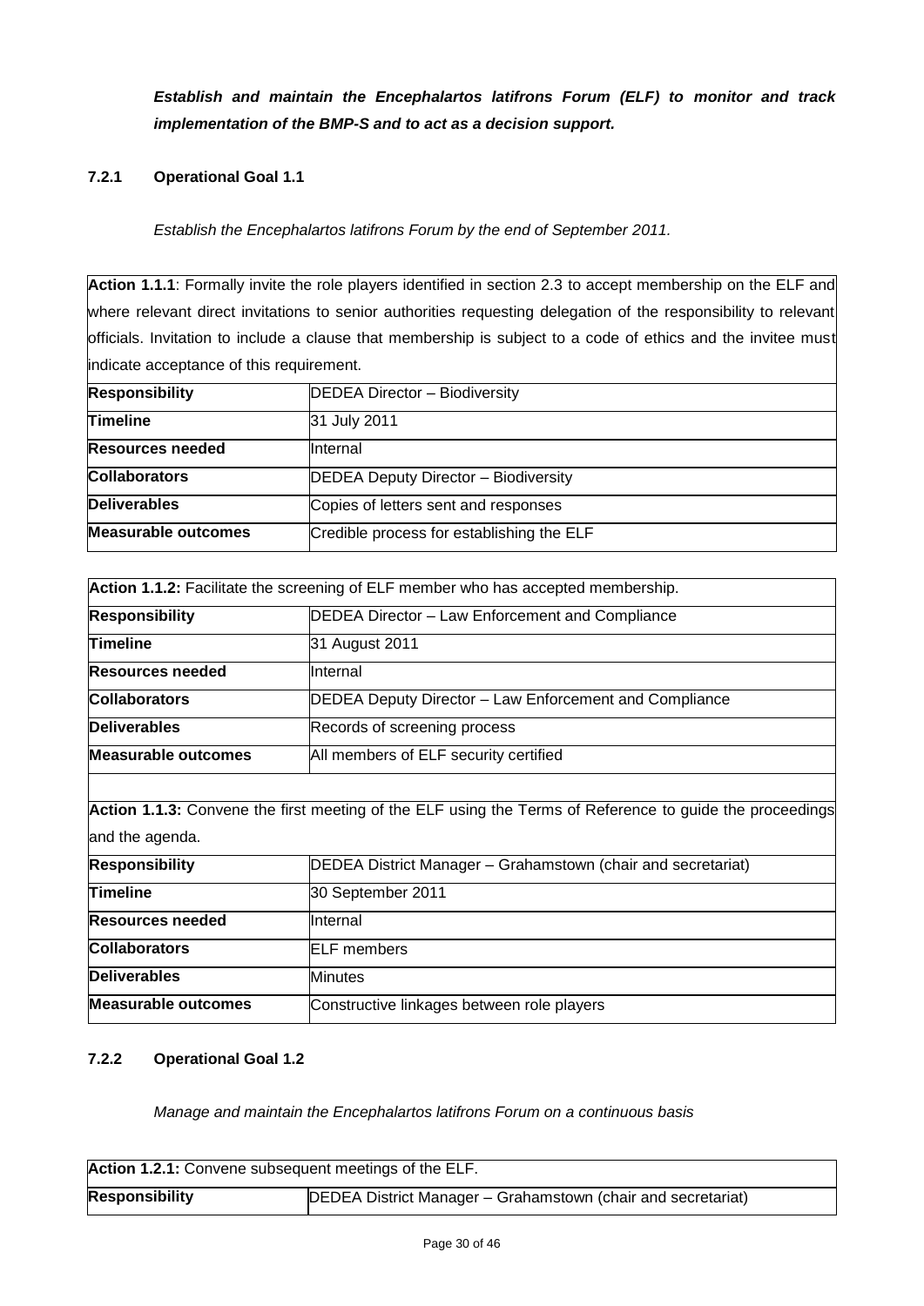***Establish and maintain the Encephalartos latifrons Forum (ELF) to monitor and track implementation of the BMP-S and to act as a decision support.***

### 7.2.1 Operational Goal 1.1

*Establish the Encephalartos latifrons Forum by the end of September 2011.*

| **Action 1.1.1**: Formally invite the role players identified in section 2.3 to accept membership on the ELF and where relevant direct invitations to senior authorities requesting delegation of the responsibility to relevant officials. Invitation to include a clause that membership is subject to a code of ethics and the invitee must indicate acceptance of this requirement. | |
|---|---|
| **Responsibility** | DEDEA Director – Biodiversity |
| **Timeline** | 31 July 2011 |
| **Resources needed** | Internal |
| **Collaborators** | DEDEA Deputy Director – Biodiversity |
| **Deliverables** | Copies of letters sent and responses |
| **Measurable outcomes** | Credible process for establishing the ELF |

| **Action 1.1.2:** Facilitate the screening of ELF member who has accepted membership. | |
|---|---|
| **Responsibility** | DEDEA Director – Law Enforcement and Compliance |
| **Timeline** | 31 August 2011 |
| **Resources needed** | Internal |
| **Collaborators** | DEDEA Deputy Director – Law Enforcement and Compliance |
| **Deliverables** | Records of screening process |
| **Measurable outcomes** | All members of ELF security certified |

| **Action 1.1.3:** Convene the first meeting of the ELF using the Terms of Reference to guide the proceedings and the agenda. | |
|---|---|
| **Responsibility** | DEDEA District Manager – Grahamstown (chair and secretariat) |
| **Timeline** | 30 September 2011 |
| **Resources needed** | Internal |
| **Collaborators** | ELF members |
| **Deliverables** | Minutes |
| **Measurable outcomes** | Constructive linkages between role players |

### 7.2.2 Operational Goal 1.2

*Manage and maintain the Encephalartos latifrons Forum on a continuous basis*

| **Action 1.2.1:** Convene subsequent meetings of the ELF. | |
|---|---|
| **Responsibility** | DEDEA District Manager – Grahamstown (chair and secretariat) |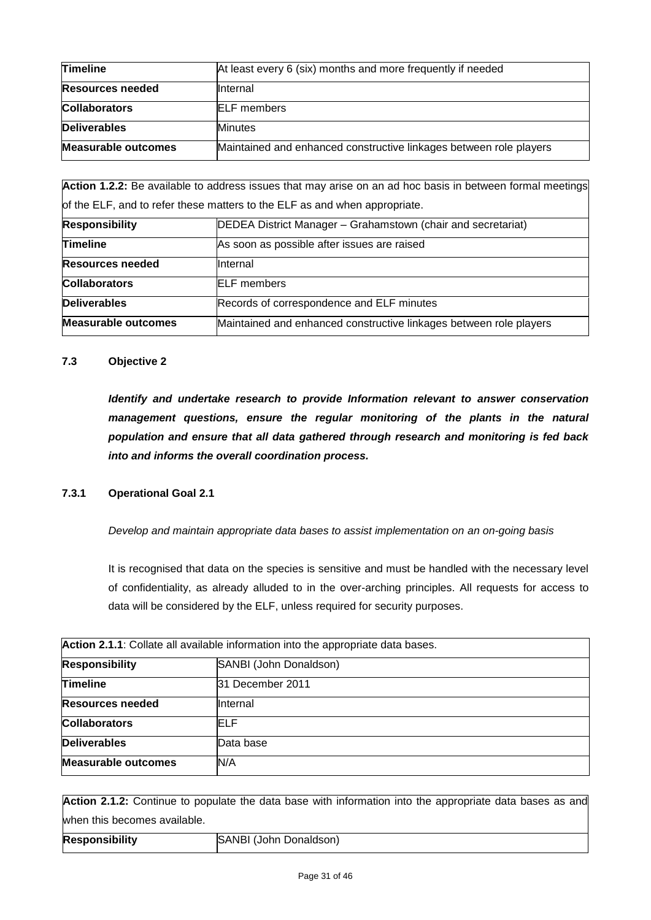| | |
|---|---|
| **Timeline** | At least every 6 (six) months and more frequently if needed |
| **Resources needed** | Internal |
| **Collaborators** | ELF members |
| **Deliverables** | Minutes |
| **Measurable outcomes** | Maintained and enhanced constructive linkages between role players |

| **Action 1.2.2:** Be available to address issues that may arise on an ad hoc basis in between formal meetings of the ELF, and to refer these matters to the ELF as and when appropriate. | |
|---|---|
| **Responsibility** | DEDEA District Manager – Grahamstown (chair and secretariat) |
| **Timeline** | As soon as possible after issues are raised |
| **Resources needed** | Internal |
| **Collaborators** | ELF members |
| **Deliverables** | Records of correspondence and ELF minutes |
| **Measurable outcomes** | Maintained and enhanced constructive linkages between role players |

### 7.3 Objective 2

***Identify and undertake research to provide Information relevant to answer conservation management questions, ensure the regular monitoring of the plants in the natural population and ensure that all data gathered through research and monitoring is fed back into and informs the overall coordination process.***

#### 7.3.1 Operational Goal 2.1

*Develop and maintain appropriate data bases to assist implementation on an on-going basis*

It is recognised that data on the species is sensitive and must be handled with the necessary level of confidentiality, as already alluded to in the over-arching principles. All requests for access to data will be considered by the ELF, unless required for security purposes.

| **Action 2.1.1**: Collate all available information into the appropriate data bases. | |
|---|---|
| **Responsibility** | SANBI (John Donaldson) |
| **Timeline** | 31 December 2011 |
| **Resources needed** | Internal |
| **Collaborators** | ELF |
| **Deliverables** | Data base |
| **Measurable outcomes** | N/A |

| **Action 2.1.2:** Continue to populate the data base with information into the appropriate data bases as and when this becomes available. | |
|---|---|
| **Responsibility** | SANBI (John Donaldson) |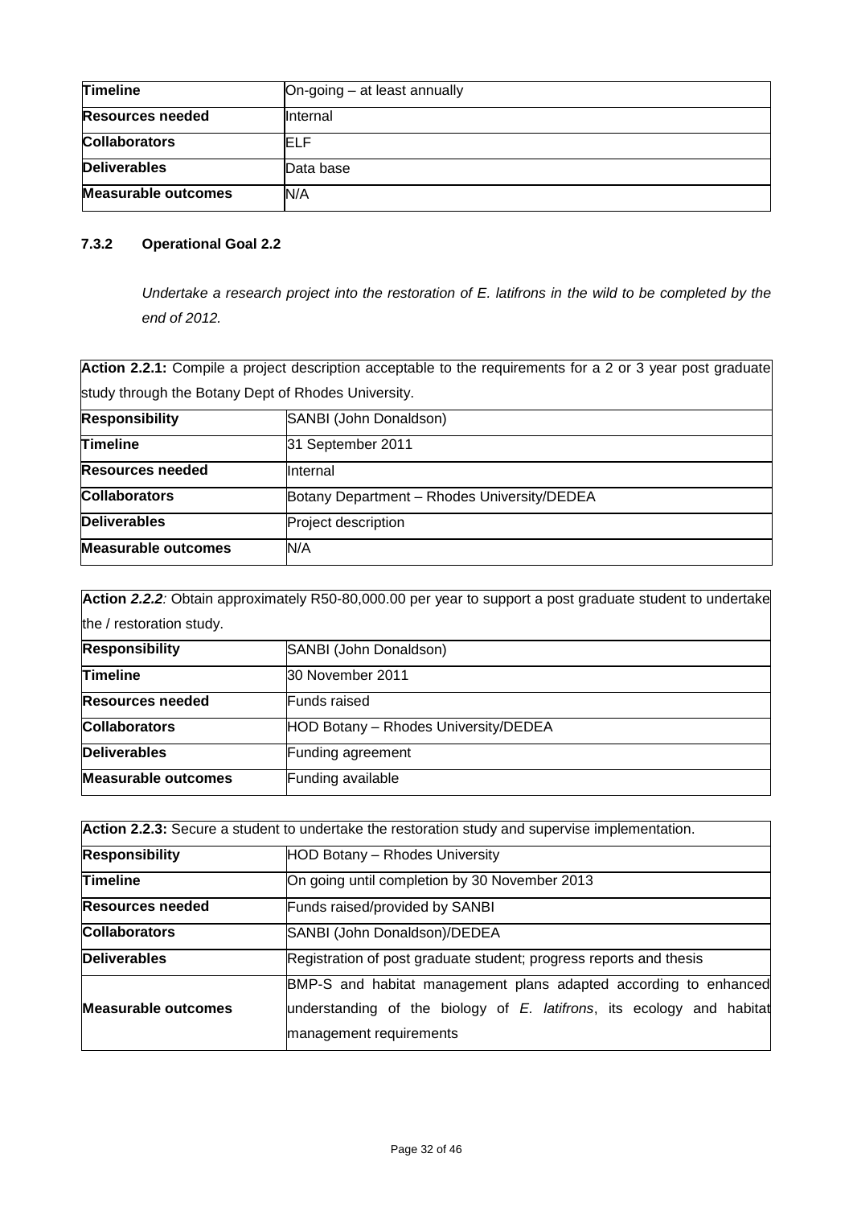| | |
|---|---|
| **Timeline** | On-going – at least annually |
| **Resources needed** | Internal |
| **Collaborators** | ELF |
| **Deliverables** | Data base |
| **Measurable outcomes** | N/A |

#### 7.3.2 Operational Goal 2.2

*Undertake a research project into the restoration of E. latifrons in the wild to be completed by the end of 2012.*

| **Action 2.2.1:** Compile a project description acceptable to the requirements for a 2 or 3 year post graduate study through the Botany Dept of Rhodes University. | |
|---|---|
| **Responsibility** | SANBI (John Donaldson) |
| **Timeline** | 31 September 2011 |
| **Resources needed** | Internal |
| **Collaborators** | Botany Department – Rhodes University/DEDEA |
| **Deliverables** | Project description |
| **Measurable outcomes** | N/A |

| **Action *2.2.2*:** Obtain approximately R50-80,000.00 per year to support a post graduate student to undertake the / restoration study. | |
|---|---|
| **Responsibility** | SANBI (John Donaldson) |
| **Timeline** | 30 November 2011 |
| **Resources needed** | Funds raised |
| **Collaborators** | HOD Botany – Rhodes University/DEDEA |
| **Deliverables** | Funding agreement |
| **Measurable outcomes** | Funding available |

| **Action 2.2.3:** Secure a student to undertake the restoration study and supervise implementation. | |
|---|---|
| **Responsibility** | HOD Botany – Rhodes University |
| **Timeline** | On going until completion by 30 November 2013 |
| **Resources needed** | Funds raised/provided by SANBI |
| **Collaborators** | SANBI (John Donaldson)/DEDEA |
| **Deliverables** | Registration of post graduate student; progress reports and thesis |
| **Measurable outcomes** | BMP-S and habitat management plans adapted according to enhanced understanding of the biology of *E. latifrons*, its ecology and habitat management requirements |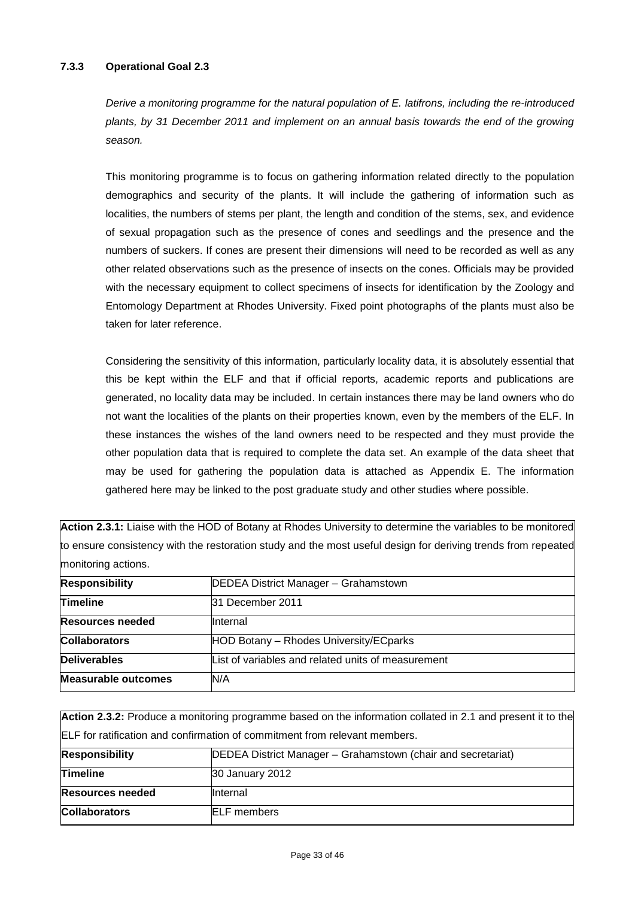### 7.3.3 Operational Goal 2.3

*Derive a monitoring programme for the natural population of E. latifrons, including the re-introduced plants, by 31 December 2011 and implement on an annual basis towards the end of the growing season.*

This monitoring programme is to focus on gathering information related directly to the population demographics and security of the plants. It will include the gathering of information such as localities, the numbers of stems per plant, the length and condition of the stems, sex, and evidence of sexual propagation such as the presence of cones and seedlings and the presence and the numbers of suckers. If cones are present their dimensions will need to be recorded as well as any other related observations such as the presence of insects on the cones. Officials may be provided with the necessary equipment to collect specimens of insects for identification by the Zoology and Entomology Department at Rhodes University. Fixed point photographs of the plants must also be taken for later reference.

Considering the sensitivity of this information, particularly locality data, it is absolutely essential that this be kept within the ELF and that if official reports, academic reports and publications are generated, no locality data may be included. In certain instances there may be land owners who do not want the localities of the plants on their properties known, even by the members of the ELF. In these instances the wishes of the land owners need to be respected and they must provide the other population data that is required to complete the data set. An example of the data sheet that may be used for gathering the population data is attached as Appendix E. The information gathered here may be linked to the post graduate study and other studies where possible.

**Action 2.3.1:** Liaise with the HOD of Botany at Rhodes University to determine the variables to be monitored to ensure consistency with the restoration study and the most useful design for deriving trends from repeated monitoring actions.

| | |
|---|---|
| **Responsibility** | DEDEA District Manager – Grahamstown |
| **Timeline** | 31 December 2011 |
| **Resources needed** | Internal |
| **Collaborators** | HOD Botany – Rhodes University/ECparks |
| **Deliverables** | List of variables and related units of measurement |
| **Measurable outcomes** | N/A |

**Action 2.3.2:** Produce a monitoring programme based on the information collated in 2.1 and present it to the ELF for ratification and confirmation of commitment from relevant members.

| | |
|---|---|
| **Responsibility** | DEDEA District Manager – Grahamstown (chair and secretariat) |
| **Timeline** | 30 January 2012 |
| **Resources needed** | Internal |
| **Collaborators** | ELF members |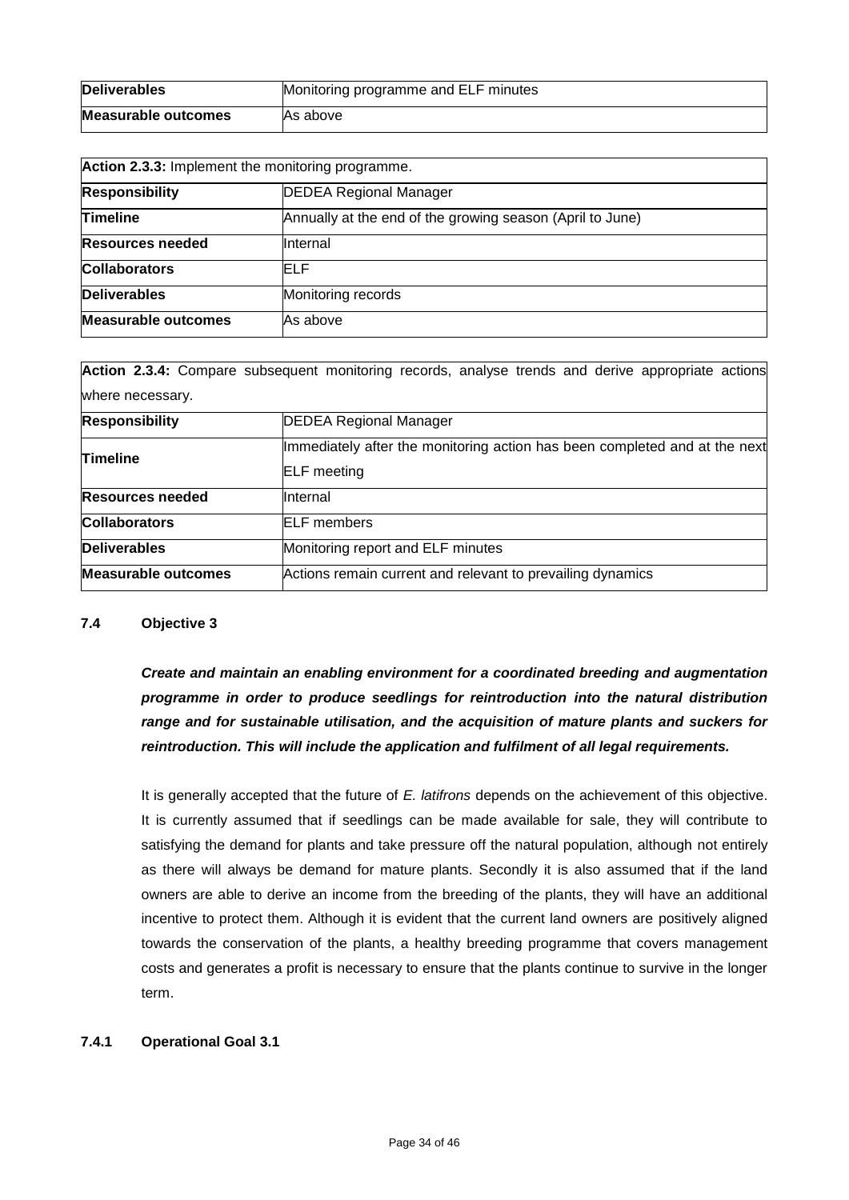| Deliverables | Monitoring programme and ELF minutes |
|---|---|
| Measurable outcomes | As above |

| **Action 2.3.3:** Implement the monitoring programme. | |
|---|---|
| **Responsibility** | DEDEA Regional Manager |
| **Timeline** | Annually at the end of the growing season (April to June) |
| **Resources needed** | Internal |
| **Collaborators** | ELF |
| **Deliverables** | Monitoring records |
| **Measurable outcomes** | As above |

| **Action 2.3.4:** Compare subsequent monitoring records, analyse trends and derive appropriate actions where necessary. | |
|---|---|
| **Responsibility** | DEDEA Regional Manager |
| **Timeline** | Immediately after the monitoring action has been completed and at the next ELF meeting |
| **Resources needed** | Internal |
| **Collaborators** | ELF members |
| **Deliverables** | Monitoring report and ELF minutes |
| **Measurable outcomes** | Actions remain current and relevant to prevailing dynamics |

### 7.4 Objective 3

***Create and maintain an enabling environment for a coordinated breeding and augmentation programme in order to produce seedlings for reintroduction into the natural distribution range and for sustainable utilisation, and the acquisition of mature plants and suckers for reintroduction. This will include the application and fulfilment of all legal requirements.***

It is generally accepted that the future of *E. latifrons* depends on the achievement of this objective. It is currently assumed that if seedlings can be made available for sale, they will contribute to satisfying the demand for plants and take pressure off the natural population, although not entirely as there will always be demand for mature plants. Secondly it is also assumed that if the land owners are able to derive an income from the breeding of the plants, they will have an additional incentive to protect them. Although it is evident that the current land owners are positively aligned towards the conservation of the plants, a healthy breeding programme that covers management costs and generates a profit is necessary to ensure that the plants continue to survive in the longer term.

#### 7.4.1 Operational Goal 3.1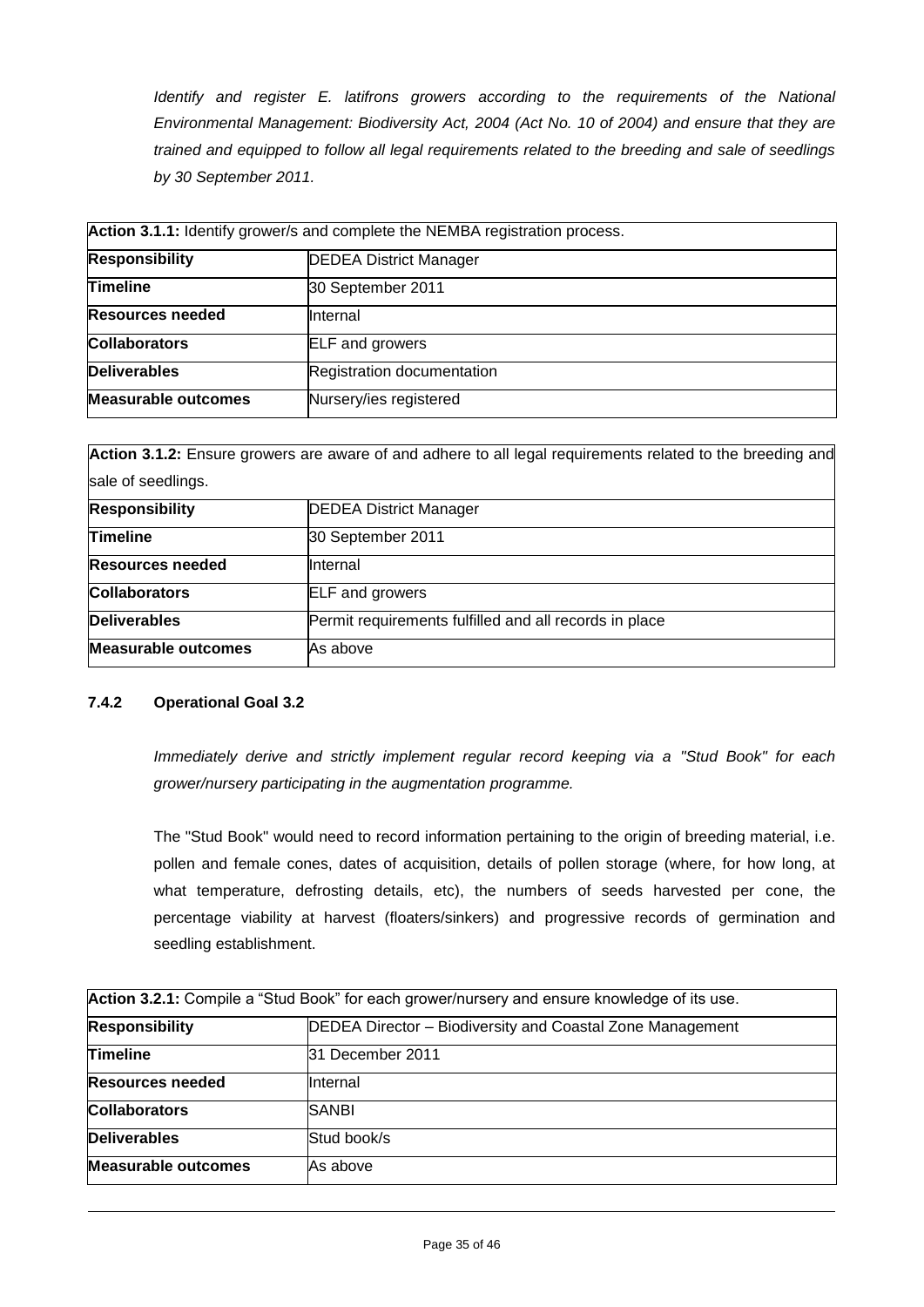*Identify and register E. latifrons growers according to the requirements of the National Environmental Management: Biodiversity Act, 2004 (Act No. 10 of 2004) and ensure that they are trained and equipped to follow all legal requirements related to the breeding and sale of seedlings by 30 September 2011.*

| **Action 3.1.1:** Identify grower/s and complete the NEMBA registration process. | |
|---|---|
| **Responsibility** | DEDEA District Manager |
| **Timeline** | 30 September 2011 |
| **Resources needed** | Internal |
| **Collaborators** | ELF and growers |
| **Deliverables** | Registration documentation |
| **Measurable outcomes** | Nursery/ies registered |

| **Action 3.1.2:** Ensure growers are aware of and adhere to all legal requirements related to the breeding and sale of seedlings. | |
|---|---|
| **Responsibility** | DEDEA District Manager |
| **Timeline** | 30 September 2011 |
| **Resources needed** | Internal |
| **Collaborators** | ELF and growers |
| **Deliverables** | Permit requirements fulfilled and all records in place |
| **Measurable outcomes** | As above |

### 7.4.2 Operational Goal 3.2

*Immediately derive and strictly implement regular record keeping via a "Stud Book" for each grower/nursery participating in the augmentation programme.*

The "Stud Book" would need to record information pertaining to the origin of breeding material, i.e. pollen and female cones, dates of acquisition, details of pollen storage (where, for how long, at what temperature, defrosting details, etc), the numbers of seeds harvested per cone, the percentage viability at harvest (floaters/sinkers) and progressive records of germination and seedling establishment.

| **Action 3.2.1:** Compile a "Stud Book" for each grower/nursery and ensure knowledge of its use. | |
|---|---|
| **Responsibility** | DEDEA Director – Biodiversity and Coastal Zone Management |
| **Timeline** | 31 December 2011 |
| **Resources needed** | Internal |
| **Collaborators** | SANBI |
| **Deliverables** | Stud book/s |
| **Measurable outcomes** | As above |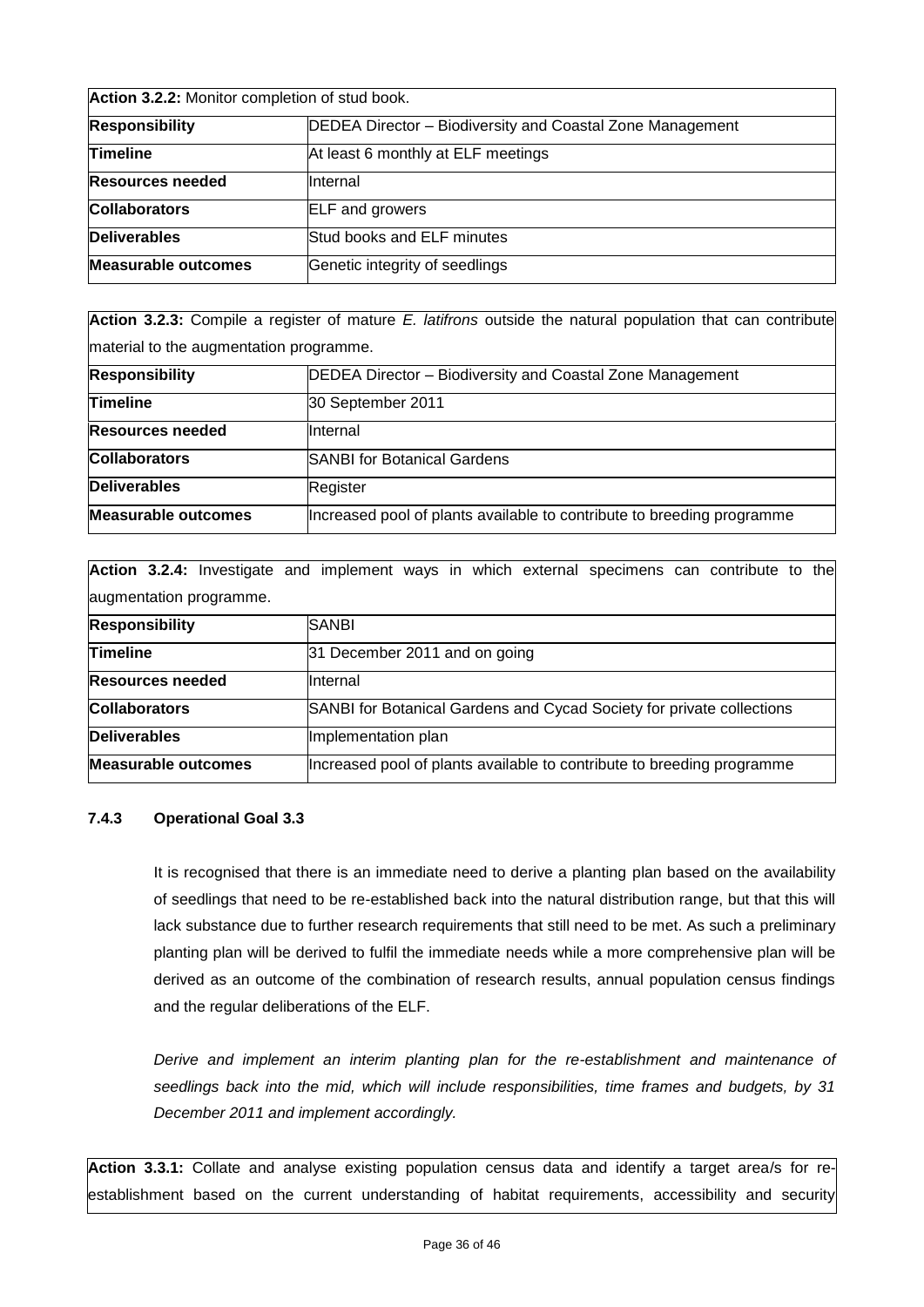| **Action 3.2.2:** Monitor completion of stud book. | |
|---|---|
| **Responsibility** | DEDEA Director – Biodiversity and Coastal Zone Management |
| **Timeline** | At least 6 monthly at ELF meetings |
| **Resources needed** | Internal |
| **Collaborators** | ELF and growers |
| **Deliverables** | Stud books and ELF minutes |
| **Measurable outcomes** | Genetic integrity of seedlings |

| **Action 3.2.3:** Compile a register of mature *E. latifrons* outside the natural population that can contribute material to the augmentation programme. | |
|---|---|
| **Responsibility** | DEDEA Director – Biodiversity and Coastal Zone Management |
| **Timeline** | 30 September 2011 |
| **Resources needed** | Internal |
| **Collaborators** | SANBI for Botanical Gardens |
| **Deliverables** | Register |
| **Measurable outcomes** | Increased pool of plants available to contribute to breeding programme |

| **Action 3.2.4:** Investigate and implement ways in which external specimens can contribute to the augmentation programme. | |
|---|---|
| **Responsibility** | SANBI |
| **Timeline** | 31 December 2011 and on going |
| **Resources needed** | Internal |
| **Collaborators** | SANBI for Botanical Gardens and Cycad Society for private collections |
| **Deliverables** | Implementation plan |
| **Measurable outcomes** | Increased pool of plants available to contribute to breeding programme |

### 7.4.3 Operational Goal 3.3

It is recognised that there is an immediate need to derive a planting plan based on the availability of seedlings that need to be re-established back into the natural distribution range, but that this will lack substance due to further research requirements that still need to be met. As such a preliminary planting plan will be derived to fulfil the immediate needs while a more comprehensive plan will be derived as an outcome of the combination of research results, annual population census findings and the regular deliberations of the ELF.

*Derive and implement an interim planting plan for the re-establishment and maintenance of seedlings back into the mid, which will include responsibilities, time frames and budgets, by 31 December 2011 and implement accordingly.*

**Action 3.3.1:** Collate and analyse existing population census data and identify a target area/s for re-establishment based on the current understanding of habitat requirements, accessibility and security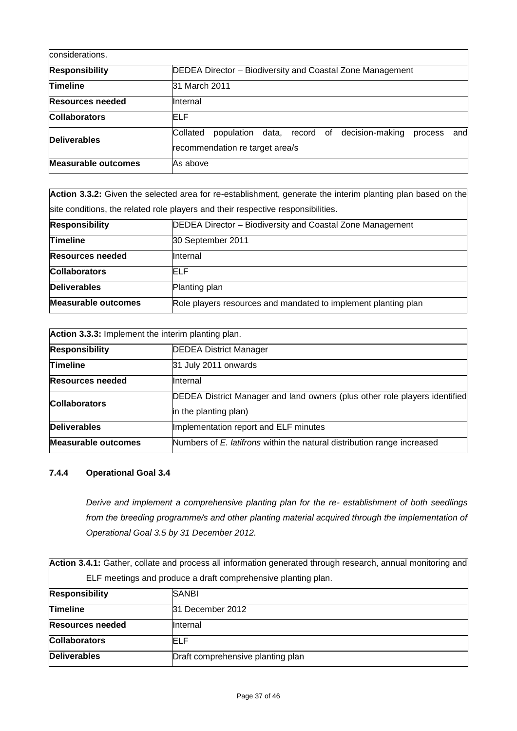| considerations. | |
|---|---|
| **Responsibility** | DEDEA Director – Biodiversity and Coastal Zone Management |
| **Timeline** | 31 March 2011 |
| **Resources needed** | Internal |
| **Collaborators** | ELF |
| **Deliverables** | Collated population data, record of decision-making process and recommendation re target area/s |
| **Measurable outcomes** | As above |

| **Action 3.3.2:** Given the selected area for re-establishment, generate the interim planting plan based on the site conditions, the related role players and their respective responsibilities. | |
|---|---|
| **Responsibility** | DEDEA Director – Biodiversity and Coastal Zone Management |
| **Timeline** | 30 September 2011 |
| **Resources needed** | Internal |
| **Collaborators** | ELF |
| **Deliverables** | Planting plan |
| **Measurable outcomes** | Role players resources and mandated to implement planting plan |

| **Action 3.3.3:** Implement the interim planting plan. | |
|---|---|
| **Responsibility** | DEDEA District Manager |
| **Timeline** | 31 July 2011 onwards |
| **Resources needed** | Internal |
| **Collaborators** | DEDEA District Manager and land owners (plus other role players identified in the planting plan) |
| **Deliverables** | Implementation report and ELF minutes |
| **Measurable outcomes** | Numbers of *E. latifrons* within the natural distribution range increased |

### 7.4.4 Operational Goal 3.4

*Derive and implement a comprehensive planting plan for the re- establishment of both seedlings from the breeding programme/s and other planting material acquired through the implementation of Operational Goal 3.5 by 31 December 2012.*

| **Action 3.4.1:** Gather, collate and process all information generated through research, annual monitoring and ELF meetings and produce a draft comprehensive planting plan. | |
|---|---|
| **Responsibility** | SANBI |
| **Timeline** | 31 December 2012 |
| **Resources needed** | Internal |
| **Collaborators** | ELF |
| **Deliverables** | Draft comprehensive planting plan |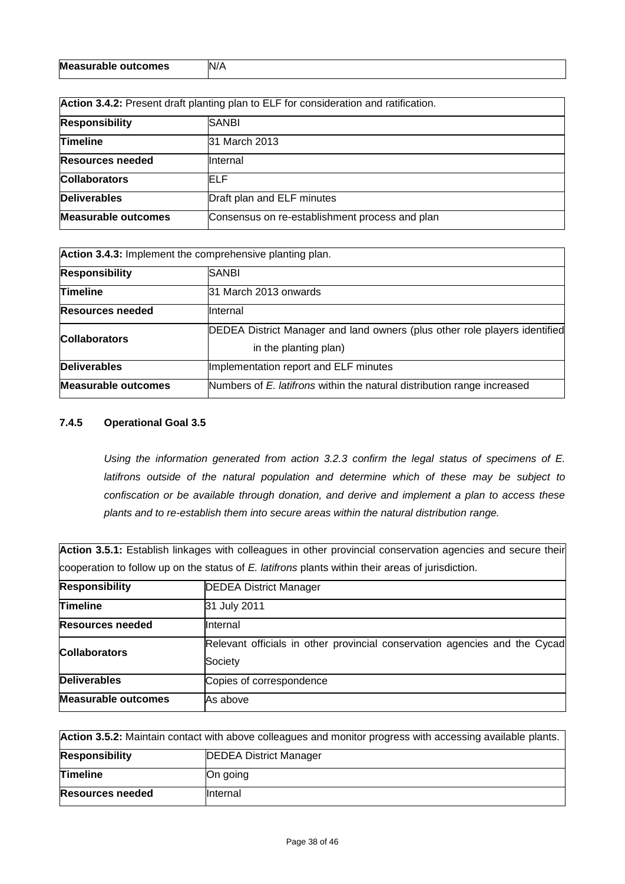| Measurable outcomes | N/A |
|---|---|

| **Action 3.4.2:** Present draft planting plan to ELF for consideration and ratification. | |
|---|---|
| **Responsibility** | SANBI |
| **Timeline** | 31 March 2013 |
| **Resources needed** | Internal |
| **Collaborators** | ELF |
| **Deliverables** | Draft plan and ELF minutes |
| **Measurable outcomes** | Consensus on re-establishment process and plan |

| **Action 3.4.3:** Implement the comprehensive planting plan. | |
|---|---|
| **Responsibility** | SANBI |
| **Timeline** | 31 March 2013 onwards |
| **Resources needed** | Internal |
| **Collaborators** | DEDEA District Manager and land owners (plus other role players identified in the planting plan) |
| **Deliverables** | Implementation report and ELF minutes |
| **Measurable outcomes** | Numbers of *E. latifrons* within the natural distribution range increased |

### 7.4.5 Operational Goal 3.5

*Using the information generated from action 3.2.3 confirm the legal status of specimens of E. latifrons outside of the natural population and determine which of these may be subject to confiscation or be available through donation, and derive and implement a plan to access these plants and to re-establish them into secure areas within the natural distribution range.*

| **Action 3.5.1:** Establish linkages with colleagues in other provincial conservation agencies and secure their cooperation to follow up on the status of *E. latifrons* plants within their areas of jurisdiction. | |
|---|---|
| **Responsibility** | DEDEA District Manager |
| **Timeline** | 31 July 2011 |
| **Resources needed** | Internal |
| **Collaborators** | Relevant officials in other provincial conservation agencies and the Cycad Society |
| **Deliverables** | Copies of correspondence |
| **Measurable outcomes** | As above |

| **Action 3.5.2:** Maintain contact with above colleagues and monitor progress with accessing available plants. | |
|---|---|
| **Responsibility** | DEDEA District Manager |
| **Timeline** | On going |
| **Resources needed** | Internal |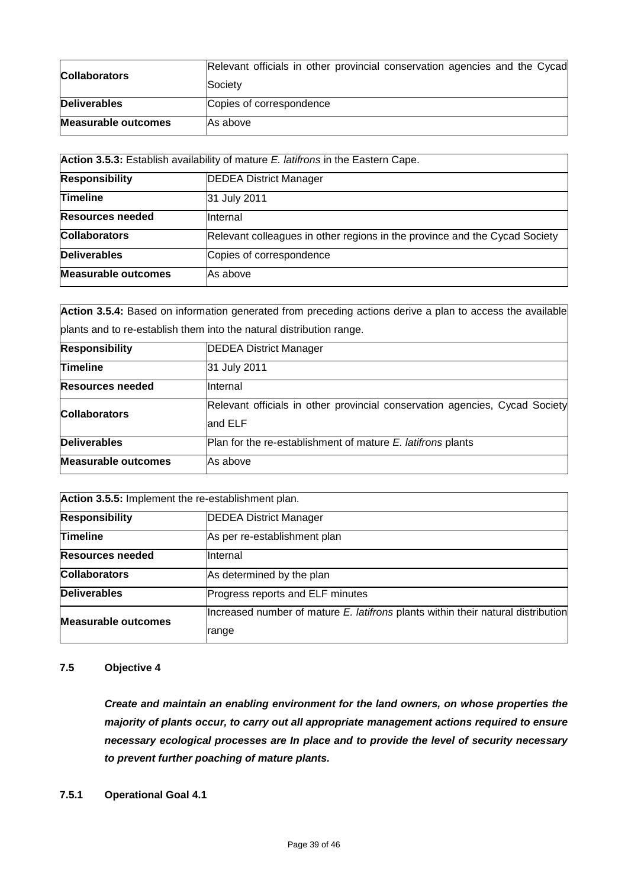| | |
|---|---|
| **Collaborators** | Relevant officials in other provincial conservation agencies and the Cycad Society |
| **Deliverables** | Copies of correspondence |
| **Measurable outcomes** | As above |

| **Action 3.5.3:** Establish availability of mature *E. latifrons* in the Eastern Cape. | |
|---|---|
| **Responsibility** | DEDEA District Manager |
| **Timeline** | 31 July 2011 |
| **Resources needed** | Internal |
| **Collaborators** | Relevant colleagues in other regions in the province and the Cycad Society |
| **Deliverables** | Copies of correspondence |
| **Measurable outcomes** | As above |

| **Action 3.5.4:** Based on information generated from preceding actions derive a plan to access the available plants and to re-establish them into the natural distribution range. | |
|---|---|
| **Responsibility** | DEDEA District Manager |
| **Timeline** | 31 July 2011 |
| **Resources needed** | Internal |
| **Collaborators** | Relevant officials in other provincial conservation agencies, Cycad Society and ELF |
| **Deliverables** | Plan for the re-establishment of mature *E. latifrons* plants |
| **Measurable outcomes** | As above |

| **Action 3.5.5:** Implement the re-establishment plan. | |
|---|---|
| **Responsibility** | DEDEA District Manager |
| **Timeline** | As per re-establishment plan |
| **Resources needed** | Internal |
| **Collaborators** | As determined by the plan |
| **Deliverables** | Progress reports and ELF minutes |
| **Measurable outcomes** | Increased number of mature *E. latifrons* plants within their natural distribution range |

### 7.5 Objective 4

***Create and maintain an enabling environment for the land owners, on whose properties the majority of plants occur, to carry out all appropriate management actions required to ensure necessary ecological processes are In place and to provide the level of security necessary to prevent further poaching of mature plants.***

#### 7.5.1 Operational Goal 4.1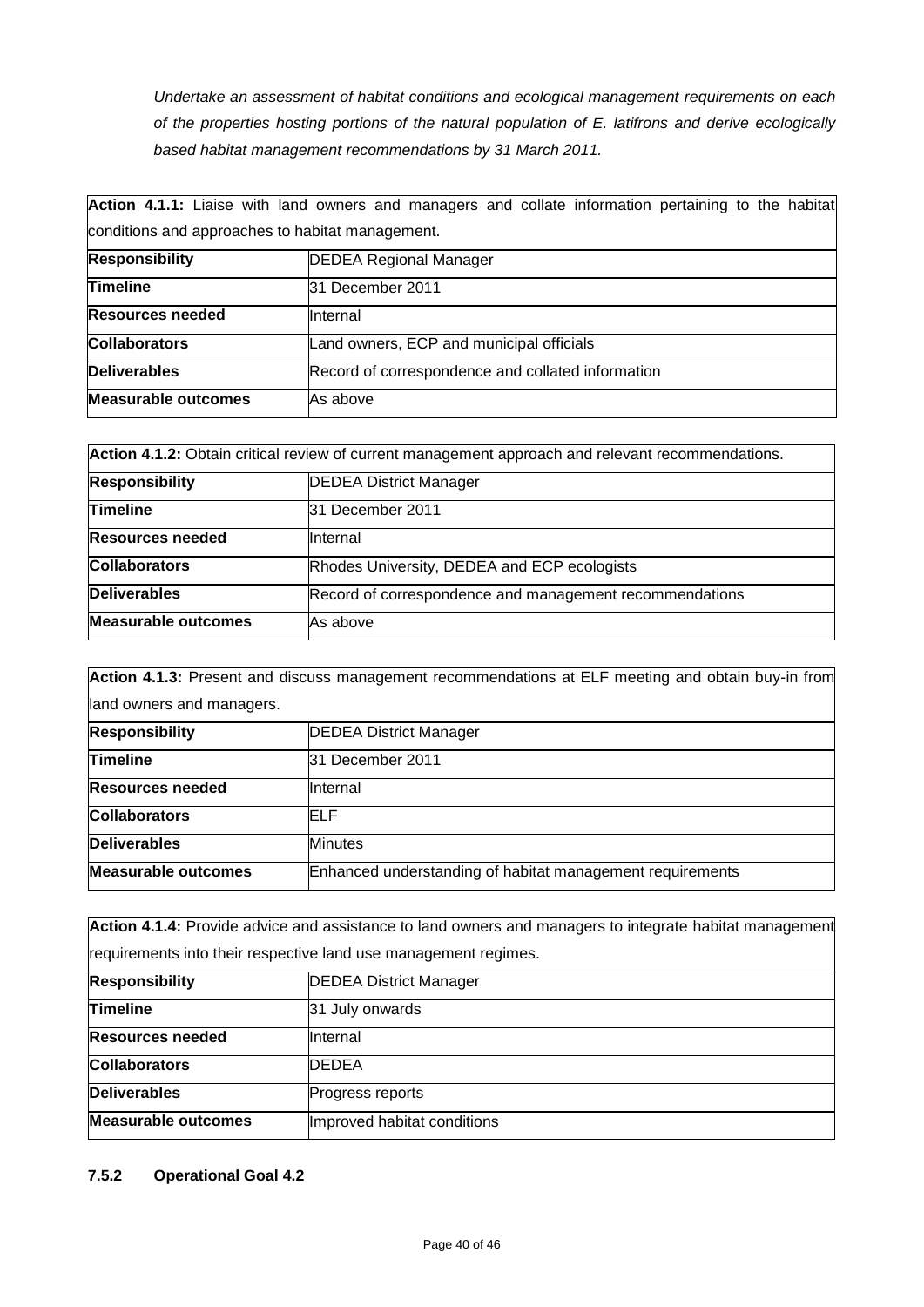*Undertake an assessment of habitat conditions and ecological management requirements on each of the properties hosting portions of the natural population of E. latifrons and derive ecologically based habitat management recommendations by 31 March 2011.*

| **Action 4.1.1:** Liaise with land owners and managers and collate information pertaining to the habitat conditions and approaches to habitat management. | |
|---|---|
| **Responsibility** | DEDEA Regional Manager |
| **Timeline** | 31 December 2011 |
| **Resources needed** | Internal |
| **Collaborators** | Land owners, ECP and municipal officials |
| **Deliverables** | Record of correspondence and collated information |
| **Measurable outcomes** | As above |

| **Action 4.1.2:** Obtain critical review of current management approach and relevant recommendations. | |
|---|---|
| **Responsibility** | DEDEA District Manager |
| **Timeline** | 31 December 2011 |
| **Resources needed** | Internal |
| **Collaborators** | Rhodes University, DEDEA and ECP ecologists |
| **Deliverables** | Record of correspondence and management recommendations |
| **Measurable outcomes** | As above |

| **Action 4.1.3:** Present and discuss management recommendations at ELF meeting and obtain buy-in from land owners and managers. | |
|---|---|
| **Responsibility** | DEDEA District Manager |
| **Timeline** | 31 December 2011 |
| **Resources needed** | Internal |
| **Collaborators** | ELF |
| **Deliverables** | Minutes |
| **Measurable outcomes** | Enhanced understanding of habitat management requirements |

| **Action 4.1.4:** Provide advice and assistance to land owners and managers to integrate habitat management requirements into their respective land use management regimes. | |
|---|---|
| **Responsibility** | DEDEA District Manager |
| **Timeline** | 31 July onwards |
| **Resources needed** | Internal |
| **Collaborators** | DEDEA |
| **Deliverables** | Progress reports |
| **Measurable outcomes** | Improved habitat conditions |

### 7.5.2 Operational Goal 4.2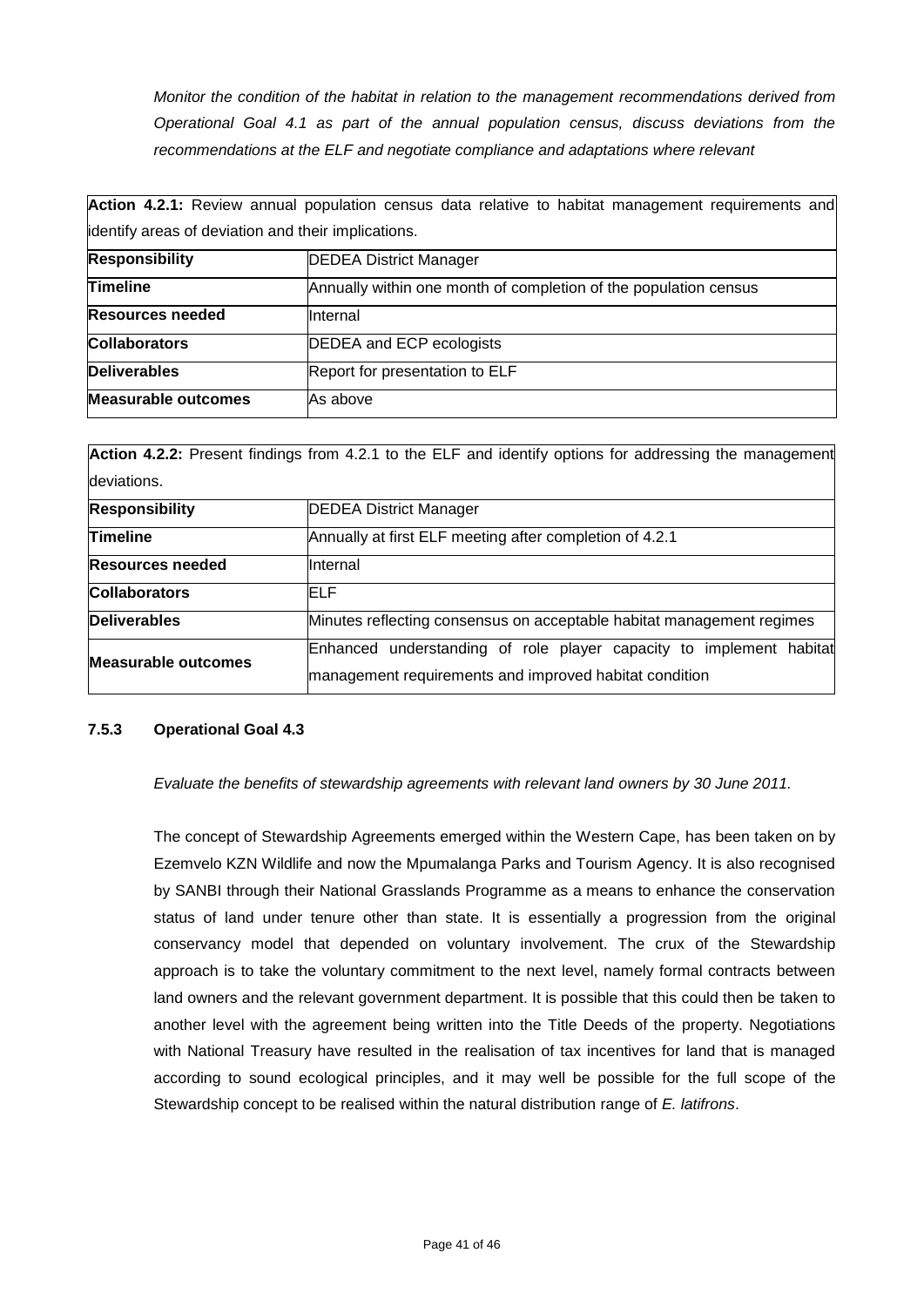*Monitor the condition of the habitat in relation to the management recommendations derived from Operational Goal 4.1 as part of the annual population census, discuss deviations from the recommendations at the ELF and negotiate compliance and adaptations where relevant*

| **Action 4.2.1:** Review annual population census data relative to habitat management requirements and identify areas of deviation and their implications. | |
|---|---|
| **Responsibility** | DEDEA District Manager |
| **Timeline** | Annually within one month of completion of the population census |
| **Resources needed** | Internal |
| **Collaborators** | DEDEA and ECP ecologists |
| **Deliverables** | Report for presentation to ELF |
| **Measurable outcomes** | As above |

| **Action 4.2.2:** Present findings from 4.2.1 to the ELF and identify options for addressing the management deviations. | |
|---|---|
| **Responsibility** | DEDEA District Manager |
| **Timeline** | Annually at first ELF meeting after completion of 4.2.1 |
| **Resources needed** | Internal |
| **Collaborators** | ELF |
| **Deliverables** | Minutes reflecting consensus on acceptable habitat management regimes |
| **Measurable outcomes** | Enhanced understanding of role player capacity to implement habitat management requirements and improved habitat condition |

### 7.5.3 Operational Goal 4.3

*Evaluate the benefits of stewardship agreements with relevant land owners by 30 June 2011.*

The concept of Stewardship Agreements emerged within the Western Cape, has been taken on by Ezemvelo KZN Wildlife and now the Mpumalanga Parks and Tourism Agency. It is also recognised by SANBI through their National Grasslands Programme as a means to enhance the conservation status of land under tenure other than state. It is essentially a progression from the original conservancy model that depended on voluntary involvement. The crux of the Stewardship approach is to take the voluntary commitment to the next level, namely formal contracts between land owners and the relevant government department. It is possible that this could then be taken to another level with the agreement being written into the Title Deeds of the property. Negotiations with National Treasury have resulted in the realisation of tax incentives for land that is managed according to sound ecological principles, and it may well be possible for the full scope of the Stewardship concept to be realised within the natural distribution range of *E. latifrons*.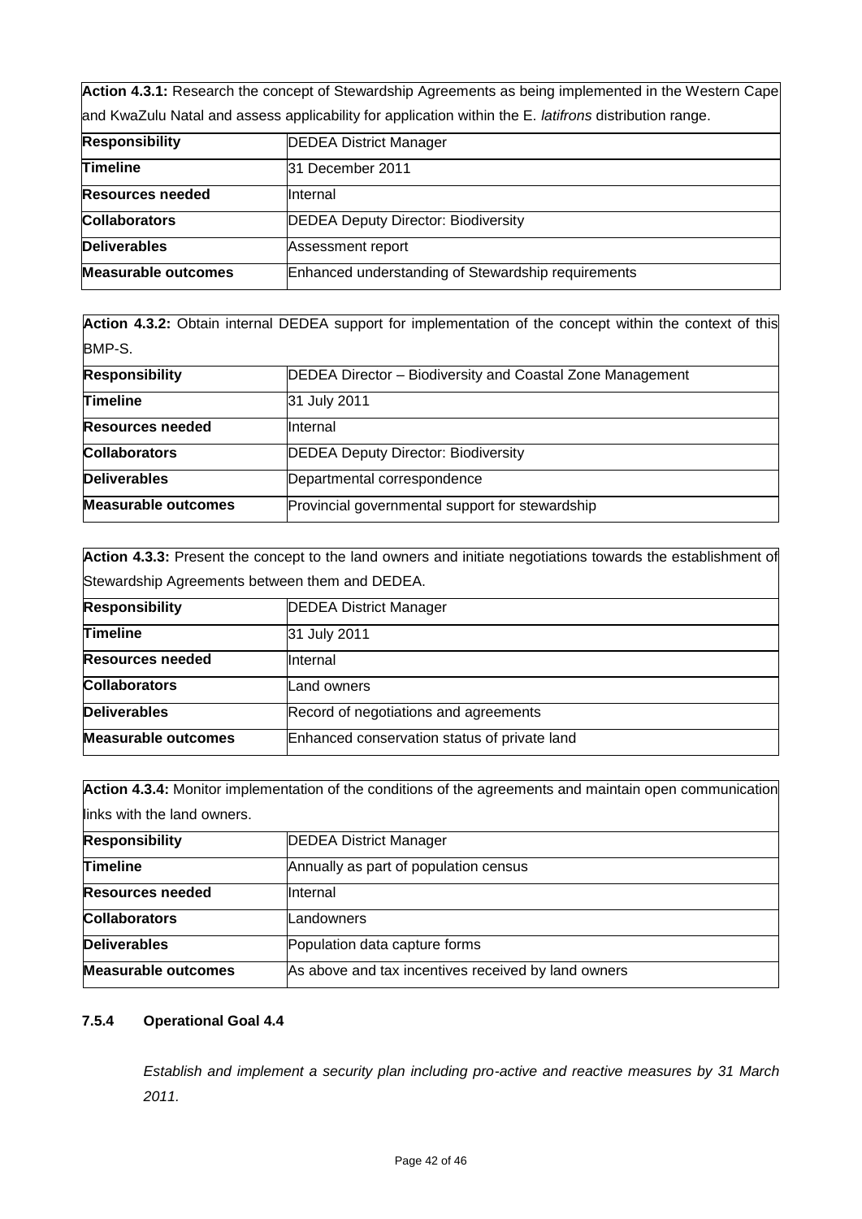| **Action 4.3.1:** Research the concept of Stewardship Agreements as being implemented in the Western Cape and KwaZulu Natal and assess applicability for application within the E. *latifrons* distribution range. | |
|---|---|
| **Responsibility** | DEDEA District Manager |
| **Timeline** | 31 December 2011 |
| **Resources needed** | Internal |
| **Collaborators** | DEDEA Deputy Director: Biodiversity |
| **Deliverables** | Assessment report |
| **Measurable outcomes** | Enhanced understanding of Stewardship requirements |

| **Action 4.3.2:** Obtain internal DEDEA support for implementation of the concept within the context of this BMP-S. | |
|---|---|
| **Responsibility** | DEDEA Director – Biodiversity and Coastal Zone Management |
| **Timeline** | 31 July 2011 |
| **Resources needed** | Internal |
| **Collaborators** | DEDEA Deputy Director: Biodiversity |
| **Deliverables** | Departmental correspondence |
| **Measurable outcomes** | Provincial governmental support for stewardship |

| **Action 4.3.3:** Present the concept to the land owners and initiate negotiations towards the establishment of Stewardship Agreements between them and DEDEA. | |
|---|---|
| **Responsibility** | DEDEA District Manager |
| **Timeline** | 31 July 2011 |
| **Resources needed** | Internal |
| **Collaborators** | Land owners |
| **Deliverables** | Record of negotiations and agreements |
| **Measurable outcomes** | Enhanced conservation status of private land |

| **Action 4.3.4:** Monitor implementation of the conditions of the agreements and maintain open communication links with the land owners. | |
|---|---|
| **Responsibility** | DEDEA District Manager |
| **Timeline** | Annually as part of population census |
| **Resources needed** | Internal |
| **Collaborators** | Landowners |
| **Deliverables** | Population data capture forms |
| **Measurable outcomes** | As above and tax incentives received by land owners |

### 7.5.4 Operational Goal 4.4

*Establish and implement a security plan including pro-active and reactive measures by 31 March 2011.*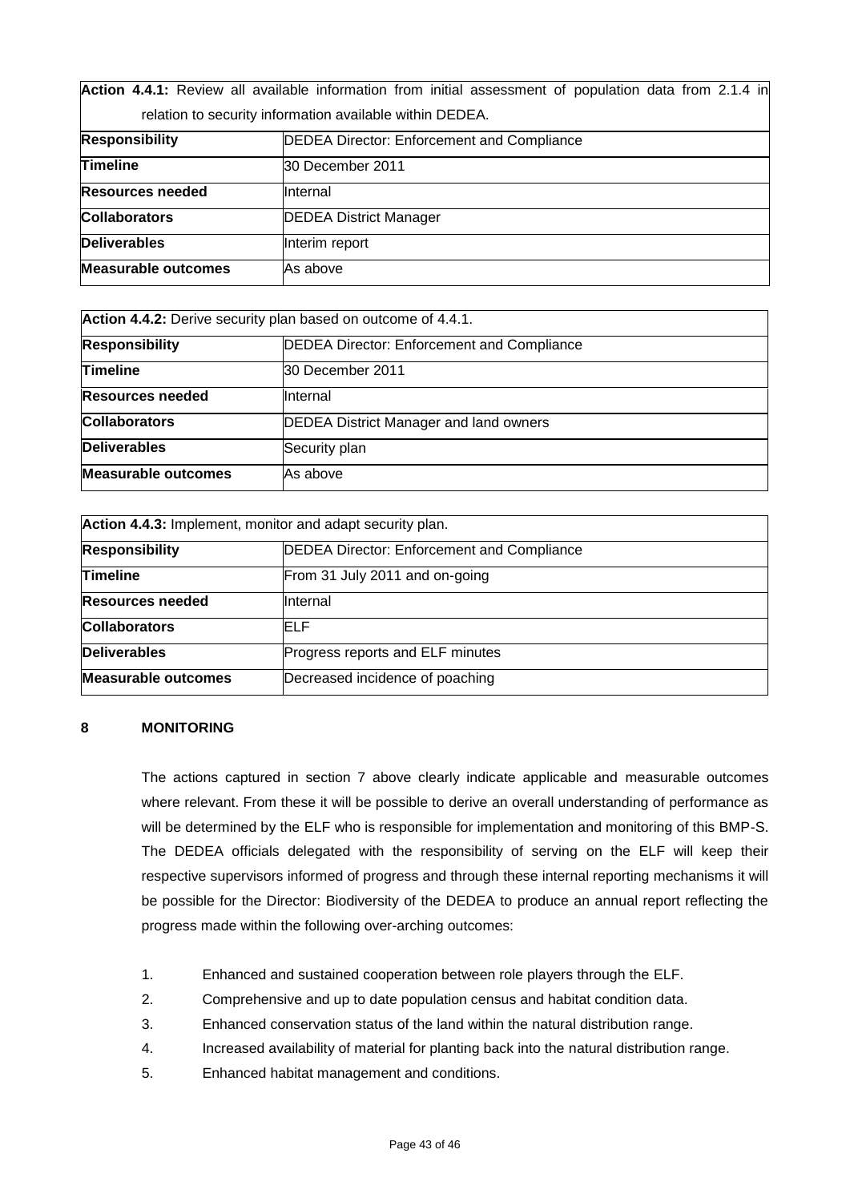| **Action 4.4.1:** Review all available information from initial assessment of population data from 2.1.4 in relation to security information available within DEDEA. | |
|---|---|
| **Responsibility** | DEDEA Director: Enforcement and Compliance |
| **Timeline** | 30 December 2011 |
| **Resources needed** | Internal |
| **Collaborators** | DEDEA District Manager |
| **Deliverables** | Interim report |
| **Measurable outcomes** | As above |

| **Action 4.4.2:** Derive security plan based on outcome of 4.4.1. | |
|---|---|
| **Responsibility** | DEDEA Director: Enforcement and Compliance |
| **Timeline** | 30 December 2011 |
| **Resources needed** | Internal |
| **Collaborators** | DEDEA District Manager and land owners |
| **Deliverables** | Security plan |
| **Measurable outcomes** | As above |

| **Action 4.4.3:** Implement, monitor and adapt security plan. | |
|---|---|
| **Responsibility** | DEDEA Director: Enforcement and Compliance |
| **Timeline** | From 31 July 2011 and on-going |
| **Resources needed** | Internal |
| **Collaborators** | ELF |
| **Deliverables** | Progress reports and ELF minutes |
| **Measurable outcomes** | Decreased incidence of poaching |

## 8 MONITORING

The actions captured in section 7 above clearly indicate applicable and measurable outcomes where relevant. From these it will be possible to derive an overall understanding of performance as will be determined by the ELF who is responsible for implementation and monitoring of this BMP-S. The DEDEA officials delegated with the responsibility of serving on the ELF will keep their respective supervisors informed of progress and through these internal reporting mechanisms it will be possible for the Director: Biodiversity of the DEDEA to produce an annual report reflecting the progress made within the following over-arching outcomes:

1. Enhanced and sustained cooperation between role players through the ELF.
2. Comprehensive and up to date population census and habitat condition data.
3. Enhanced conservation status of the land within the natural distribution range.
4. Increased availability of material for planting back into the natural distribution range.
5. Enhanced habitat management and conditions.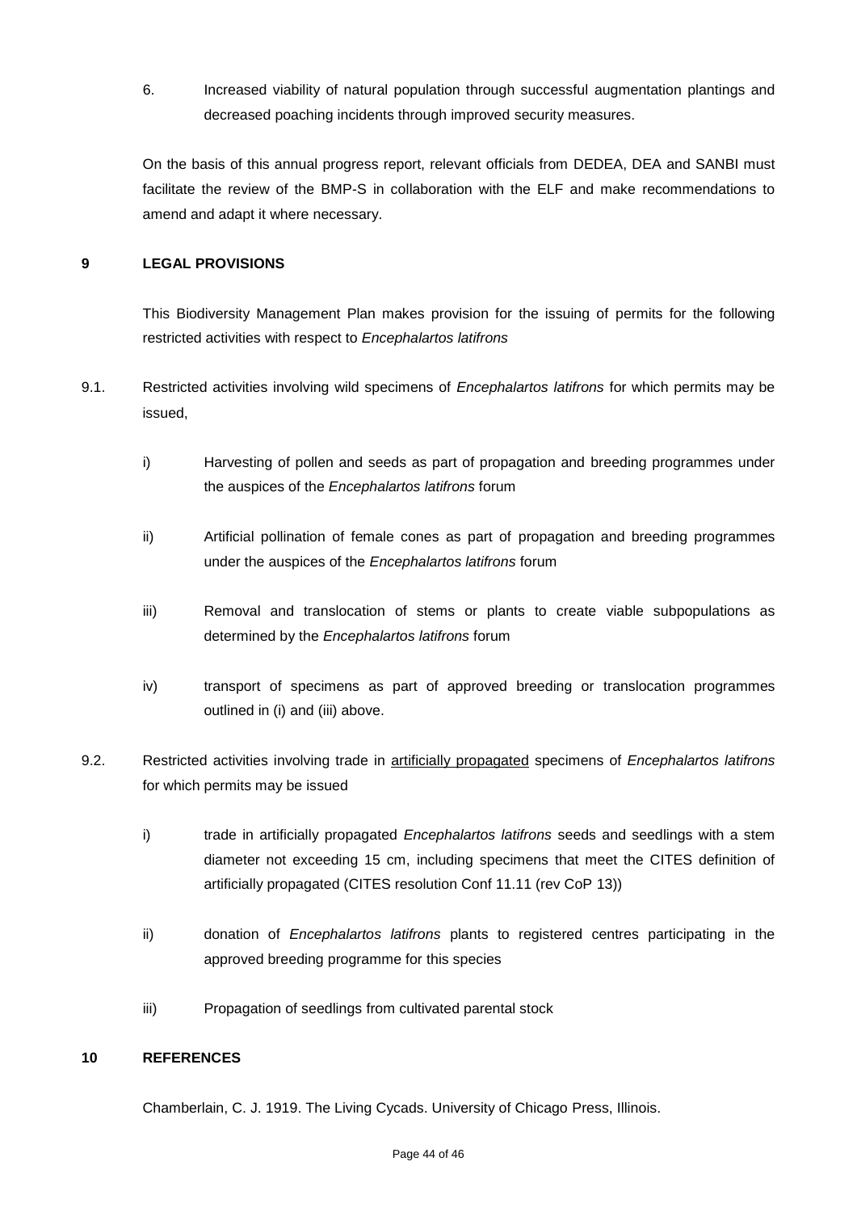6. Increased viability of natural population through successful augmentation plantings and decreased poaching incidents through improved security measures.

On the basis of this annual progress report, relevant officials from DEDEA, DEA and SANBI must facilitate the review of the BMP-S in collaboration with the ELF and make recommendations to amend and adapt it where necessary.

## 9 LEGAL PROVISIONS

This Biodiversity Management Plan makes provision for the issuing of permits for the following restricted activities with respect to *Encephalartos latifrons*

9.1. Restricted activities involving wild specimens of *Encephalartos latifrons* for which permits may be issued,

i) Harvesting of pollen and seeds as part of propagation and breeding programmes under the auspices of the *Encephalartos latifrons* forum

ii) Artificial pollination of female cones as part of propagation and breeding programmes under the auspices of the *Encephalartos latifrons* forum

iii) Removal and translocation of stems or plants to create viable subpopulations as determined by the *Encephalartos latifrons* forum

iv) transport of specimens as part of approved breeding or translocation programmes outlined in (i) and (iii) above.

9.2. Restricted activities involving trade in <u>artificially propagated</u> specimens of *Encephalartos latifrons* for which permits may be issued

i) trade in artificially propagated *Encephalartos latifrons* seeds and seedlings with a stem diameter not exceeding 15 cm, including specimens that meet the CITES definition of artificially propagated (CITES resolution Conf 11.11 (rev CoP 13))

ii) donation of *Encephalartos latifrons* plants to registered centres participating in the approved breeding programme for this species

iii) Propagation of seedlings from cultivated parental stock

## 10 REFERENCES

Chamberlain, C. J. 1919. The Living Cycads. University of Chicago Press, Illinois.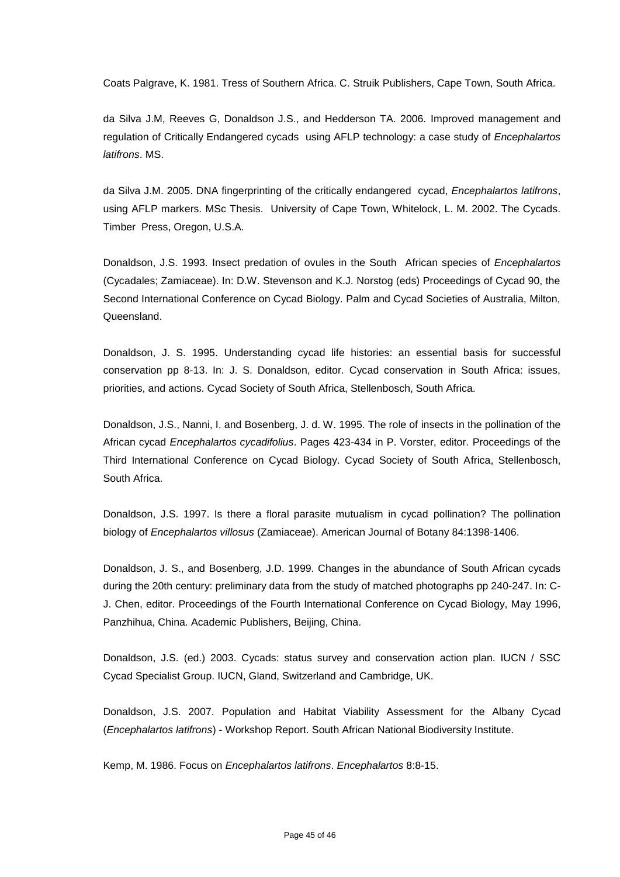Coats Palgrave, K. 1981. Tress of Southern Africa. C. Struik Publishers, Cape Town, South Africa.

da Silva J.M, Reeves G, Donaldson J.S., and Hedderson TA. 2006. Improved management and regulation of Critically Endangered cycads using AFLP technology: a case study of *Encephalartos latifrons*. MS.

da Silva J.M. 2005. DNA fingerprinting of the critically endangered cycad, *Encephalartos latifrons*, using AFLP markers. MSc Thesis. University of Cape Town, Whitelock, L. M. 2002. The Cycads. Timber Press, Oregon, U.S.A.

Donaldson, J.S. 1993. Insect predation of ovules in the South African species of *Encephalartos* (Cycadales; Zamiaceae). In: D.W. Stevenson and K.J. Norstog (eds) Proceedings of Cycad 90, the Second International Conference on Cycad Biology. Palm and Cycad Societies of Australia, Milton, Queensland.

Donaldson, J. S. 1995. Understanding cycad life histories: an essential basis for successful conservation pp 8-13. In: J. S. Donaldson, editor. Cycad conservation in South Africa: issues, priorities, and actions. Cycad Society of South Africa, Stellenbosch, South Africa.

Donaldson, J.S., Nanni, I. and Bosenberg, J. d. W. 1995. The role of insects in the pollination of the African cycad *Encephalartos cycadifolius*. Pages 423-434 in P. Vorster, editor. Proceedings of the Third International Conference on Cycad Biology. Cycad Society of South Africa, Stellenbosch, South Africa.

Donaldson, J.S. 1997. Is there a floral parasite mutualism in cycad pollination? The pollination biology of *Encephalartos villosus* (Zamiaceae). American Journal of Botany 84:1398-1406.

Donaldson, J. S., and Bosenberg, J.D. 1999. Changes in the abundance of South African cycads during the 20th century: preliminary data from the study of matched photographs pp 240-247. In: C-J. Chen, editor. Proceedings of the Fourth International Conference on Cycad Biology, May 1996, Panzhihua, China. Academic Publishers, Beijing, China.

Donaldson, J.S. (ed.) 2003. Cycads: status survey and conservation action plan. IUCN / SSC Cycad Specialist Group. IUCN, Gland, Switzerland and Cambridge, UK.

Donaldson, J.S. 2007. Population and Habitat Viability Assessment for the Albany Cycad (*Encephalartos latifrons*) - Workshop Report. South African National Biodiversity Institute.

Kemp, M. 1986. Focus on *Encephalartos latifrons*. *Encephalartos* 8:8-15.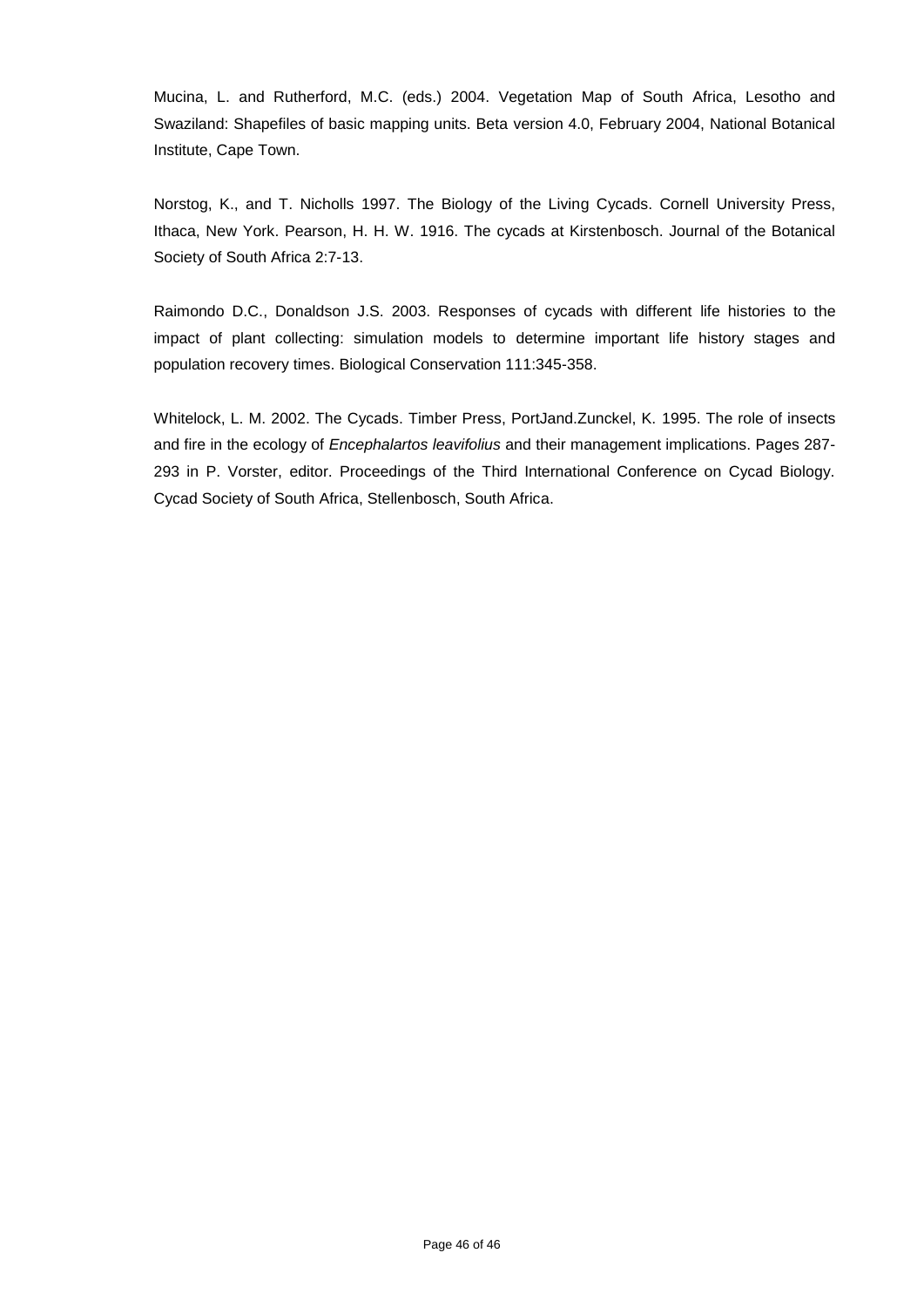Mucina, L. and Rutherford, M.C. (eds.) 2004. Vegetation Map of South Africa, Lesotho and Swaziland: Shapefiles of basic mapping units. Beta version 4.0, February 2004, National Botanical Institute, Cape Town.

Norstog, K., and T. Nicholls 1997. The Biology of the Living Cycads. Cornell University Press, Ithaca, New York. Pearson, H. H. W. 1916. The cycads at Kirstenbosch. Journal of the Botanical Society of South Africa 2:7-13.

Raimondo D.C., Donaldson J.S. 2003. Responses of cycads with different life histories to the impact of plant collecting: simulation models to determine important life history stages and population recovery times. Biological Conservation 111:345-358.

Whitelock, L. M. 2002. The Cycads. Timber Press, PortJand.Zunckel, K. 1995. The role of insects and fire in the ecology of *Encephalartos leavifolius* and their management implications. Pages 287-293 in P. Vorster, editor. Proceedings of the Third International Conference on Cycad Biology. Cycad Society of South Africa, Stellenbosch, South Africa.